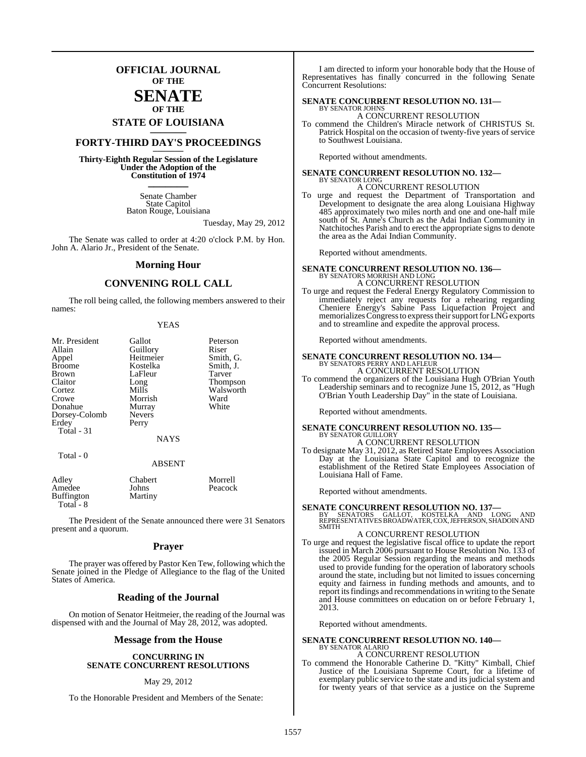# OFFICIAL JOURNAL OF THE SENATE OF THE STATE OF LOUISIANA

## FORTY-THIRD DAY'S PROCEEDINGS

**Thirty-Eighth Regular Session of the Legislature Under the Adoption of the Constitution of 1974**

Senate Chamber
State Capitol
Baton Rouge, Louisiana

Tuesday, May 29, 2012

The Senate was called to order at 4:20 o'clock P.M. by Hon. John A. Alario Jr., President of the Senate.

## Morning Hour

## CONVENING ROLL CALL

The roll being called, the following members answered to their names:

YEAS

| | | |
|---|---|---|
| Mr. President | Gallot | Peterson |
| Allain | Guillory | Riser |
| Appel | Heitmeier | Smith, G. |
| Broome | Kostelka | Smith, J. |
| Brown | LaFleur | Tarver |
| Claitor | Long | Thompson |
| Cortez | Mills | Walsworth |
| Crowe | Morrish | Ward |
| Donahue | Murray | White |
| Dorsey-Colomb | Nevers | |
| Erdey | Perry | |

Total - 31

NAYS

Total - 0

ABSENT

| | | |
|---|---|---|
| Adley | Chabert | Morrell |
| Amedee | Johns | Peacock |
| Buffington | Martiny | |

Total - 8

The President of the Senate announced there were 31 Senators present and a quorum.

## Prayer

The prayer was offered by Pastor Ken Tew, following which the Senate joined in the Pledge of Allegiance to the flag of the United States of America.

## Reading of the Journal

On motion of Senator Heitmeier, the reading of the Journal was dispensed with and the Journal of May 28, 2012, was adopted.

## Message from the House

**CONCURRING IN SENATE CONCURRENT RESOLUTIONS**

May 29, 2012

To the Honorable President and Members of the Senate:

I am directed to inform your honorable body that the House of Representatives has finally concurred in the following Senate Concurrent Resolutions:

**SENATE CONCURRENT RESOLUTION NO. 131—**
BY SENATOR JOHNS
A CONCURRENT RESOLUTION
To commend the Children's Miracle network of CHRISTUS St. Patrick Hospital on the occasion of twenty-five years of service to Southwest Louisiana.

Reported without amendments.

**SENATE CONCURRENT RESOLUTION NO. 132—**
BY SENATOR LONG
A CONCURRENT RESOLUTION
To urge and request the Department of Transportation and Development to designate the area along Louisiana Highway 485 approximately two miles north and one and one-half mile south of St. Anne's Church as the Adai Indian Community in Natchitoches Parish and to erect the appropriate signs to denote the area as the Adai Indian Community.

Reported without amendments.

**SENATE CONCURRENT RESOLUTION NO. 136—**
BY SENATORS MORRISH AND LONG
A CONCURRENT RESOLUTION
To urge and request the Federal Energy Regulatory Commission to immediately reject any requests for a rehearing regarding Cheniere Energy's Sabine Pass Liquefaction Project and memorializes Congress to express their support for LNG exports and to streamline and expedite the approval process.

Reported without amendments.

**SENATE CONCURRENT RESOLUTION NO. 134—**
BY SENATORS PERRY AND LAFLEUR
A CONCURRENT RESOLUTION
To commend the organizers of the Louisiana Hugh O'Brian Youth Leadership seminars and to recognize June 15, 2012, as "Hugh O'Brian Youth Leadership Day" in the state of Louisiana.

Reported without amendments.

**SENATE CONCURRENT RESOLUTION NO. 135—**
BY SENATOR GUILLORY
A CONCURRENT RESOLUTION
To designate May 31, 2012, as Retired State Employees Association Day at the Louisiana State Capitol and to recognize the establishment of the Retired State Employees Association of Louisiana Hall of Fame.

Reported without amendments.

**SENATE CONCURRENT RESOLUTION NO. 137—**
BY SENATORS GALLOT, KOSTELKA AND LONG AND REPRESENTATIVES BROADWATER, COX, JEFFERSON, SHADOIN AND SMITH
A CONCURRENT RESOLUTION
To urge and request the legislative fiscal office to update the report issued in March 2006 pursuant to House Resolution No. 133 of the 2005 Regular Session regarding the means and methods used to provide funding for the operation of laboratory schools around the state, including but not limited to issues concerning equity and fairness in funding methods and amounts, and to report its findings and recommendations in writing to the Senate and House committees on education on or before February 1, 2013.

Reported without amendments.

**SENATE CONCURRENT RESOLUTION NO. 140—**
BY SENATOR ALARIO
A CONCURRENT RESOLUTION
To commend the Honorable Catherine D. "Kitty" Kimball, Chief Justice of the Louisiana Supreme Court, for a lifetime of exemplary public service to the state and its judicial system and for twenty years of that service as a justice on the Supreme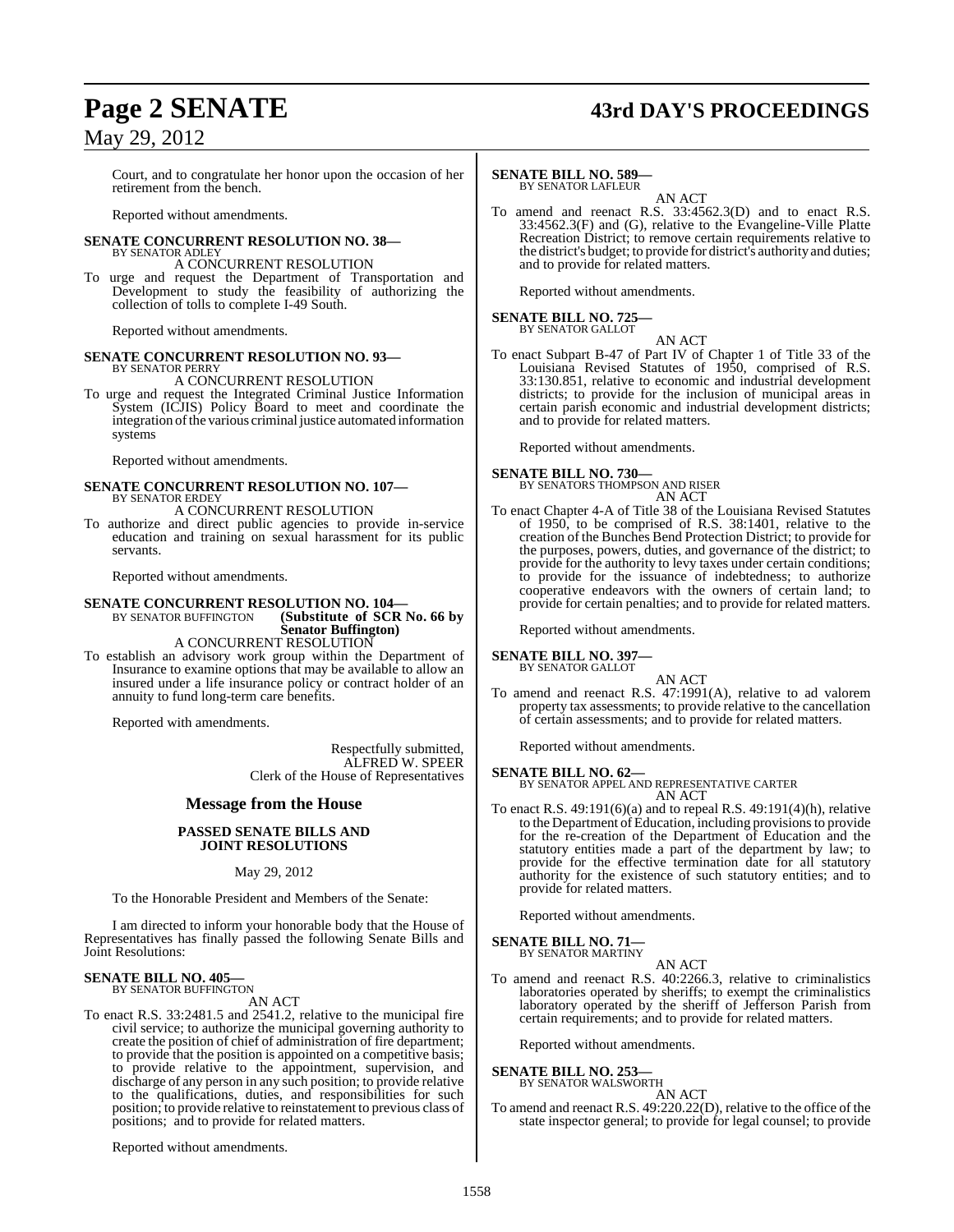Court, and to congratulate her honor upon the occasion of her retirement from the bench.

Reported without amendments.

**SENATE CONCURRENT RESOLUTION NO. 38—**
BY SENATOR ADLEY

A CONCURRENT RESOLUTION

To urge and request the Department of Transportation and Development to study the feasibility of authorizing the collection of tolls to complete I-49 South.

Reported without amendments.

**SENATE CONCURRENT RESOLUTION NO. 93—**
BY SENATOR PERRY

A CONCURRENT RESOLUTION

To urge and request the Integrated Criminal Justice Information System (ICJIS) Policy Board to meet and coordinate the integration of the various criminal justice automated information systems

Reported without amendments.

**SENATE CONCURRENT RESOLUTION NO. 107—**
BY SENATOR ERDEY

A CONCURRENT RESOLUTION

To authorize and direct public agencies to provide in-service education and training on sexual harassment for its public servants.

Reported without amendments.

**SENATE CONCURRENT RESOLUTION NO. 104—**
BY SENATOR BUFFINGTON **(Substitute of SCR No. 66 by Senator Buffington)**

A CONCURRENT RESOLUTION

To establish an advisory work group within the Department of Insurance to examine options that may be available to allow an insured under a life insurance policy or contract holder of an annuity to fund long-term care benefits.

Reported with amendments.

Respectfully submitted,
ALFRED W. SPEER
Clerk of the House of Representatives

## Message from the House

### PASSED SENATE BILLS AND JOINT RESOLUTIONS

May 29, 2012

To the Honorable President and Members of the Senate:

I am directed to inform your honorable body that the House of Representatives has finally passed the following Senate Bills and Joint Resolutions:

**SENATE BILL NO. 405—**
BY SENATOR BUFFINGTON

AN ACT

To enact R.S. 33:2481.5 and 2541.2, relative to the municipal fire civil service; to authorize the municipal governing authority to create the position of chief of administration of fire department; to provide that the position is appointed on a competitive basis; to provide relative to the appointment, supervision, and discharge of any person in any such position; to provide relative to the qualifications, duties, and responsibilities for such position; to provide relative to reinstatement to previous class of positions; and to provide for related matters.

Reported without amendments.

**SENATE BILL NO. 589—**
BY SENATOR LAFLEUR

AN ACT

To amend and reenact R.S. 33:4562.3(D) and to enact R.S. 33:4562.3(F) and (G), relative to the Evangeline-Ville Platte Recreation District; to remove certain requirements relative to the district's budget; to provide for district's authority and duties; and to provide for related matters.

Reported without amendments.

**SENATE BILL NO. 725—**
BY SENATOR GALLOT

AN ACT

To enact Subpart B-47 of Part IV of Chapter 1 of Title 33 of the Louisiana Revised Statutes of 1950, comprised of R.S. 33:130.851, relative to economic and industrial development districts; to provide for the inclusion of municipal areas in certain parish economic and industrial development districts; and to provide for related matters.

Reported without amendments.

**SENATE BILL NO. 730—**
BY SENATORS THOMPSON AND RISER

AN ACT

To enact Chapter 4-A of Title 38 of the Louisiana Revised Statutes of 1950, to be comprised of R.S. 38:1401, relative to the creation of the Bunches Bend Protection District; to provide for the purposes, powers, duties, and governance of the district; to provide for the authority to levy taxes under certain conditions; to provide for the issuance of indebtedness; to authorize cooperative endeavors with the owners of certain land; to provide for certain penalties; and to provide for related matters.

Reported without amendments.

**SENATE BILL NO. 397—**
BY SENATOR GALLOT

AN ACT

To amend and reenact R.S. 47:1991(A), relative to ad valorem property tax assessments; to provide relative to the cancellation of certain assessments; and to provide for related matters.

Reported without amendments.

**SENATE BILL NO. 62—**
BY SENATOR APPEL AND REPRESENTATIVE CARTER

AN ACT

To enact R.S. 49:191(6)(a) and to repeal R.S. 49:191(4)(h), relative to the Department of Education, including provisions to provide for the re-creation of the Department of Education and the statutory entities made a part of the department by law; to provide for the effective termination date for all statutory authority for the existence of such statutory entities; and to provide for related matters.

Reported without amendments.

**SENATE BILL NO. 71—**
BY SENATOR MARTINY

AN ACT

To amend and reenact R.S. 40:2266.3, relative to criminalistics laboratories operated by sheriffs; to exempt the criminalistics laboratory operated by the sheriff of Jefferson Parish from certain requirements; and to provide for related matters.

Reported without amendments.

**SENATE BILL NO. 253—**
BY SENATOR WALSWORTH

AN ACT

To amend and reenact R.S. 49:220.22(D), relative to the office of the state inspector general; to provide for legal counsel; to provide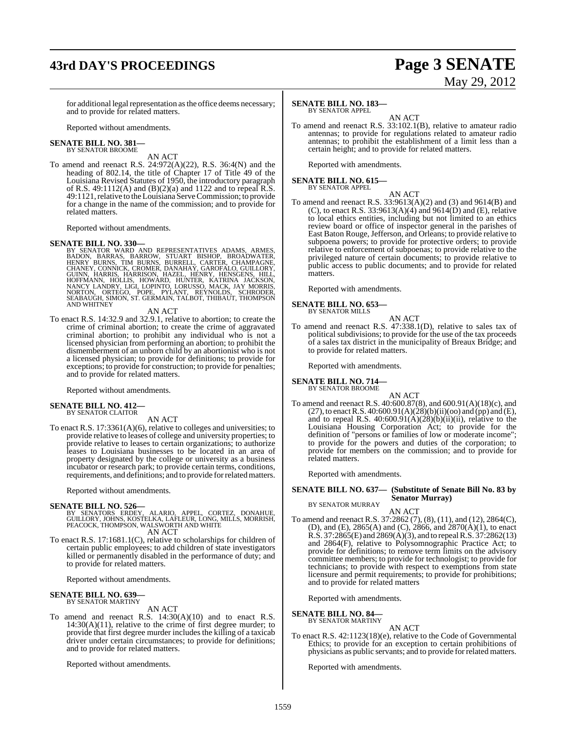for additional legal representation as the office deems necessary; and to provide for related matters.

Reported without amendments.

**SENATE BILL NO. 381—**
BY SENATOR BROOME

AN ACT

To amend and reenact R.S. 24:972(A)(22), R.S. 36:4(N) and the heading of 802.14, the title of Chapter 17 of Title 49 of the Louisiana Revised Statutes of 1950, the introductory paragraph of R.S. 49:1112(A) and (B)(2)(a) and 1122 and to repeal R.S. 49:1121, relative to the Louisiana Serve Commission; to provide for a change in the name of the commission; and to provide for related matters.

Reported without amendments.

**SENATE BILL NO. 330—**
BY SENATOR WARD AND REPRESENTATIVES ADAMS, ARMES, BADON, BARRAS, BARROW, STUART BISHOP, BROADWATER, HENRY BURNS, TIM BURNS, BURRELL, CARTER, CHAMPAGNE, CHANEY, CONNICK, CROMER, DANAHAY, GAROFALO, GUILLORY, GUINN, HARRIS, HARRISON, HAZEL, HENRY, HENSGENS, HILL, HOFFMANN, HOLLIS, HOWARD, HUNTER, KATRINA JACKSON, NANCY LANDRY, LIGI, LOPINTO, LORUSSO, MACK, JAY MORRIS, NORTON, ORTEGO, POPE, PYLANT, REYNOLDS, SCHRODER, SEABAUGH, SIMON, ST. GERMAIN, TALBOT, THIBAUT, THOMPSON AND WHITNEY

AN ACT

To enact R.S. 14:32.9 and 32.9.1, relative to abortion; to create the crime of criminal abortion; to create the crime of aggravated criminal abortion; to prohibit any individual who is not a licensed physician from performing an abortion; to prohibit the dismemberment of an unborn child by an abortionist who is not a licensed physician; to provide for definitions; to provide for exceptions; to provide for construction; to provide for penalties; and to provide for related matters.

Reported without amendments.

**SENATE BILL NO. 412—**
BY SENATOR CLAITOR

AN ACT

To enact R.S. 17:3361(A)(6), relative to colleges and universities; to provide relative to leases of college and university properties; to provide relative to leases to certain organizations; to authorize leases to Louisiana businesses to be located in an area of property designated by the college or university as a business incubator or research park; to provide certain terms, conditions, requirements, and definitions; and to provide for related matters.

Reported without amendments.

**SENATE BILL NO. 526—**
BY SENATORS ERDEY, ALARIO, APPEL, CORTEZ, DONAHUE, GUILLORY, JOHNS, KOSTELKA, LAFLEUR, LONG, MILLS, MORRISH, PEACOCK, THOMPSON, WALSWORTH AND WHITE

AN ACT

To enact R.S. 17:1681.1(C), relative to scholarships for children of certain public employees; to add children of state investigators killed or permanently disabled in the performance of duty; and to provide for related matters.

Reported without amendments.

**SENATE BILL NO. 639—**
BY SENATOR MARTINY

AN ACT

To amend and reenact R.S. 14:30(A)(10) and to enact R.S. 14:30(A)(11), relative to the crime of first degree murder; to provide that first degree murder includes the killing of a taxicab driver under certain circumstances; to provide for definitions; and to provide for related matters.

Reported without amendments.

**SENATE BILL NO. 183—**
BY SENATOR APPEL

AN ACT

To amend and reenact R.S. 33:102.1(B), relative to amateur radio antennas; to provide for regulations related to amateur radio antennas; to prohibit the establishment of a limit less than a certain height; and to provide for related matters.

Reported with amendments.

**SENATE BILL NO. 615—**
BY SENATOR APPEL

AN ACT

To amend and reenact R.S. 33:9613(A)(2) and (3) and 9614(B) and (C), to enact R.S. 33:9613(A)(4) and 9614(D) and (E), relative to local ethics entities, including but not limited to an ethics review board or office of inspector general in the parishes of East Baton Rouge, Jefferson, and Orleans; to provide relative to subpoena powers; to provide for protective orders; to provide relative to enforcement of subpoenas; to provide relative to the privileged nature of certain documents; to provide relative to public access to public documents; and to provide for related matters.

Reported with amendments.

**SENATE BILL NO. 653—**
BY SENATOR MILLS

AN ACT

To amend and reenact R.S. 47:338.1(D), relative to sales tax of political subdivisions; to provide for the use of the tax proceeds of a sales tax district in the municipality of Breaux Bridge; and to provide for related matters.

Reported with amendments.

**SENATE BILL NO. 714—**
BY SENATOR BROOME

AN ACT

To amend and reenact R.S. 40:600.87(8), and 600.91(A)(18)(c), and (27), to enact R.S. 40:600.91(A)(28)(b)(ii)(oo) and (pp) and (E), and to repeal R.S. 40:600.91(A)(28)(b)(ii)(ii), relative to the Louisiana Housing Corporation Act; to provide for the definition of "persons or families of low or moderate income"; to provide for the powers and duties of the corporation; to provide for members on the commission; and to provide for related matters.

Reported with amendments.

**SENATE BILL NO. 637— (Substitute of Senate Bill No. 83 by Senator Murray)**
BY SENATOR MURRAY

AN ACT

To amend and reenact R.S. 37:2862 (7), (8), (11), and (12), 2864(C), (D), and (E), 2865(A) and (C), 2866, and 2870(A)(1), to enact R.S. 37:2865(E) and 2869(A)(3), and to repeal R.S. 37:2862(13) and 2864(F), relative to Polysomnographic Practice Act; to provide for definitions; to remove term limits on the advisory committee members; to provide for technologist; to provide for technicians; to provide with respect to exemptions from state licensure and permit requirements; to provide for prohibitions; and to provide for related matters

Reported with amendments.

**SENATE BILL NO. 84—**
BY SENATOR MARTINY

AN ACT

To enact R.S. 42:1123(18)(e), relative to the Code of Governmental Ethics; to provide for an exception to certain prohibitions of physicians as public servants; and to provide for related matters.

Reported with amendments.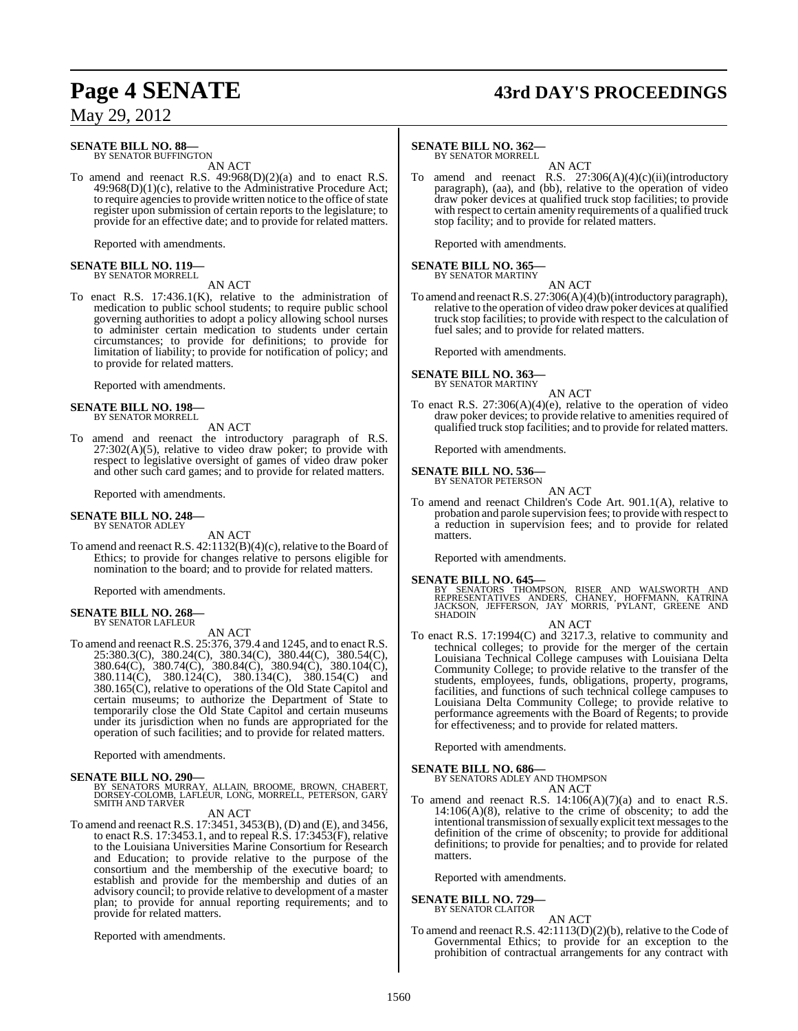**SENATE BILL NO. 88—**
BY SENATOR BUFFINGTON

AN ACT

To amend and reenact R.S. 49:968(D)(2)(a) and to enact R.S. 49:968(D)(1)(c), relative to the Administrative Procedure Act; to require agencies to provide written notice to the office of state register upon submission of certain reports to the legislature; to provide for an effective date; and to provide for related matters.

Reported with amendments.

**SENATE BILL NO. 119—**
BY SENATOR MORRELL

AN ACT

To enact R.S. 17:436.1(K), relative to the administration of medication to public school students; to require public school governing authorities to adopt a policy allowing school nurses to administer certain medication to students under certain circumstances; to provide for definitions; to provide for limitation of liability; to provide for notification of policy; and to provide for related matters.

Reported with amendments.

**SENATE BILL NO. 198—**
BY SENATOR MORRELL

AN ACT

To amend and reenact the introductory paragraph of R.S. 27:302(A)(5), relative to video draw poker; to provide with respect to legislative oversight of games of video draw poker and other such card games; and to provide for related matters.

Reported with amendments.

**SENATE BILL NO. 248—**
BY SENATOR ADLEY

AN ACT

To amend and reenact R.S. 42:1132(B)(4)(c), relative to the Board of Ethics; to provide for changes relative to persons eligible for nomination to the board; and to provide for related matters.

Reported with amendments.

**SENATE BILL NO. 268—**
BY SENATOR LAFLEUR

AN ACT

To amend and reenact R.S. 25:376, 379.4 and 1245, and to enact R.S. 25:380.3(C), 380.24(C), 380.34(C), 380.44(C), 380.54(C), 380.64(C), 380.74(C), 380.84(C), 380.94(C), 380.104(C), 380.114(C), 380.124(C), 380.134(C), 380.154(C) and 380.165(C), relative to operations of the Old State Capitol and certain museums; to authorize the Department of State to temporarily close the Old State Capitol and certain museums under its jurisdiction when no funds are appropriated for the operation of such facilities; and to provide for related matters.

Reported with amendments.

**SENATE BILL NO. 290—**
BY SENATORS MURRAY, ALLAIN, BROOME, BROWN, CHABERT, DORSEY-COLOMB, LAFLEUR, LONG, MORRELL, PETERSON, GARY SMITH AND TARVER

AN ACT

To amend and reenact R.S. 17:3451, 3453(B), (D) and (E), and 3456, to enact R.S. 17:3453.1, and to repeal R.S. 17:3453(F), relative to the Louisiana Universities Marine Consortium for Research and Education; to provide relative to the purpose of the consortium and the membership of the executive board; to establish and provide for the membership and duties of an advisory council; to provide relative to development of a master plan; to provide for annual reporting requirements; and to provide for related matters.

Reported with amendments.

**SENATE BILL NO. 362—**
BY SENATOR MORRELL

AN ACT

To amend and reenact R.S. 27:306(A)(4)(c)(ii)(introductory paragraph), (aa), and (bb), relative to the operation of video draw poker devices at qualified truck stop facilities; to provide with respect to certain amenity requirements of a qualified truck stop facility; and to provide for related matters.

Reported with amendments.

**SENATE BILL NO. 365—**
BY SENATOR MARTINY

AN ACT

To amend and reenact R.S. 27:306(A)(4)(b)(introductory paragraph), relative to the operation of video draw poker devices at qualified truck stop facilities; to provide with respect to the calculation of fuel sales; and to provide for related matters.

Reported with amendments.

**SENATE BILL NO. 363—**
BY SENATOR MARTINY

AN ACT

To enact R.S. 27:306(A)(4)(e), relative to the operation of video draw poker devices; to provide relative to amenities required of qualified truck stop facilities; and to provide for related matters.

Reported with amendments.

**SENATE BILL NO. 536—**
BY SENATOR PETERSON

AN ACT

To amend and reenact Children's Code Art. 901.1(A), relative to probation and parole supervision fees; to provide with respect to a reduction in supervision fees; and to provide for related matters.

Reported with amendments.

**SENATE BILL NO. 645—**
BY SENATORS THOMPSON, RISER AND WALSWORTH AND REPRESENTATIVES ANDERS, CHANEY, HOFFMANN, KATRINA JACKSON, JEFFERSON, JAY MORRIS, PYLANT, GREENE AND SHADOIN

AN ACT

To enact R.S. 17:1994(C) and 3217.3, relative to community and technical colleges; to provide for the merger of the certain Louisiana Technical College campuses with Louisiana Delta Community College; to provide relative to the transfer of the students, employees, funds, obligations, property, programs, facilities, and functions of such technical college campuses to Louisiana Delta Community College; to provide relative to performance agreements with the Board of Regents; to provide for effectiveness; and to provide for related matters.

Reported with amendments.

**SENATE BILL NO. 686—**
BY SENATORS ADLEY AND THOMPSON

AN ACT

To amend and reenact R.S. 14:106(A)(7)(a) and to enact R.S. 14:106(A)(8), relative to the crime of obscenity; to add the intentional transmission of sexually explicit text messages to the definition of the crime of obscenity; to provide for additional definitions; to provide for penalties; and to provide for related matters.

Reported with amendments.

**SENATE BILL NO. 729—**
BY SENATOR CLAITOR

AN ACT

To amend and reenact R.S. 42:1113(D)(2)(b), relative to the Code of Governmental Ethics; to provide for an exception to the prohibition of contractual arrangements for any contract with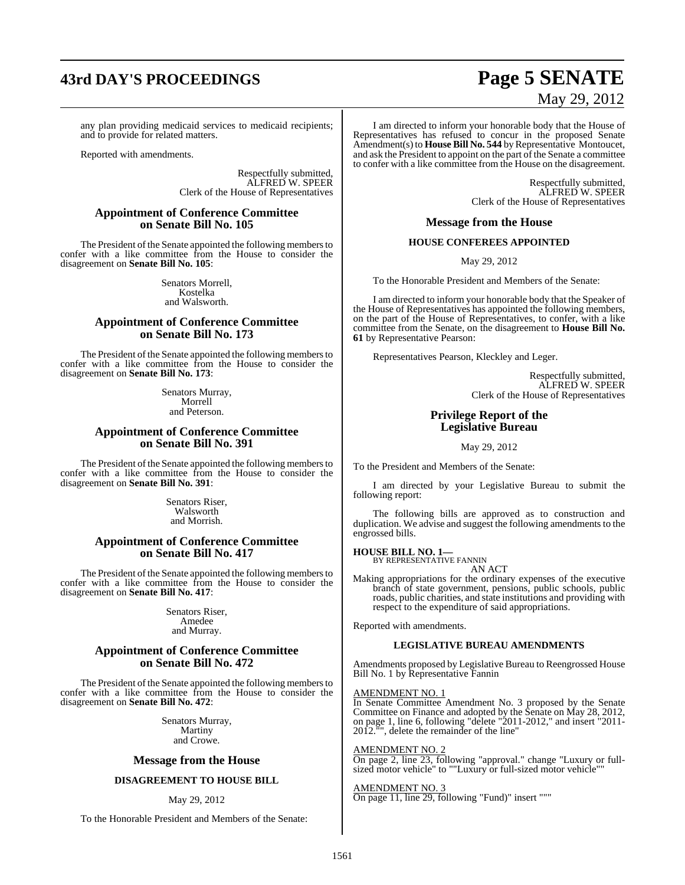any plan providing medicaid services to medicaid recipients; and to provide for related matters.

Reported with amendments.

Respectfully submitted,
ALFRED W. SPEER
Clerk of the House of Representatives

## Appointment of Conference Committee on Senate Bill No. 105

The President of the Senate appointed the following members to confer with a like committee from the House to consider the disagreement on **Senate Bill No. 105**:

Senators Morrell,
Kostelka
and Walsworth.

## Appointment of Conference Committee on Senate Bill No. 173

The President of the Senate appointed the following members to confer with a like committee from the House to consider the disagreement on **Senate Bill No. 173**:

Senators Murray,
Morrell
and Peterson.

## Appointment of Conference Committee on Senate Bill No. 391

The President of the Senate appointed the following members to confer with a like committee from the House to consider the disagreement on **Senate Bill No. 391**:

Senators Riser,
Walsworth
and Morrish.

## Appointment of Conference Committee on Senate Bill No. 417

The President of the Senate appointed the following members to confer with a like committee from the House to consider the disagreement on **Senate Bill No. 417**:

Senators Riser,
Amedee
and Murray.

## Appointment of Conference Committee on Senate Bill No. 472

The President of the Senate appointed the following members to confer with a like committee from the House to consider the disagreement on **Senate Bill No. 472**:

Senators Murray,
Martiny
and Crowe.

## Message from the House

### DISAGREEMENT TO HOUSE BILL

May 29, 2012

To the Honorable President and Members of the Senate:

I am directed to inform your honorable body that the House of Representatives has refused to concur in the proposed Senate Amendment(s) to **House Bill No. 544** by Representative Montoucet, and ask the President to appoint on the part of the Senate a committee to confer with a like committee from the House on the disagreement.

Respectfully submitted,
ALFRED W. SPEER
Clerk of the House of Representatives

## Message from the House

### HOUSE CONFEREES APPOINTED

May 29, 2012

To the Honorable President and Members of the Senate:

I am directed to inform your honorable body that the Speaker of the House of Representatives has appointed the following members, on the part of the House of Representatives, to confer, with a like committee from the Senate, on the disagreement to **House Bill No. 61** by Representative Pearson:

Representatives Pearson, Kleckley and Leger.

Respectfully submitted,
ALFRED W. SPEER
Clerk of the House of Representatives

## Privilege Report of the Legislative Bureau

May 29, 2012

To the President and Members of the Senate:

I am directed by your Legislative Bureau to submit the following report:

The following bills are approved as to construction and duplication. We advise and suggest the following amendments to the engrossed bills.

**HOUSE BILL NO. 1—**
BY REPRESENTATIVE FANNIN
AN ACT

Making appropriations for the ordinary expenses of the executive branch of state government, pensions, public schools, public roads, public charities, and state institutions and providing with respect to the expenditure of said appropriations.

Reported with amendments.

### LEGISLATIVE BUREAU AMENDMENTS

Amendments proposed by Legislative Bureau to Reengrossed House Bill No. 1 by Representative Fannin

AMENDMENT NO. 1
In Senate Committee Amendment No. 3 proposed by the Senate Committee on Finance and adopted by the Senate on May 28, 2012, on page 1, line 6, following "delete "2011-2012," and insert "2011-2012."", delete the remainder of the line"

AMENDMENT NO. 2
On page 2, line 23, following "approval." change "Luxury or full-sized motor vehicle" to ""Luxury or full-sized motor vehicle""

AMENDMENT NO. 3
On page 11, line 29, following "Fund)" insert """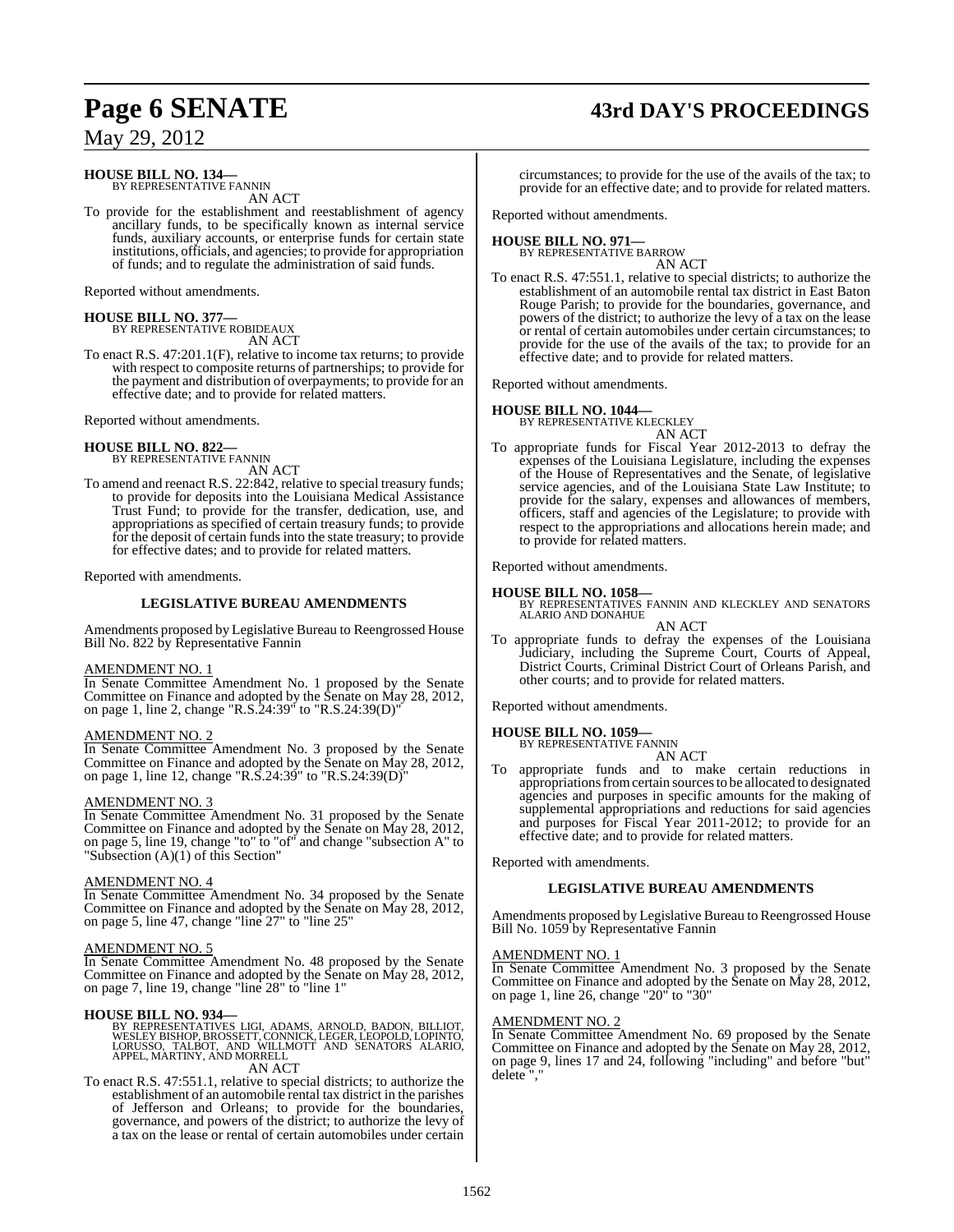**HOUSE BILL NO. 134—**
BY REPRESENTATIVE FANNIN
AN ACT

To provide for the establishment and reestablishment of agency ancillary funds, to be specifically known as internal service funds, auxiliary accounts, or enterprise funds for certain state institutions, officials, and agencies; to provide for appropriation of funds; and to regulate the administration of said funds.

Reported without amendments.

**HOUSE BILL NO. 377—**
BY REPRESENTATIVE ROBIDEAUX
AN ACT

To enact R.S. 47:201.1(F), relative to income tax returns; to provide with respect to composite returns of partnerships; to provide for the payment and distribution of overpayments; to provide for an effective date; and to provide for related matters.

Reported without amendments.

**HOUSE BILL NO. 822—**
BY REPRESENTATIVE FANNIN
AN ACT

To amend and reenact R.S. 22:842, relative to special treasury funds; to provide for deposits into the Louisiana Medical Assistance Trust Fund; to provide for the transfer, dedication, use, and appropriations as specified of certain treasury funds; to provide for the deposit of certain funds into the state treasury; to provide for effective dates; and to provide for related matters.

Reported with amendments.

## LEGISLATIVE BUREAU AMENDMENTS

Amendments proposed by Legislative Bureau to Reengrossed House Bill No. 822 by Representative Fannin

AMENDMENT NO. 1

In Senate Committee Amendment No. 1 proposed by the Senate Committee on Finance and adopted by the Senate on May 28, 2012, on page 1, line 2, change "R.S.24:39" to "R.S.24:39(D)"

AMENDMENT NO. 2

In Senate Committee Amendment No. 3 proposed by the Senate Committee on Finance and adopted by the Senate on May 28, 2012, on page 1, line 12, change "R.S.24:39" to "R.S.24:39(D)"

AMENDMENT NO. 3

In Senate Committee Amendment No. 31 proposed by the Senate Committee on Finance and adopted by the Senate on May 28, 2012, on page 5, line 19, change "to" to "of" and change "subsection A" to "Subsection (A)(1) of this Section"

AMENDMENT NO. 4

In Senate Committee Amendment No. 34 proposed by the Senate Committee on Finance and adopted by the Senate on May 28, 2012, on page 5, line 47, change "line 27" to "line 25"

AMENDMENT NO. 5

In Senate Committee Amendment No. 48 proposed by the Senate Committee on Finance and adopted by the Senate on May 28, 2012, on page 7, line 19, change "line 28" to "line 1"

**HOUSE BILL NO. 934—**
BY REPRESENTATIVES LIGI, ADAMS, ARNOLD, BADON, BILLIOT, WESLEY BISHOP, BROSSETT, CONNICK, LEGER, LEOPOLD, LOPINTO, LORUSSO, TALBOT, AND WILLMOTT AND SENATORS ALARIO, APPEL, MARTINY, AND MORRELL
AN ACT

To enact R.S. 47:551.1, relative to special districts; to authorize the establishment of an automobile rental tax district in the parishes of Jefferson and Orleans; to provide for the boundaries, governance, and powers of the district; to authorize the levy of a tax on the lease or rental of certain automobiles under certain circumstances; to provide for the use of the avails of the tax; to provide for an effective date; and to provide for related matters.

Reported without amendments.

**HOUSE BILL NO. 971—**
BY REPRESENTATIVE BARROW
AN ACT

To enact R.S. 47:551.1, relative to special districts; to authorize the establishment of an automobile rental tax district in East Baton Rouge Parish; to provide for the boundaries, governance, and powers of the district; to authorize the levy of a tax on the lease or rental of certain automobiles under certain circumstances; to provide for the use of the avails of the tax; to provide for an effective date; and to provide for related matters.

Reported without amendments.

**HOUSE BILL NO. 1044—**
BY REPRESENTATIVE KLECKLEY
AN ACT

To appropriate funds for Fiscal Year 2012-2013 to defray the expenses of the Louisiana Legislature, including the expenses of the House of Representatives and the Senate, of legislative service agencies, and of the Louisiana State Law Institute; to provide for the salary, expenses and allowances of members, officers, staff and agencies of the Legislature; to provide with respect to the appropriations and allocations herein made; and to provide for related matters.

Reported without amendments.

**HOUSE BILL NO. 1058—**
BY REPRESENTATIVES FANNIN AND KLECKLEY AND SENATORS ALARIO AND DONAHUE
AN ACT

To appropriate funds to defray the expenses of the Louisiana Judiciary, including the Supreme Court, Courts of Appeal, District Courts, Criminal District Court of Orleans Parish, and other courts; and to provide for related matters.

Reported without amendments.

**HOUSE BILL NO. 1059—**
BY REPRESENTATIVE FANNIN
AN ACT

To appropriate funds and to make certain reductions in appropriations from certain sources to be allocated to designated agencies and purposes in specific amounts for the making of supplemental appropriations and reductions for said agencies and purposes for Fiscal Year 2011-2012; to provide for an effective date; and to provide for related matters.

Reported with amendments.

## LEGISLATIVE BUREAU AMENDMENTS

Amendments proposed by Legislative Bureau to Reengrossed House Bill No. 1059 by Representative Fannin

AMENDMENT NO. 1

In Senate Committee Amendment No. 3 proposed by the Senate Committee on Finance and adopted by the Senate on May 28, 2012, on page 1, line 26, change "20" to "30"

AMENDMENT NO. 2

In Senate Committee Amendment No. 69 proposed by the Senate Committee on Finance and adopted by the Senate on May 28, 2012, on page 9, lines 17 and 24, following "including" and before "but" delete ","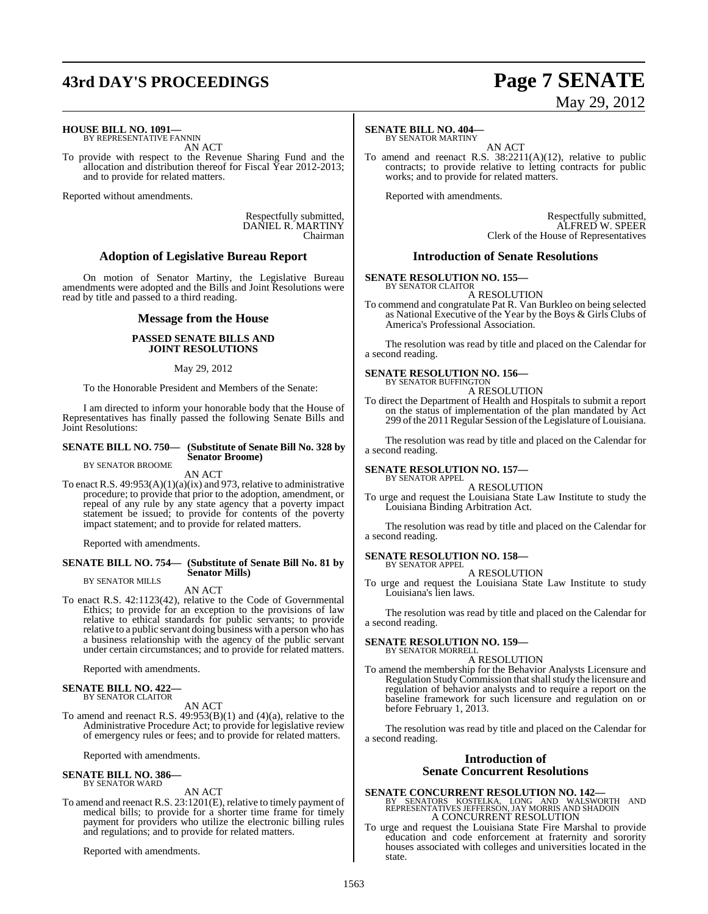**HOUSE BILL NO. 1091—**
BY REPRESENTATIVE FANNIN

AN ACT

To provide with respect to the Revenue Sharing Fund and the allocation and distribution thereof for Fiscal Year 2012-2013; and to provide for related matters.

Reported without amendments.

Respectfully submitted,
DANIEL R. MARTINY
Chairman

## Adoption of Legislative Bureau Report

On motion of Senator Martiny, the Legislative Bureau amendments were adopted and the Bills and Joint Resolutions were read by title and passed to a third reading.

## Message from the House

### PASSED SENATE BILLS AND JOINT RESOLUTIONS

May 29, 2012

To the Honorable President and Members of the Senate:

I am directed to inform your honorable body that the House of Representatives has finally passed the following Senate Bills and Joint Resolutions:

**SENATE BILL NO. 750— (Substitute of Senate Bill No. 328 by Senator Broome)**
BY SENATOR BROOME

AN ACT

To enact R.S. 49:953(A)(1)(a)(ix) and 973, relative to administrative procedure; to provide that prior to the adoption, amendment, or repeal of any rule by any state agency that a poverty impact statement be issued; to provide for contents of the poverty impact statement; and to provide for related matters.

Reported with amendments.

**SENATE BILL NO. 754— (Substitute of Senate Bill No. 81 by Senator Mills)**
BY SENATOR MILLS

AN ACT

To enact R.S. 42:1123(42), relative to the Code of Governmental Ethics; to provide for an exception to the provisions of law relative to ethical standards for public servants; to provide relative to a public servant doing business with a person who has a business relationship with the agency of the public servant under certain circumstances; and to provide for related matters.

Reported with amendments.

**SENATE BILL NO. 422—**
BY SENATOR CLAITOR

AN ACT

To amend and reenact R.S. 49:953(B)(1) and (4)(a), relative to the Administrative Procedure Act; to provide for legislative review of emergency rules or fees; and to provide for related matters.

Reported with amendments.

**SENATE BILL NO. 386—**
BY SENATOR WARD

AN ACT

To amend and reenact R.S. 23:1201(E), relative to timely payment of medical bills; to provide for a shorter time frame for timely payment for providers who utilize the electronic billing rules and regulations; and to provide for related matters.

Reported with amendments.

**SENATE BILL NO. 404—**
BY SENATOR MARTINY

AN ACT

To amend and reenact R.S. 38:2211(A)(12), relative to public contracts; to provide relative to letting contracts for public works; and to provide for related matters.

Reported with amendments.

Respectfully submitted,
ALFRED W. SPEER
Clerk of the House of Representatives

## Introduction of Senate Resolutions

**SENATE RESOLUTION NO. 155—**
BY SENATOR CLAITOR

A RESOLUTION

To commend and congratulate Pat R. Van Burkleo on being selected as National Executive of the Year by the Boys & Girls Clubs of America's Professional Association.

The resolution was read by title and placed on the Calendar for a second reading.

**SENATE RESOLUTION NO. 156—**
BY SENATOR BUFFINGTON

A RESOLUTION

To direct the Department of Health and Hospitals to submit a report on the status of implementation of the plan mandated by Act 299 of the 2011 Regular Session of the Legislature of Louisiana.

The resolution was read by title and placed on the Calendar for a second reading.

**SENATE RESOLUTION NO. 157—**
BY SENATOR APPEL

A RESOLUTION

To urge and request the Louisiana State Law Institute to study the Louisiana Binding Arbitration Act.

The resolution was read by title and placed on the Calendar for a second reading.

**SENATE RESOLUTION NO. 158—**
BY SENATOR APPEL

A RESOLUTION

To urge and request the Louisiana State Law Institute to study Louisiana's lien laws.

The resolution was read by title and placed on the Calendar for a second reading.

**SENATE RESOLUTION NO. 159—**
BY SENATOR MORRELL

A RESOLUTION

To amend the membership for the Behavior Analysts Licensure and Regulation Study Commission that shall study the licensure and regulation of behavior analysts and to require a report on the baseline framework for such licensure and regulation on or before February 1, 2013.

The resolution was read by title and placed on the Calendar for a second reading.

## Introduction of Senate Concurrent Resolutions

**SENATE CONCURRENT RESOLUTION NO. 142—**
BY SENATORS KOSTELKA, LONG AND WALSWORTH AND REPRESENTATIVES JEFFERSON, JAY MORRIS AND SHADOIN

A CONCURRENT RESOLUTION

To urge and request the Louisiana State Fire Marshal to provide education and code enforcement at fraternity and sorority houses associated with colleges and universities located in the state.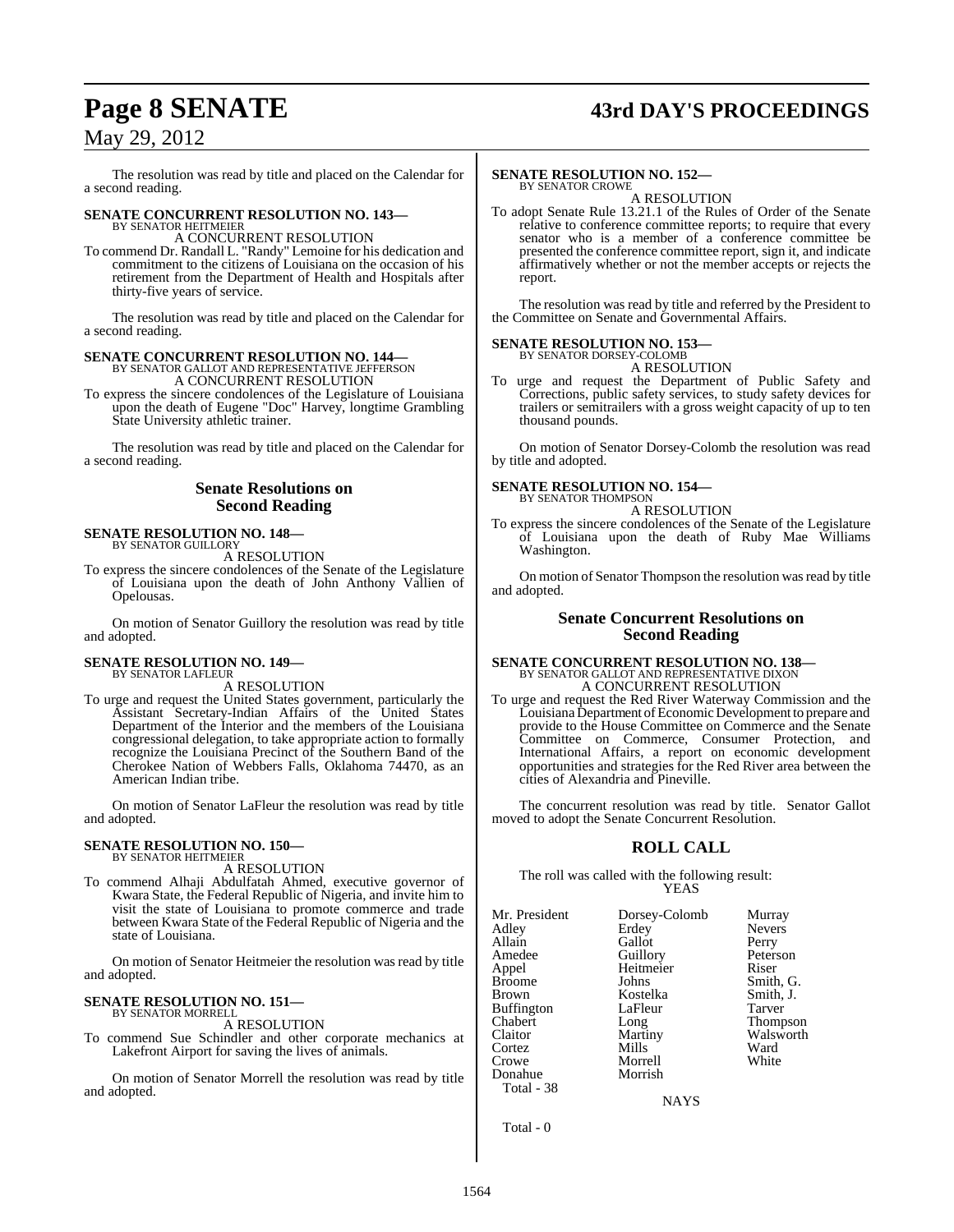The resolution was read by title and placed on the Calendar for a second reading.

**SENATE CONCURRENT RESOLUTION NO. 143—**
BY SENATOR HEITMEIER

A CONCURRENT RESOLUTION

To commend Dr. Randall L. "Randy" Lemoine for his dedication and commitment to the citizens of Louisiana on the occasion of his retirement from the Department of Health and Hospitals after thirty-five years of service.

The resolution was read by title and placed on the Calendar for a second reading.

**SENATE CONCURRENT RESOLUTION NO. 144—**
BY SENATOR GALLOT AND REPRESENTATIVE JEFFERSON

A CONCURRENT RESOLUTION

To express the sincere condolences of the Legislature of Louisiana upon the death of Eugene "Doc" Harvey, longtime Grambling State University athletic trainer.

The resolution was read by title and placed on the Calendar for a second reading.

## Senate Resolutions on Second Reading

**SENATE RESOLUTION NO. 148—**
BY SENATOR GUILLORY

A RESOLUTION

To express the sincere condolences of the Senate of the Legislature of Louisiana upon the death of John Anthony Vallien of Opelousas.

On motion of Senator Guillory the resolution was read by title and adopted.

**SENATE RESOLUTION NO. 149—**
BY SENATOR LAFLEUR

A RESOLUTION

To urge and request the United States government, particularly the Assistant Secretary-Indian Affairs of the United States Department of the Interior and the members of the Louisiana congressional delegation, to take appropriate action to formally recognize the Louisiana Precinct of the Southern Band of the Cherokee Nation of Webbers Falls, Oklahoma 74470, as an American Indian tribe.

On motion of Senator LaFleur the resolution was read by title and adopted.

**SENATE RESOLUTION NO. 150—**
BY SENATOR HEITMEIER

A RESOLUTION

To commend Alhaji Abdulfatah Ahmed, executive governor of Kwara State, the Federal Republic of Nigeria, and invite him to visit the state of Louisiana to promote commerce and trade between Kwara State of the Federal Republic of Nigeria and the state of Louisiana.

On motion of Senator Heitmeier the resolution was read by title and adopted.

**SENATE RESOLUTION NO. 151—**
BY SENATOR MORRELL

A RESOLUTION

To commend Sue Schindler and other corporate mechanics at Lakefront Airport for saving the lives of animals.

On motion of Senator Morrell the resolution was read by title and adopted.

**SENATE RESOLUTION NO. 152—**
BY SENATOR CROWE

A RESOLUTION

To adopt Senate Rule 13.21.1 of the Rules of Order of the Senate relative to conference committee reports; to require that every senator who is a member of a conference committee be presented the conference committee report, sign it, and indicate affirmatively whether or not the member accepts or rejects the report.

The resolution was read by title and referred by the President to the Committee on Senate and Governmental Affairs.

**SENATE RESOLUTION NO. 153—**
BY SENATOR DORSEY-COLOMB

A RESOLUTION

To urge and request the Department of Public Safety and Corrections, public safety services, to study safety devices for trailers or semitrailers with a gross weight capacity of up to ten thousand pounds.

On motion of Senator Dorsey-Colomb the resolution was read by title and adopted.

**SENATE RESOLUTION NO. 154—**
BY SENATOR THOMPSON

A RESOLUTION

To express the sincere condolences of the Senate of the Legislature of Louisiana upon the death of Ruby Mae Williams Washington.

On motion of Senator Thompson the resolution was read by title and adopted.

## Senate Concurrent Resolutions on Second Reading

**SENATE CONCURRENT RESOLUTION NO. 138—**
BY SENATOR GALLOT AND REPRESENTATIVE DIXON

A CONCURRENT RESOLUTION

To urge and request the Red River Waterway Commission and the Louisiana Department of Economic Development to prepare and provide to the House Committee on Commerce and the Senate Committee on Commerce, Consumer Protection, and International Affairs, a report on economic development opportunities and strategies for the Red River area between the cities of Alexandria and Pineville.

The concurrent resolution was read by title. Senator Gallot moved to adopt the Senate Concurrent Resolution.

## ROLL CALL

The roll was called with the following result:

YEAS

| | | |
|---|---|---|
| Mr. President | Dorsey-Colomb | Murray |
| Adley | Erdey | Nevers |
| Allain | Gallot | Perry |
| Amedee | Guillory | Peterson |
| Appel | Heitmeier | Riser |
| Broome | Johns | Smith, G. |
| Brown | Kostelka | Smith, J. |
| Buffington | LaFleur | Tarver |
| Chabert | Long | Thompson |
| Claitor | Martiny | Walsworth |
| Cortez | Mills | Ward |
| Crowe | Morrell | White |
| Donahue | Morrish | |

Total - 38

NAYS

Total - 0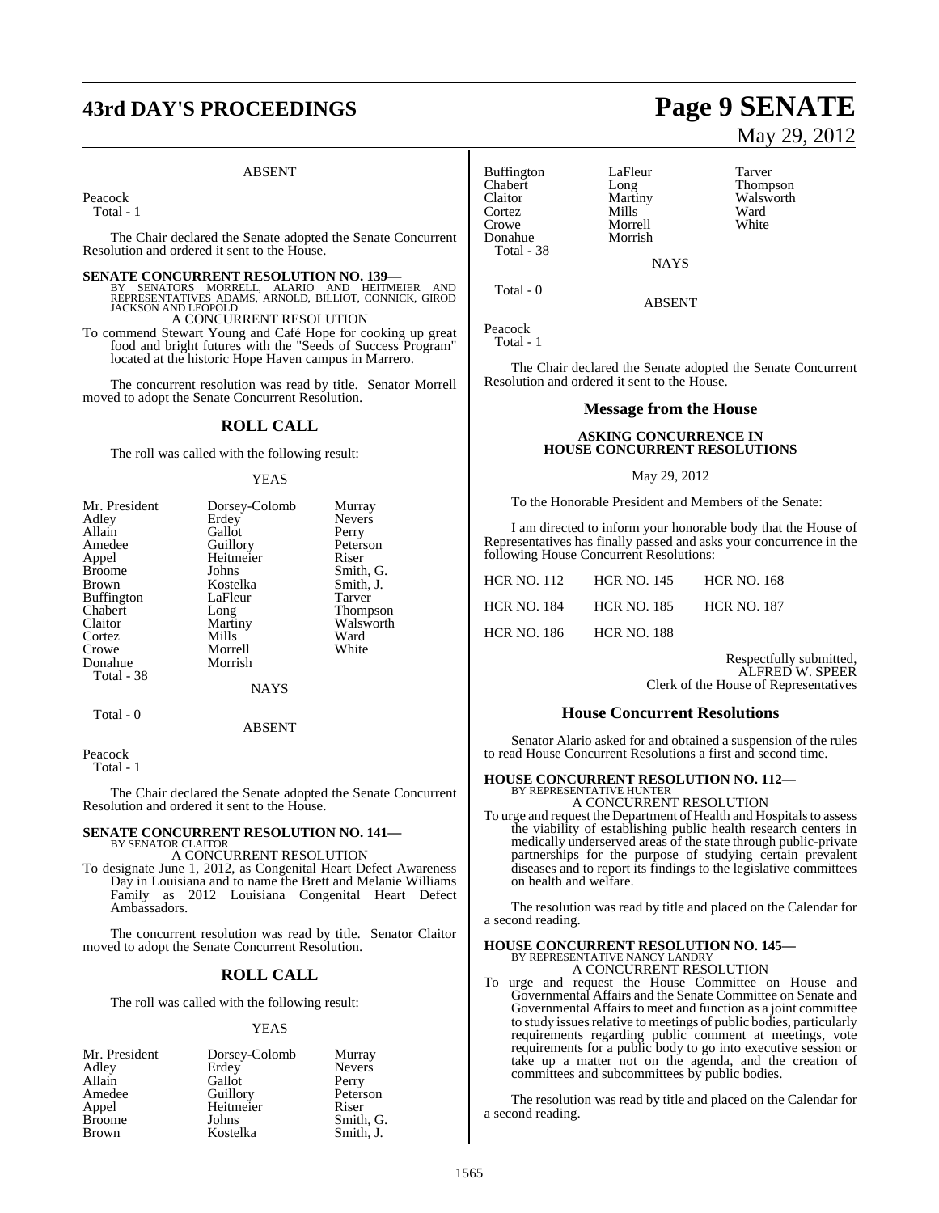ABSENT

Peacock
Total - 1

The Chair declared the Senate adopted the Senate Concurrent Resolution and ordered it sent to the House.

**SENATE CONCURRENT RESOLUTION NO. 139—**
BY SENATORS MORRELL, ALARIO AND HEITMEIER AND REPRESENTATIVES ADAMS, ARNOLD, BILLIOT, CONNICK, GIROD JACKSON AND LEOPOLD

A CONCURRENT RESOLUTION

To commend Stewart Young and Café Hope for cooking up great food and bright futures with the "Seeds of Success Program" located at the historic Hope Haven campus in Marrero.

The concurrent resolution was read by title. Senator Morrell moved to adopt the Senate Concurrent Resolution.

## ROLL CALL

The roll was called with the following result:

YEAS

| | | |
|---|---|---|
| Mr. President | Dorsey-Colomb | Murray |
| Adley | Erdey | Nevers |
| Allain | Gallot | Perry |
| Amedee | Guillory | Peterson |
| Appel | Heitmeier | Riser |
| Broome | Johns | Smith, G. |
| Brown | Kostelka | Smith, J. |
| Buffington | LaFleur | Tarver |
| Chabert | Long | Thompson |
| Claitor | Martiny | Walsworth |
| Cortez | Mills | Ward |
| Crowe | Morrell | White |
| Donahue | Morrish | |

Total - 38

NAYS

Total - 0

ABSENT

Peacock
Total - 1

The Chair declared the Senate adopted the Senate Concurrent Resolution and ordered it sent to the House.

**SENATE CONCURRENT RESOLUTION NO. 141—**
BY SENATOR CLAITOR

A CONCURRENT RESOLUTION

To designate June 1, 2012, as Congenital Heart Defect Awareness Day in Louisiana and to name the Brett and Melanie Williams Family as 2012 Louisiana Congenital Heart Defect Ambassadors.

The concurrent resolution was read by title. Senator Claitor moved to adopt the Senate Concurrent Resolution.

## ROLL CALL

The roll was called with the following result:

YEAS

| | | |
|---|---|---|
| Mr. President | Dorsey-Colomb | Murray |
| Adley | Erdey | Nevers |
| Allain | Gallot | Perry |
| Amedee | Guillory | Peterson |
| Appel | Heitmeier | Riser |
| Broome | Johns | Smith, G. |
| Brown | Kostelka | Smith, J. |
| Buffington | LaFleur | Tarver |
| Chabert | Long | Thompson |
| Claitor | Martiny | Walsworth |
| Cortez | Mills | Ward |
| Crowe | Morrell | White |
| Donahue | Morrish | |

Total - 38

NAYS

Total - 0

ABSENT

Peacock
Total - 1

The Chair declared the Senate adopted the Senate Concurrent Resolution and ordered it sent to the House.

## Message from the House

### ASKING CONCURRENCE IN HOUSE CONCURRENT RESOLUTIONS

May 29, 2012

To the Honorable President and Members of the Senate:

I am directed to inform your honorable body that the House of Representatives has finally passed and asks your concurrence in the following House Concurrent Resolutions:

| | | |
|---|---|---|
| HCR NO. 112 | HCR NO. 145 | HCR NO. 168 |
| HCR NO. 184 | HCR NO. 185 | HCR NO. 187 |
| HCR NO. 186 | HCR NO. 188 | |

Respectfully submitted,
ALFRED W. SPEER
Clerk of the House of Representatives

## House Concurrent Resolutions

Senator Alario asked for and obtained a suspension of the rules to read House Concurrent Resolutions a first and second time.

**HOUSE CONCURRENT RESOLUTION NO. 112—**
BY REPRESENTATIVE HUNTER

A CONCURRENT RESOLUTION

To urge and request the Department of Health and Hospitals to assess the viability of establishing public health research centers in medically underserved areas of the state through public-private partnerships for the purpose of studying certain prevalent diseases and to report its findings to the legislative committees on health and welfare.

The resolution was read by title and placed on the Calendar for a second reading.

**HOUSE CONCURRENT RESOLUTION NO. 145—**
BY REPRESENTATIVE NANCY LANDRY

A CONCURRENT RESOLUTION

To urge and request the House Committee on House and Governmental Affairs and the Senate Committee on Senate and Governmental Affairs to meet and function as a joint committee to study issues relative to meetings of public bodies, particularly requirements regarding public comment at meetings, vote requirements for a public body to go into executive session or take up a matter not on the agenda, and the creation of committees and subcommittees by public bodies.

The resolution was read by title and placed on the Calendar for a second reading.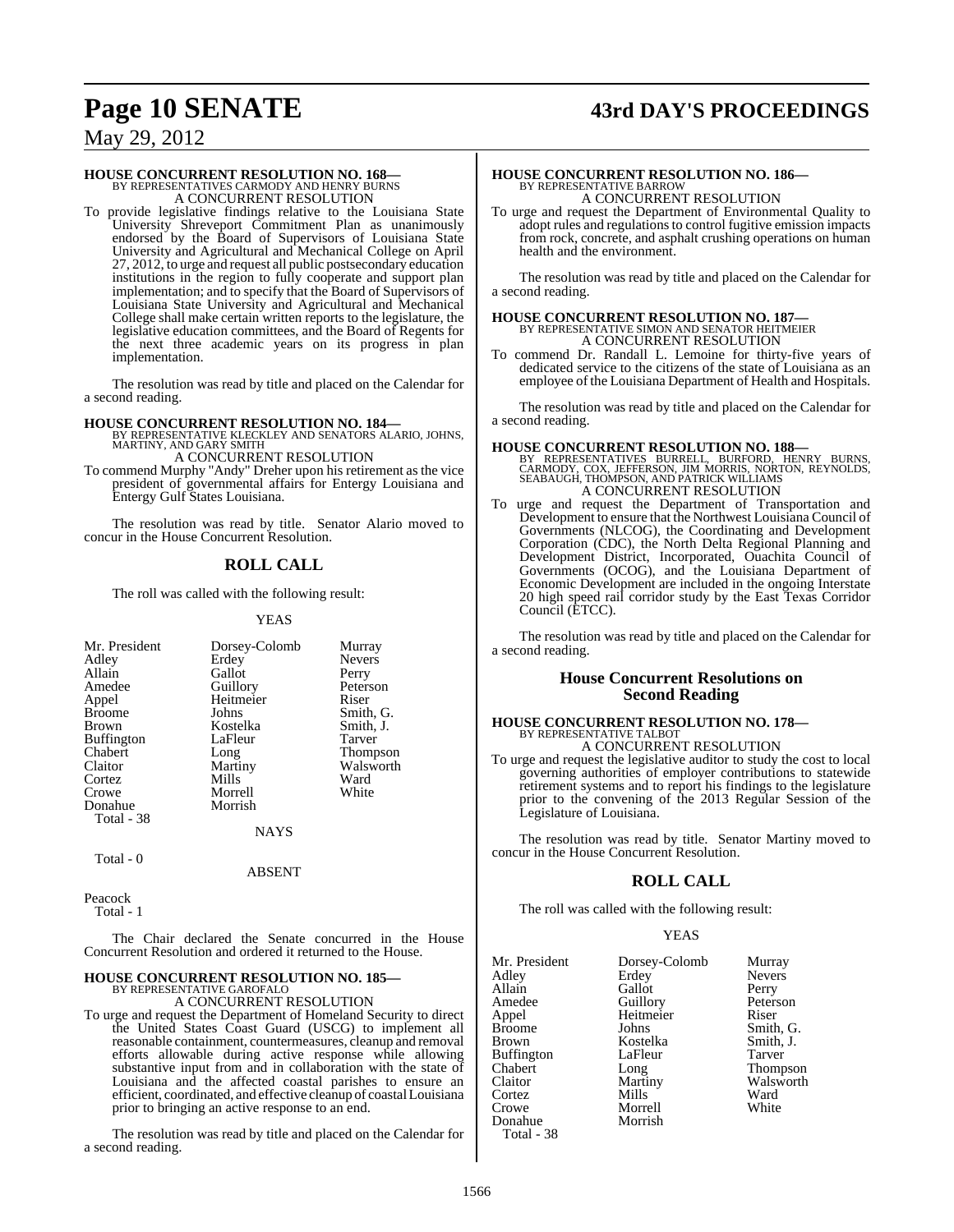**HOUSE CONCURRENT RESOLUTION NO. 168—**
BY REPRESENTATIVES CARMODY AND HENRY BURNS
A CONCURRENT RESOLUTION

To provide legislative findings relative to the Louisiana State University Shreveport Commitment Plan as unanimously endorsed by the Board of Supervisors of Louisiana State University and Agricultural and Mechanical College on April 27, 2012, to urge and request all public postsecondary education institutions in the region to fully cooperate and support plan implementation; and to specify that the Board of Supervisors of Louisiana State University and Agricultural and Mechanical College shall make certain written reports to the legislature, the legislative education committees, and the Board of Regents for the next three academic years on its progress in plan implementation.

The resolution was read by title and placed on the Calendar for a second reading.

**HOUSE CONCURRENT RESOLUTION NO. 184—**
BY REPRESENTATIVE KLECKLEY AND SENATORS ALARIO, JOHNS, MARTINY, AND GARY SMITH
A CONCURRENT RESOLUTION

To commend Murphy "Andy" Dreher upon his retirement as the vice president of governmental affairs for Entergy Louisiana and Entergy Gulf States Louisiana.

The resolution was read by title. Senator Alario moved to concur in the House Concurrent Resolution.

## ROLL CALL

The roll was called with the following result:

YEAS

| | | |
|---|---|---|
| Mr. President | Dorsey-Colomb | Murray |
| Adley | Erdey | Nevers |
| Allain | Gallot | Perry |
| Amedee | Guillory | Peterson |
| Appel | Heitmeier | Riser |
| Broome | Johns | Smith, G. |
| Brown | Kostelka | Smith, J. |
| Buffington | LaFleur | Tarver |
| Chabert | Long | Thompson |
| Claitor | Martiny | Walsworth |
| Cortez | Mills | Ward |
| Crowe | Morrell | White |
| Donahue | Morrish | |

Total - 38

NAYS

Total - 0

ABSENT

Peacock

Total - 1

The Chair declared the Senate concurred in the House Concurrent Resolution and ordered it returned to the House.

**HOUSE CONCURRENT RESOLUTION NO. 185—**
BY REPRESENTATIVE GAROFALO
A CONCURRENT RESOLUTION

To urge and request the Department of Homeland Security to direct the United States Coast Guard (USCG) to implement all reasonable containment, countermeasures, cleanup and removal efforts allowable during active response while allowing substantive input from and in collaboration with the state of Louisiana and the affected coastal parishes to ensure an efficient, coordinated, and effective cleanup of coastal Louisiana prior to bringing an active response to an end.

The resolution was read by title and placed on the Calendar for a second reading.

**HOUSE CONCURRENT RESOLUTION NO. 186—**
BY REPRESENTATIVE BARROW
A CONCURRENT RESOLUTION

To urge and request the Department of Environmental Quality to adopt rules and regulations to control fugitive emission impacts from rock, concrete, and asphalt crushing operations on human health and the environment.

The resolution was read by title and placed on the Calendar for a second reading.

**HOUSE CONCURRENT RESOLUTION NO. 187—**
BY REPRESENTATIVE SIMON AND SENATOR HEITMEIER
A CONCURRENT RESOLUTION

To commend Dr. Randall L. Lemoine for thirty-five years of dedicated service to the citizens of the state of Louisiana as an employee of the Louisiana Department of Health and Hospitals.

The resolution was read by title and placed on the Calendar for a second reading.

**HOUSE CONCURRENT RESOLUTION NO. 188—**
BY REPRESENTATIVES BURRELL, BURFORD, HENRY BURNS, CARMODY, COX, JEFFERSON, JIM MORRIS, NORTON, REYNOLDS, SEABAUGH, THOMPSON, AND PATRICK WILLIAMS
A CONCURRENT RESOLUTION

To urge and request the Department of Transportation and Development to ensure that the Northwest Louisiana Council of Governments (NLCOG), the Coordinating and Development Corporation (CDC), the North Delta Regional Planning and Development District, Incorporated, Ouachita Council of Governments (OCOG), and the Louisiana Department of Economic Development are included in the ongoing Interstate 20 high speed rail corridor study by the East Texas Corridor Council (ETCC).

The resolution was read by title and placed on the Calendar for a second reading.

## House Concurrent Resolutions on Second Reading

**HOUSE CONCURRENT RESOLUTION NO. 178—**
BY REPRESENTATIVE TALBOT
A CONCURRENT RESOLUTION

To urge and request the legislative auditor to study the cost to local governing authorities of employer contributions to statewide retirement systems and to report his findings to the legislature prior to the convening of the 2013 Regular Session of the Legislature of Louisiana.

The resolution was read by title. Senator Martiny moved to concur in the House Concurrent Resolution.

## ROLL CALL

The roll was called with the following result:

YEAS

| | | |
|---|---|---|
| Mr. President | Dorsey-Colomb | Murray |
| Adley | Erdey | Nevers |
| Allain | Gallot | Perry |
| Amedee | Guillory | Peterson |
| Appel | Heitmeier | Riser |
| Broome | Johns | Smith, G. |
| Brown | Kostelka | Smith, J. |
| Buffington | LaFleur | Tarver |
| Chabert | Long | Thompson |
| Claitor | Martiny | Walsworth |
| Cortez | Mills | Ward |
| Crowe | Morrell | White |
| Donahue | Morrish | |

Total - 38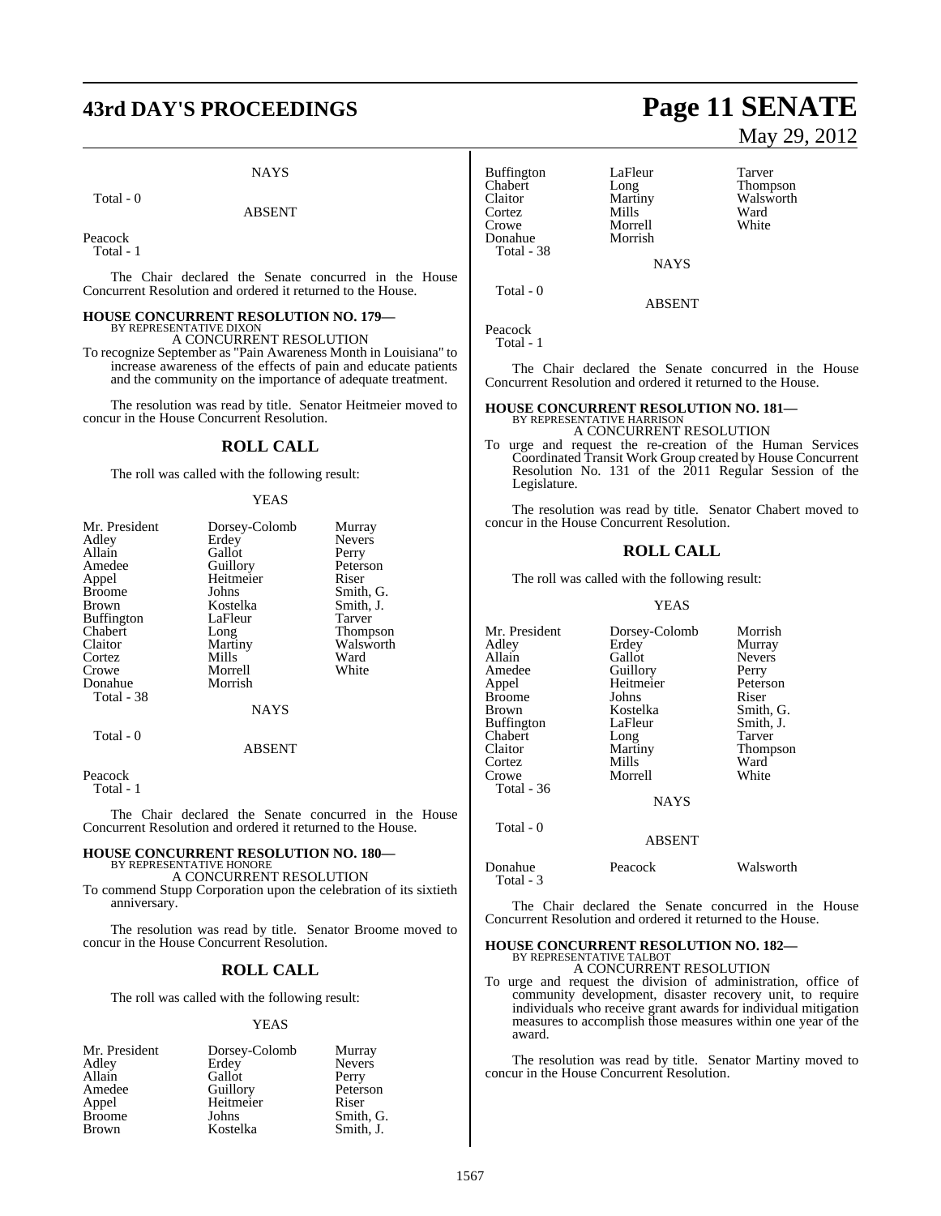NAYS

Total - 0

ABSENT

Peacock
Total - 1

The Chair declared the Senate concurred in the House Concurrent Resolution and ordered it returned to the House.

**HOUSE CONCURRENT RESOLUTION NO. 179—**
BY REPRESENTATIVE DIXON
A CONCURRENT RESOLUTION
To recognize September as "Pain Awareness Month in Louisiana" to increase awareness of the effects of pain and educate patients and the community on the importance of adequate treatment.

The resolution was read by title. Senator Heitmeier moved to concur in the House Concurrent Resolution.

## ROLL CALL

The roll was called with the following result:

YEAS

| | | |
|---|---|---|
| Mr. President | Dorsey-Colomb | Murray |
| Adley | Erdey | Nevers |
| Allain | Gallot | Perry |
| Amedee | Guillory | Peterson |
| Appel | Heitmeier | Riser |
| Broome | Johns | Smith, G. |
| Brown | Kostelka | Smith, J. |
| Buffington | LaFleur | Tarver |
| Chabert | Long | Thompson |
| Claitor | Martiny | Walsworth |
| Cortez | Mills | Ward |
| Crowe | Morrell | White |
| Donahue | Morrish | |

Total - 38

NAYS

Total - 0

ABSENT

Peacock
Total - 1

The Chair declared the Senate concurred in the House Concurrent Resolution and ordered it returned to the House.

**HOUSE CONCURRENT RESOLUTION NO. 180—**
BY REPRESENTATIVE HONORE
A CONCURRENT RESOLUTION
To commend Stupp Corporation upon the celebration of its sixtieth anniversary.

The resolution was read by title. Senator Broome moved to concur in the House Concurrent Resolution.

## ROLL CALL

The roll was called with the following result:

YEAS

| | | |
|---|---|---|
| Mr. President | Dorsey-Colomb | Murray |
| Adley | Erdey | Nevers |
| Allain | Gallot | Perry |
| Amedee | Guillory | Peterson |
| Appel | Heitmeier | Riser |
| Broome | Johns | Smith, G. |
| Brown | Kostelka | Smith, J. |
| Buffington | LaFleur | Tarver |
| Chabert | Long | Thompson |
| Claitor | Martiny | Walsworth |
| Cortez | Mills | Ward |
| Crowe | Morrell | White |
| Donahue | Morrish | |

Total - 38

NAYS

Total - 0

ABSENT

Peacock
Total - 1

The Chair declared the Senate concurred in the House Concurrent Resolution and ordered it returned to the House.

**HOUSE CONCURRENT RESOLUTION NO. 181—**
BY REPRESENTATIVE HARRISON
A CONCURRENT RESOLUTION
To urge and request the re-creation of the Human Services Coordinated Transit Work Group created by House Concurrent Resolution No. 131 of the 2011 Regular Session of the Legislature.

The resolution was read by title. Senator Chabert moved to concur in the House Concurrent Resolution.

## ROLL CALL

The roll was called with the following result:

YEAS

| | | |
|---|---|---|
| Mr. President | Dorsey-Colomb | Morrish |
| Adley | Erdey | Murray |
| Allain | Gallot | Nevers |
| Amedee | Guillory | Perry |
| Appel | Heitmeier | Peterson |
| Broome | Johns | Riser |
| Brown | Kostelka | Smith, G. |
| Buffington | LaFleur | Smith, J. |
| Chabert | Long | Tarver |
| Claitor | Martiny | Thompson |
| Cortez | Mills | Ward |
| Crowe | Morrell | White |

Total - 36

NAYS

Total - 0

ABSENT

| | | |
|---|---|---|
| Donahue | Peacock | Walsworth |

Total - 3

The Chair declared the Senate concurred in the House Concurrent Resolution and ordered it returned to the House.

**HOUSE CONCURRENT RESOLUTION NO. 182—**
BY REPRESENTATIVE TALBOT
A CONCURRENT RESOLUTION
To urge and request the division of administration, office of community development, disaster recovery unit, to require individuals who receive grant awards for individual mitigation measures to accomplish those measures within one year of the award.

The resolution was read by title. Senator Martiny moved to concur in the House Concurrent Resolution.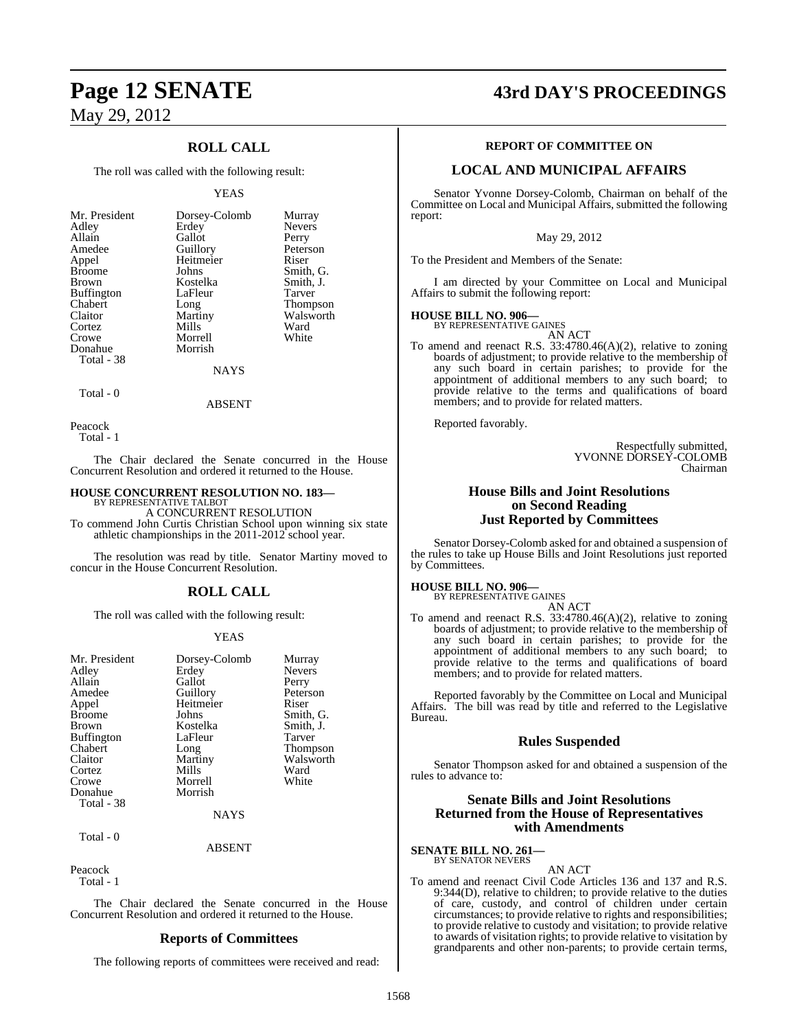## ROLL CALL

The roll was called with the following result:

YEAS

| | | |
|---|---|---|
| Mr. President | Dorsey-Colomb | Murray |
| Adley | Erdey | Nevers |
| Allain | Gallot | Perry |
| Amedee | Guillory | Peterson |
| Appel | Heitmeier | Riser |
| Broome | Johns | Smith, G. |
| Brown | Kostelka | Smith, J. |
| Buffington | LaFleur | Tarver |
| Chabert | Long | Thompson |
| Claitor | Martiny | Walsworth |
| Cortez | Mills | Ward |
| Crowe | Morrell | White |
| Donahue | Morrish | |

Total - 38

NAYS

Total - 0

ABSENT

Peacock

Total - 1

The Chair declared the Senate concurred in the House Concurrent Resolution and ordered it returned to the House.

**HOUSE CONCURRENT RESOLUTION NO. 183—**
BY REPRESENTATIVE TALBOT

A CONCURRENT RESOLUTION

To commend John Curtis Christian School upon winning six state athletic championships in the 2011-2012 school year.

The resolution was read by title. Senator Martiny moved to concur in the House Concurrent Resolution.

## ROLL CALL

The roll was called with the following result:

YEAS

| | | |
|---|---|---|
| Mr. President | Dorsey-Colomb | Murray |
| Adley | Erdey | Nevers |
| Allain | Gallot | Perry |
| Amedee | Guillory | Peterson |
| Appel | Heitmeier | Riser |
| Broome | Johns | Smith, G. |
| Brown | Kostelka | Smith, J. |
| Buffington | LaFleur | Tarver |
| Chabert | Long | Thompson |
| Claitor | Martiny | Walsworth |
| Cortez | Mills | Ward |
| Crowe | Morrell | White |
| Donahue | Morrish | |

Total - 38

NAYS

Total - 0

ABSENT

Peacock

Total - 1

The Chair declared the Senate concurred in the House Concurrent Resolution and ordered it returned to the House.

## Reports of Committees

The following reports of committees were received and read:

### REPORT OF COMMITTEE ON

## LOCAL AND MUNICIPAL AFFAIRS

Senator Yvonne Dorsey-Colomb, Chairman on behalf of the Committee on Local and Municipal Affairs, submitted the following report:

May 29, 2012

To the President and Members of the Senate:

I am directed by your Committee on Local and Municipal Affairs to submit the following report:

**HOUSE BILL NO. 906—**
BY REPRESENTATIVE GAINES

AN ACT

To amend and reenact R.S. 33:4780.46(A)(2), relative to zoning boards of adjustment; to provide relative to the membership of any such board in certain parishes; to provide for the appointment of additional members to any such board; to provide relative to the terms and qualifications of board members; and to provide for related matters.

Reported favorably.

Respectfully submitted,
YVONNE DORSEY-COLOMB
Chairman

## House Bills and Joint Resolutions on Second Reading Just Reported by Committees

Senator Dorsey-Colomb asked for and obtained a suspension of the rules to take up House Bills and Joint Resolutions just reported by Committees.

**HOUSE BILL NO. 906—**
BY REPRESENTATIVE GAINES

AN ACT

To amend and reenact R.S. 33:4780.46(A)(2), relative to zoning boards of adjustment; to provide relative to the membership of any such board in certain parishes; to provide for the appointment of additional members to any such board; to provide relative to the terms and qualifications of board members; and to provide for related matters.

Reported favorably by the Committee on Local and Municipal Affairs. The bill was read by title and referred to the Legislative Bureau.

## Rules Suspended

Senator Thompson asked for and obtained a suspension of the rules to advance to:

## Senate Bills and Joint Resolutions Returned from the House of Representatives with Amendments

**SENATE BILL NO. 261—**
BY SENATOR NEVERS

AN ACT

To amend and reenact Civil Code Articles 136 and 137 and R.S. 9:344(D), relative to children; to provide relative to the duties of care, custody, and control of children under certain circumstances; to provide relative to rights and responsibilities; to provide relative to custody and visitation; to provide relative to awards of visitation rights; to provide relative to visitation by grandparents and other non-parents; to provide certain terms,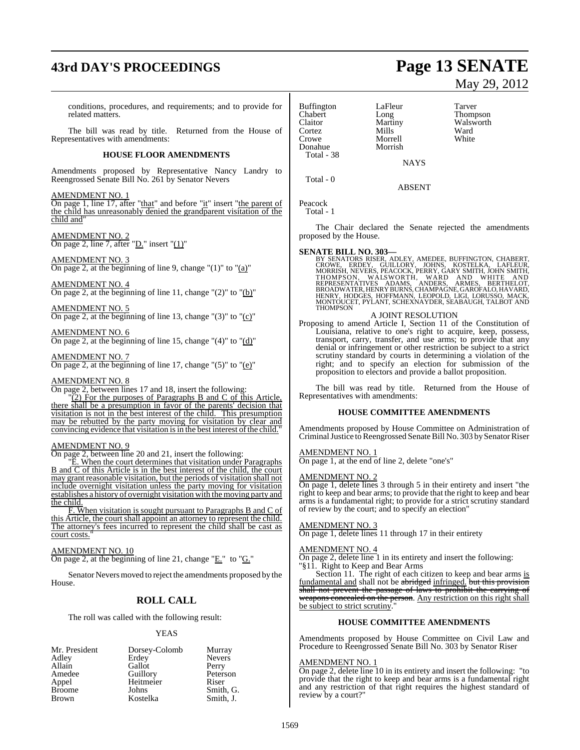conditions, procedures, and requirements; and to provide for related matters.

The bill was read by title. Returned from the House of Representatives with amendments:

**HOUSE FLOOR AMENDMENTS**

Amendments proposed by Representative Nancy Landry to Reengrossed Senate Bill No. 261 by Senator Nevers

AMENDMENT NO. 1

On page 1, line 17, after "that" and before "it" insert "the parent of the child has unreasonably denied the grandparent visitation of the child and"

AMENDMENT NO. 2

On page 2, line 7, after "D." insert "(1)"

AMENDMENT NO. 3

On page 2, at the beginning of line 9, change "(1)" to "(a)"

AMENDMENT NO. 4

On page 2, at the beginning of line 11, change "(2)" to "(b)"

AMENDMENT NO. 5

On page 2, at the beginning of line 13, change "(3)" to "(c)"

AMENDMENT NO. 6

On page 2, at the beginning of line 15, change "(4)" to "(d)"

AMENDMENT NO. 7

On page 2, at the beginning of line 17, change "(5)" to "(e)"

AMENDMENT NO. 8

On page 2, between lines 17 and 18, insert the following:

"(2) For the purposes of Paragraphs B and C of this Article, there shall be a presumption in favor of the parents' decision that visitation is not in the best interest of the child. This presumption may be rebutted by the party moving for visitation by clear and convincing evidence that visitation is in the best interest of the child."

AMENDMENT NO. 9

On page 2, between line 20 and 21, insert the following:

"E. When the court determines that visitation under Paragraphs B and C of this Article is in the best interest of the child, the court may grant reasonable visitation, but the periods of visitation shall not include overnight visitation unless the party moving for visitation establishes a history of overnight visitation with the moving party and the child.

F. When visitation is sought pursuant to Paragraphs B and C of this Article, the court shall appoint an attorney to represent the child. The attorney's fees incurred to represent the child shall be cast as court costs."

AMENDMENT NO. 10

On page 2, at the beginning of line 21, change "E." to "G."

Senator Nevers moved to reject the amendments proposed by the House.

## ROLL CALL

The roll was called with the following result:

YEAS

| | | |
|---|---|---|
| Mr. President | Dorsey-Colomb | Murray |
| Adley | Erdey | Nevers |
| Allain | Gallot | Perry |
| Amedee | Guillory | Peterson |
| Appel | Heitmeier | Riser |
| Broome | Johns | Smith, G. |
| Brown | Kostelka | Smith, J. |
| Buffington | LaFleur | Tarver |
| Chabert | Long | Thompson |
| Claitor | Martiny | Walsworth |
| Cortez | Mills | Ward |
| Crowe | Morrell | White |
| Donahue | Morrish | |

Total - 38

NAYS

Total - 0

ABSENT

Peacock

Total - 1

The Chair declared the Senate rejected the amendments proposed by the House.

**SENATE BILL NO. 303—**

BY SENATORS RISER, ADLEY, AMEDEE, BUFFINGTON, CHABERT, CROWE, ERDEY, GUILLORY, JOHNS, KOSTELKA, LAFLEUR, MORRISH, NEVERS, PEACOCK, PERRY, GARY SMITH, JOHN SMITH, THOMPSON, WALSWORTH, WARD AND WHITE AND REPRESENTATIVES ADAMS, ANDERS, ARMES, BERTHELOT, BROADWATER, HENRY BURNS, CHAMPAGNE, GAROFALO, HAVARD, HENRY, HODGES, HOFFMANN, LEOPOLD, LIGI, LORUSSO, MACK, MONTOUCET, PYLANT, SCHEXNAYDER, SEABAUGH, TALBOT AND THOMPSON

A JOINT RESOLUTION

Proposing to amend Article I, Section 11 of the Constitution of Louisiana, relative to one's right to acquire, keep, possess, transport, carry, transfer, and use arms; to provide that any denial or infringement or other restriction be subject to a strict scrutiny standard by courts in determining a violation of the right; and to specify an election for submission of the proposition to electors and provide a ballot proposition.

The bill was read by title. Returned from the House of Representatives with amendments:

**HOUSE COMMITTEE AMENDMENTS**

Amendments proposed by House Committee on Administration of Criminal Justice to Reengrossed Senate Bill No. 303 by Senator Riser

AMENDMENT NO. 1

On page 1, at the end of line 2, delete "one's"

AMENDMENT NO. 2

On page 1, delete lines 3 through 5 in their entirety and insert "the right to keep and bear arms; to provide that the right to keep and bear arms is a fundamental right; to provide for a strict scrutiny standard of review by the court; and to specify an election"

AMENDMENT NO. 3

On page 1, delete lines 11 through 17 in their entirety

AMENDMENT NO. 4

On page 2, delete line 1 in its entirety and insert the following:

"§11. Right to Keep and Bear Arms

Section 11. The right of each citizen to keep and bear arms is fundamental and shall not be ~~abridged~~ infringed. ~~but this provision shall not prevent the passage of laws to prohibit the carrying of weapons concealed on the person.~~ Any restriction on this right shall be subject to strict scrutiny."

**HOUSE COMMITTEE AMENDMENTS**

Amendments proposed by House Committee on Civil Law and Procedure to Reengrossed Senate Bill No. 303 by Senator Riser

AMENDMENT NO. 1

On page 2, delete line 10 in its entirety and insert the following: "to provide that the right to keep and bear arms is a fundamental right and any restriction of that right requires the highest standard of review by a court?"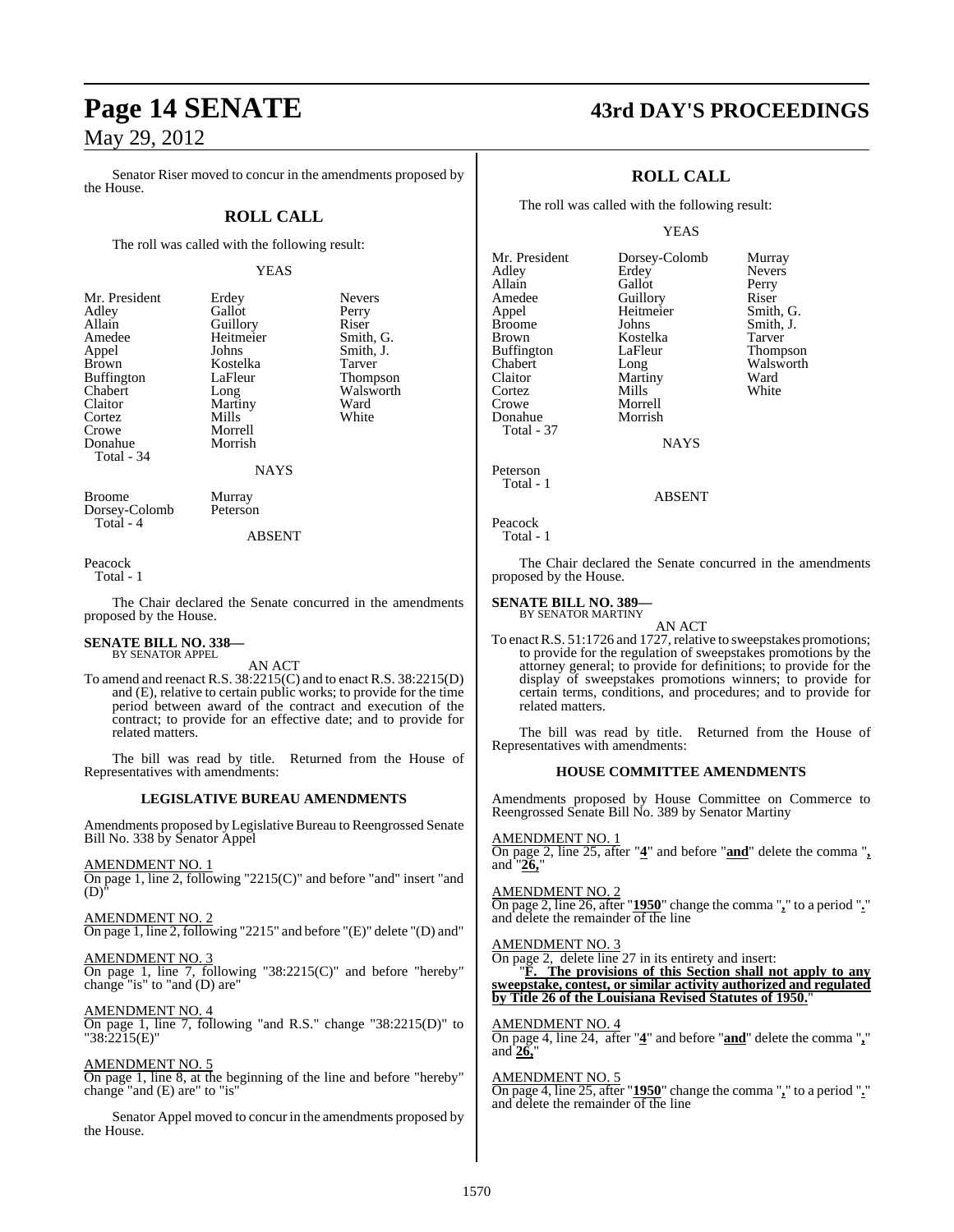Senator Riser moved to concur in the amendments proposed by the House.

## ROLL CALL

The roll was called with the following result:

YEAS

| | | |
|---|---|---|
| Mr. President | Erdey | Nevers |
| Adley | Gallot | Perry |
| Allain | Guillory | Riser |
| Amedee | Heitmeier | Smith, G. |
| Appel | Johns | Smith, J. |
| Brown | Kostelka | Tarver |
| Buffington | LaFleur | Thompson |
| Chabert | Long | Walsworth |
| Claitor | Martiny | Ward |
| Cortez | Mills | White |
| Crowe | Morrell | |
| Donahue | Morrish | |

Total - 34

NAYS

| | |
|---|---|
| Broome | Murray |
| Dorsey-Colomb | Peterson |

Total - 4

ABSENT

Peacock

Total - 1

The Chair declared the Senate concurred in the amendments proposed by the House.

**SENATE BILL NO. 338—**
BY SENATOR APPEL

AN ACT

To amend and reenact R.S. 38:2215(C) and to enact R.S. 38:2215(D) and (E), relative to certain public works; to provide for the time period between award of the contract and execution of the contract; to provide for an effective date; and to provide for related matters.

The bill was read by title. Returned from the House of Representatives with amendments:

### LEGISLATIVE BUREAU AMENDMENTS

Amendments proposed by Legislative Bureau to Reengrossed Senate Bill No. 338 by Senator Appel

AMENDMENT NO. 1
On page 1, line 2, following "2215(C)" and before "and" insert "and (D)"

AMENDMENT NO. 2
On page 1, line 2, following "2215" and before "(E)" delete "(D) and"

AMENDMENT NO. 3
On page 1, line 7, following "38:2215(C)" and before "hereby" change "is" to "and (D) are"

AMENDMENT NO. 4
On page 1, line 7, following "and R.S." change "38:2215(D)" to "38:2215(E)"

AMENDMENT NO. 5
On page 1, line 8, at the beginning of the line and before "hereby" change "and (E) are" to "is"

Senator Appel moved to concur in the amendments proposed by the House.

## ROLL CALL

The roll was called with the following result:

YEAS

| | | |
|---|---|---|
| Mr. President | Dorsey-Colomb | Murray |
| Adley | Erdey | Nevers |
| Allain | Gallot | Perry |
| Amedee | Guillory | Riser |
| Appel | Heitmeier | Smith, G. |
| Broome | Johns | Smith, J. |
| Brown | Kostelka | Tarver |
| Buffington | LaFleur | Thompson |
| Chabert | Long | Walsworth |
| Claitor | Martiny | Ward |
| Cortez | Mills | White |
| Crowe | Morrell | |
| Donahue | Morrish | |

Total - 37

NAYS

Peterson

Total - 1

ABSENT

Peacock

Total - 1

The Chair declared the Senate concurred in the amendments proposed by the House.

**SENATE BILL NO. 389—**
BY SENATOR MARTINY

AN ACT

To enact R.S. 51:1726 and 1727, relative to sweepstakes promotions; to provide for the regulation of sweepstakes promotions by the attorney general; to provide for definitions; to provide for the display of sweepstakes promotions winners; to provide for certain terms, conditions, and procedures; and to provide for related matters.

The bill was read by title. Returned from the House of Representatives with amendments:

### HOUSE COMMITTEE AMENDMENTS

Amendments proposed by House Committee on Commerce to Reengrossed Senate Bill No. 389 by Senator Martiny

AMENDMENT NO. 1
On page 2, line 25, after "**4**" and before "**and**" delete the comma "**,**" and "**26,**"

AMENDMENT NO. 2
On page 2, line 26, after "**1950**" change the comma "**,**" to a period "**.**" and delete the remainder of the line

AMENDMENT NO. 3
On page 2, delete line 27 in its entirety and insert:

"**F. The provisions of this Section shall not apply to any sweepstake, contest, or similar activity authorized and regulated by Title 26 of the Louisiana Revised Statutes of 1950.**"

AMENDMENT NO. 4
On page 4, line 24, after "**4**" and before "**and**" delete the comma "**,**" and "**26,**"

AMENDMENT NO. 5
On page 4, line 25, after "**1950**" change the comma "**,**" to a period "**.**" and delete the remainder of the line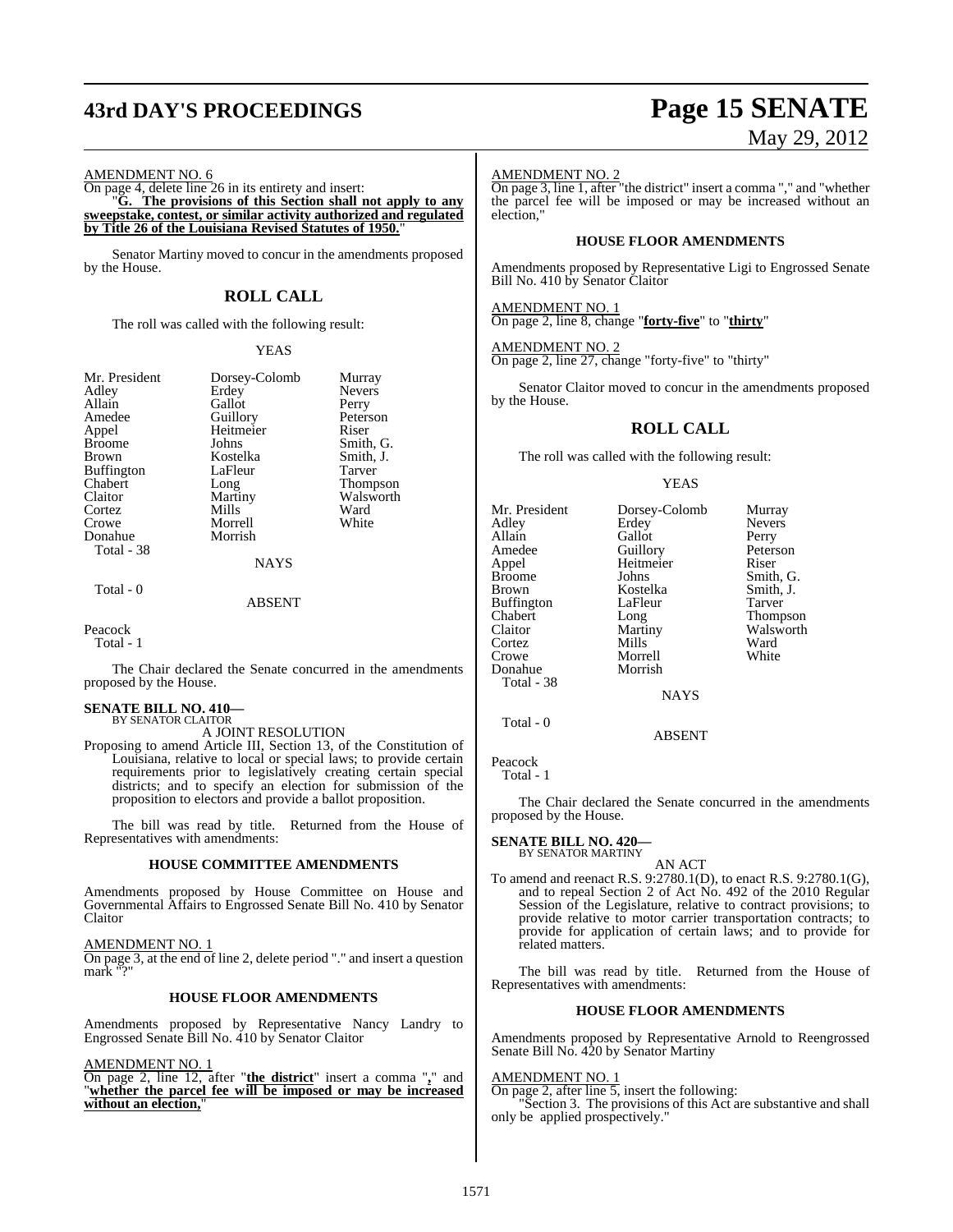AMENDMENT NO. 6

On page 4, delete line 26 in its entirety and insert:

"**G. The provisions of this Section shall not apply to any sweepstake, contest, or similar activity authorized and regulated by Title 26 of the Louisiana Revised Statutes of 1950.**"

Senator Martiny moved to concur in the amendments proposed by the House.

## ROLL CALL

The roll was called with the following result:

YEAS

| | | |
|---|---|---|
| Mr. President | Dorsey-Colomb | Murray |
| Adley | Erdey | Nevers |
| Allain | Gallot | Perry |
| Amedee | Guillory | Peterson |
| Appel | Heitmeier | Riser |
| Broome | Johns | Smith, G. |
| Brown | Kostelka | Smith, J. |
| Buffington | LaFleur | Tarver |
| Chabert | Long | Thompson |
| Claitor | Martiny | Walsworth |
| Cortez | Mills | Ward |
| Crowe | Morrell | White |
| Donahue | Morrish | |

Total - 38

NAYS

Total - 0

ABSENT

Peacock

Total - 1

The Chair declared the Senate concurred in the amendments proposed by the House.

**SENATE BILL NO. 410—**
BY SENATOR CLAITOR

A JOINT RESOLUTION

Proposing to amend Article III, Section 13, of the Constitution of Louisiana, relative to local or special laws; to provide certain requirements prior to legislatively creating certain special districts; and to specify an election for submission of the proposition to electors and provide a ballot proposition.

The bill was read by title. Returned from the House of Representatives with amendments:

### HOUSE COMMITTEE AMENDMENTS

Amendments proposed by House Committee on House and Governmental Affairs to Engrossed Senate Bill No. 410 by Senator Claitor

AMENDMENT NO. 1

On page 3, at the end of line 2, delete period "." and insert a question mark "?"

### HOUSE FLOOR AMENDMENTS

Amendments proposed by Representative Nancy Landry to Engrossed Senate Bill No. 410 by Senator Claitor

AMENDMENT NO. 1

On page 2, line 12, after "**the district**" insert a comma "**,**" and "**whether the parcel fee will be imposed or may be increased without an election,**"

AMENDMENT NO. 2

On page 3, line 1, after "the district" insert a comma "," and "whether the parcel fee will be imposed or may be increased without an election,"

### HOUSE FLOOR AMENDMENTS

Amendments proposed by Representative Ligi to Engrossed Senate Bill No. 410 by Senator Claitor

AMENDMENT NO. 1

On page 2, line 8, change "**forty-five**" to "**thirty**"

AMENDMENT NO. 2

On page 2, line 27, change "forty-five" to "thirty"

Senator Claitor moved to concur in the amendments proposed by the House.

## ROLL CALL

The roll was called with the following result:

YEAS

| | | |
|---|---|---|
| Mr. President | Dorsey-Colomb | Murray |
| Adley | Erdey | Nevers |
| Allain | Gallot | Perry |
| Amedee | Guillory | Peterson |
| Appel | Heitmeier | Riser |
| Broome | Johns | Smith, G. |
| Brown | Kostelka | Smith, J. |
| Buffington | LaFleur | Tarver |
| Chabert | Long | Thompson |
| Claitor | Martiny | Walsworth |
| Cortez | Mills | Ward |
| Crowe | Morrell | White |
| Donahue | Morrish | |

Total - 38

NAYS

Total - 0

ABSENT

Peacock

Total - 1

The Chair declared the Senate concurred in the amendments proposed by the House.

**SENATE BILL NO. 420—**
BY SENATOR MARTINY

AN ACT

To amend and reenact R.S. 9:2780.1(D), to enact R.S. 9:2780.1(G), and to repeal Section 2 of Act No. 492 of the 2010 Regular Session of the Legislature, relative to contract provisions; to provide relative to motor carrier transportation contracts; to provide for application of certain laws; and to provide for related matters.

The bill was read by title. Returned from the House of Representatives with amendments:

### HOUSE FLOOR AMENDMENTS

Amendments proposed by Representative Arnold to Reengrossed Senate Bill No. 420 by Senator Martiny

AMENDMENT NO. 1

On page 2, after line 5, insert the following:

"Section 3. The provisions of this Act are substantive and shall only be applied prospectively."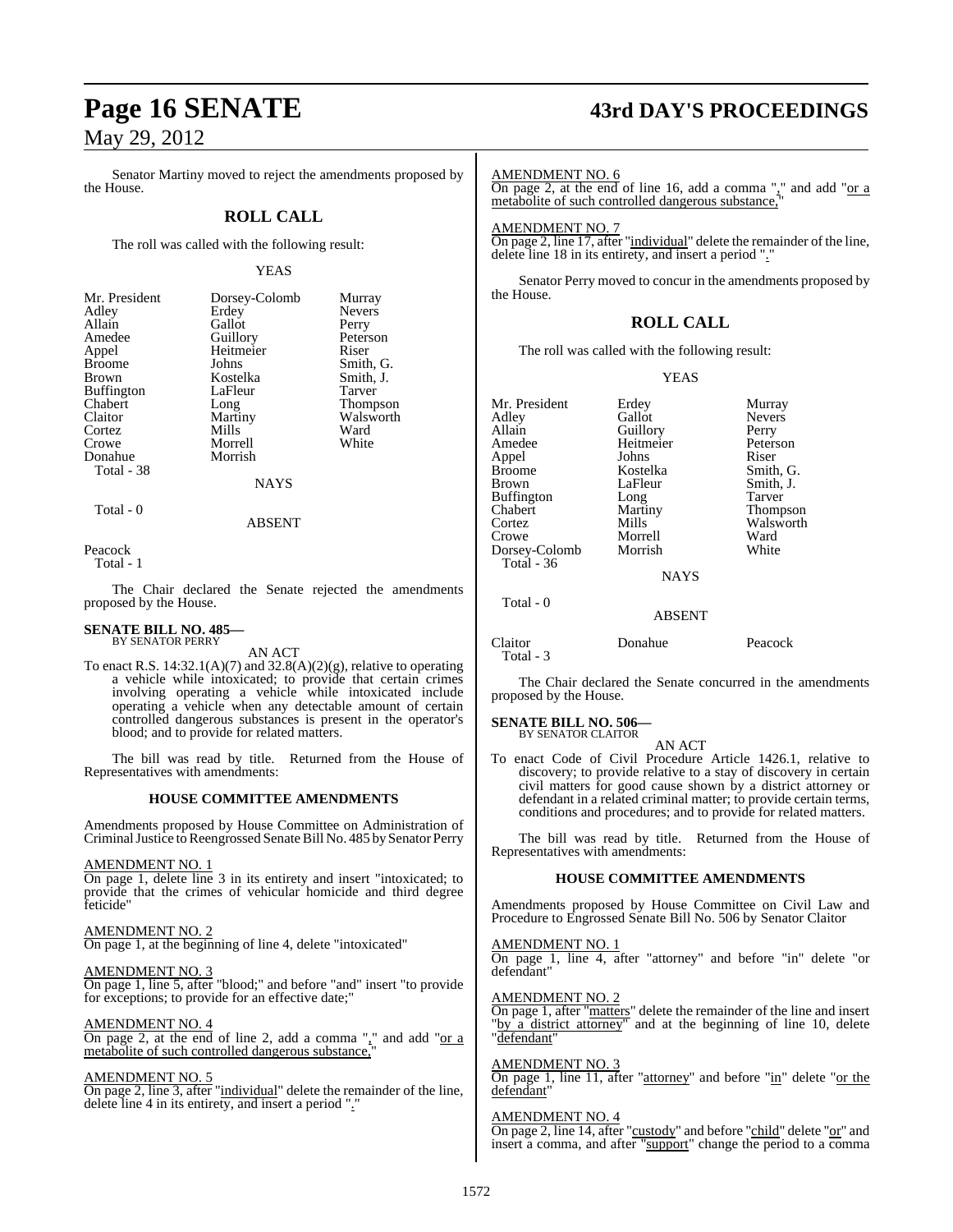Senator Martiny moved to reject the amendments proposed by the House.

## ROLL CALL

The roll was called with the following result:

YEAS

| | | |
|---|---|---|
| Mr. President | Dorsey-Colomb | Murray |
| Adley | Erdey | Nevers |
| Allain | Gallot | Perry |
| Amedee | Guillory | Peterson |
| Appel | Heitmeier | Riser |
| Broome | Johns | Smith, G. |
| Brown | Kostelka | Smith, J. |
| Buffington | LaFleur | Tarver |
| Chabert | Long | Thompson |
| Claitor | Martiny | Walsworth |
| Cortez | Mills | Ward |
| Crowe | Morrell | White |
| Donahue | Morrish | |

Total - 38

NAYS

Total - 0

ABSENT

Peacock

Total - 1

The Chair declared the Senate rejected the amendments proposed by the House.

**SENATE BILL NO. 485—**
BY SENATOR PERRY

AN ACT

To enact R.S. 14:32.1(A)(7) and 32.8(A)(2)(g), relative to operating a vehicle while intoxicated; to provide that certain crimes involving operating a vehicle while intoxicated include operating a vehicle when any detectable amount of certain controlled dangerous substances is present in the operator's blood; and to provide for related matters.

The bill was read by title. Returned from the House of Representatives with amendments:

### HOUSE COMMITTEE AMENDMENTS

Amendments proposed by House Committee on Administration of Criminal Justice to Reengrossed Senate Bill No. 485 by Senator Perry

AMENDMENT NO. 1

On page 1, delete line 3 in its entirety and insert "intoxicated; to provide that the crimes of vehicular homicide and third degree feticide"

AMENDMENT NO. 2

On page 1, at the beginning of line 4, delete "intoxicated"

AMENDMENT NO. 3

On page 1, line 5, after "blood;" and before "and" insert "to provide for exceptions; to provide for an effective date;"

AMENDMENT NO. 4

On page 2, at the end of line 2, add a comma "," and add "or a metabolite of such controlled dangerous substance,"

AMENDMENT NO. 5

On page 2, line 3, after "individual" delete the remainder of the line, delete line 4 in its entirety, and insert a period "."

AMENDMENT NO. 6

On page 2, at the end of line 16, add a comma "," and add "or a metabolite of such controlled dangerous substance,"

AMENDMENT NO. 7

On page 2, line 17, after "individual" delete the remainder of the line, delete line 18 in its entirety, and insert a period "."

Senator Perry moved to concur in the amendments proposed by the House.

## ROLL CALL

The roll was called with the following result:

YEAS

| | | |
|---|---|---|
| Mr. President | Erdey | Murray |
| Adley | Gallot | Nevers |
| Allain | Guillory | Perry |
| Amedee | Heitmeier | Peterson |
| Appel | Johns | Riser |
| Broome | Kostelka | Smith, G. |
| Brown | LaFleur | Smith, J. |
| Buffington | Long | Tarver |
| Chabert | Martiny | Thompson |
| Cortez | Mills | Walsworth |
| Crowe | Morrell | Ward |
| Dorsey-Colomb | Morrish | White |

Total - 36

NAYS

Total - 0

ABSENT

| | | |
|---|---|---|
| Claitor | Donahue | Peacock |

Total - 3

The Chair declared the Senate concurred in the amendments proposed by the House.

**SENATE BILL NO. 506—**
BY SENATOR CLAITOR

AN ACT

To enact Code of Civil Procedure Article 1426.1, relative to discovery; to provide relative to a stay of discovery in certain civil matters for good cause shown by a district attorney or defendant in a related criminal matter; to provide certain terms, conditions and procedures; and to provide for related matters.

The bill was read by title. Returned from the House of Representatives with amendments:

### HOUSE COMMITTEE AMENDMENTS

Amendments proposed by House Committee on Civil Law and Procedure to Engrossed Senate Bill No. 506 by Senator Claitor

AMENDMENT NO. 1

On page 1, line 4, after "attorney" and before "in" delete "or defendant"

AMENDMENT NO. 2

On page 1, after "matters" delete the remainder of the line and insert "by a district attorney" and at the beginning of line 10, delete "defendant"

AMENDMENT NO. 3

On page 1, line 11, after "attorney" and before "in" delete "or the defendant"

AMENDMENT NO. 4

On page 2, line 14, after "custody" and before "child" delete "or" and insert a comma, and after "support" change the period to a comma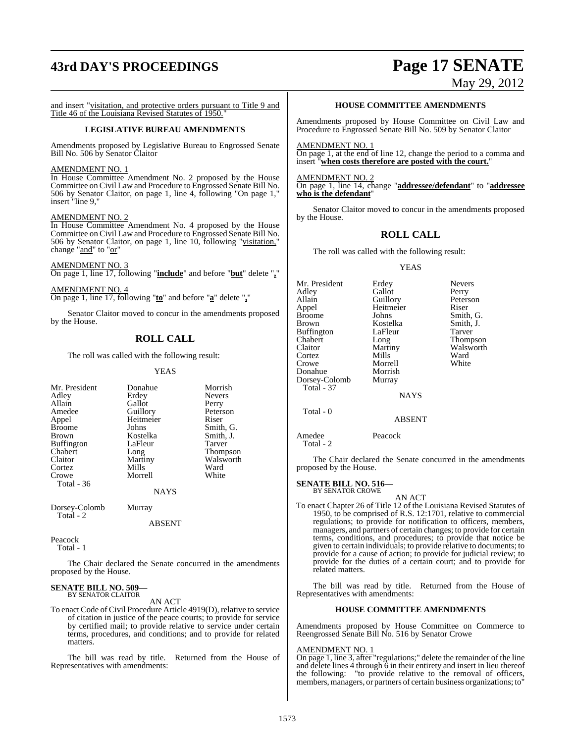and insert "visitation, and protective orders pursuant to Title 9 and Title 46 of the Louisiana Revised Statutes of 1950."

### LEGISLATIVE BUREAU AMENDMENTS

Amendments proposed by Legislative Bureau to Engrossed Senate Bill No. 506 by Senator Claitor

AMENDMENT NO. 1
In House Committee Amendment No. 2 proposed by the House Committee on Civil Law and Procedure to Engrossed Senate Bill No. 506 by Senator Claitor, on page 1, line 4, following "On page 1," insert "line 9,"

AMENDMENT NO. 2
In House Committee Amendment No. 4 proposed by the House Committee on Civil Law and Procedure to Engrossed Senate Bill No. 506 by Senator Claitor, on page 1, line 10, following "visitation," change "and" to "or"

AMENDMENT NO. 3
On page 1, line 17, following "**include**" and before "**but**" delete "**,**"

AMENDMENT NO. 4
On page 1, line 17, following "**to**" and before "**a**" delete "**,**"

Senator Claitor moved to concur in the amendments proposed by the House.

## ROLL CALL

The roll was called with the following result:

YEAS

| | | |
|---|---|---|
| Mr. President | Donahue | Morrish |
| Adley | Erdey | Nevers |
| Allain | Gallot | Perry |
| Amedee | Guillory | Peterson |
| Appel | Heitmeier | Riser |
| Broome | Johns | Smith, G. |
| Brown | Kostelka | Smith, J. |
| Buffington | LaFleur | Tarver |
| Chabert | Long | Thompson |
| Claitor | Martiny | Walsworth |
| Cortez | Mills | Ward |
| Crowe | Morrell | White |
| Total - 36 | | |

NAYS

| | |
|---|---|
| Dorsey-Colomb | Murray |
| Total - 2 | |

ABSENT

Peacock
Total - 1

The Chair declared the Senate concurred in the amendments proposed by the House.

**SENATE BILL NO. 509—**
BY SENATOR CLAITOR

AN ACT

To enact Code of Civil Procedure Article 4919(D), relative to service of citation in justice of the peace courts; to provide for service by certified mail; to provide relative to service under certain terms, procedures, and conditions; and to provide for related matters.

The bill was read by title. Returned from the House of Representatives with amendments:

### HOUSE COMMITTEE AMENDMENTS

Amendments proposed by House Committee on Civil Law and Procedure to Engrossed Senate Bill No. 509 by Senator Claitor

AMENDMENT NO. 1
On page 1, at the end of line 12, change the period to a comma and insert "**when costs therefore are posted with the court.**"

AMENDMENT NO. 2
On page 1, line 14, change "**addressee/defendant**" to "**addressee who is the defendant**"

Senator Claitor moved to concur in the amendments proposed by the House.

## ROLL CALL

The roll was called with the following result:

YEAS

| | | |
|---|---|---|
| Mr. President | Erdey | Nevers |
| Adley | Gallot | Perry |
| Allain | Guillory | Peterson |
| Appel | Heitmeier | Riser |
| Broome | Johns | Smith, G. |
| Brown | Kostelka | Smith, J. |
| Buffington | LaFleur | Tarver |
| Chabert | Long | Thompson |
| Claitor | Martiny | Walsworth |
| Cortez | Mills | Ward |
| Crowe | Morrell | White |
| Donahue | Morrish | |
| Dorsey-Colomb | Murray | |
| Total - 37 | | |

NAYS

Total - 0

ABSENT

| | |
|---|---|
| Amedee | Peacock |
| Total - 2 | |

The Chair declared the Senate concurred in the amendments proposed by the House.

**SENATE BILL NO. 516—**
BY SENATOR CROWE

AN ACT

To enact Chapter 26 of Title 12 of the Louisiana Revised Statutes of 1950, to be comprised of R.S. 12:1701, relative to commercial regulations; to provide for notification to officers, members, managers, and partners of certain changes; to provide for certain terms, conditions, and procedures; to provide that notice be given to certain individuals; to provide relative to documents; to provide for a cause of action; to provide for judicial review; to provide for the duties of a certain court; and to provide for related matters.

The bill was read by title. Returned from the House of Representatives with amendments:

### HOUSE COMMITTEE AMENDMENTS

Amendments proposed by House Committee on Commerce to Reengrossed Senate Bill No. 516 by Senator Crowe

AMENDMENT NO. 1
On page 1, line 3, after "regulations;" delete the remainder of the line and delete lines 4 through 6 in their entirety and insert in lieu thereof the following: "to provide relative to the removal of officers, members, managers, or partners of certain business organizations; to"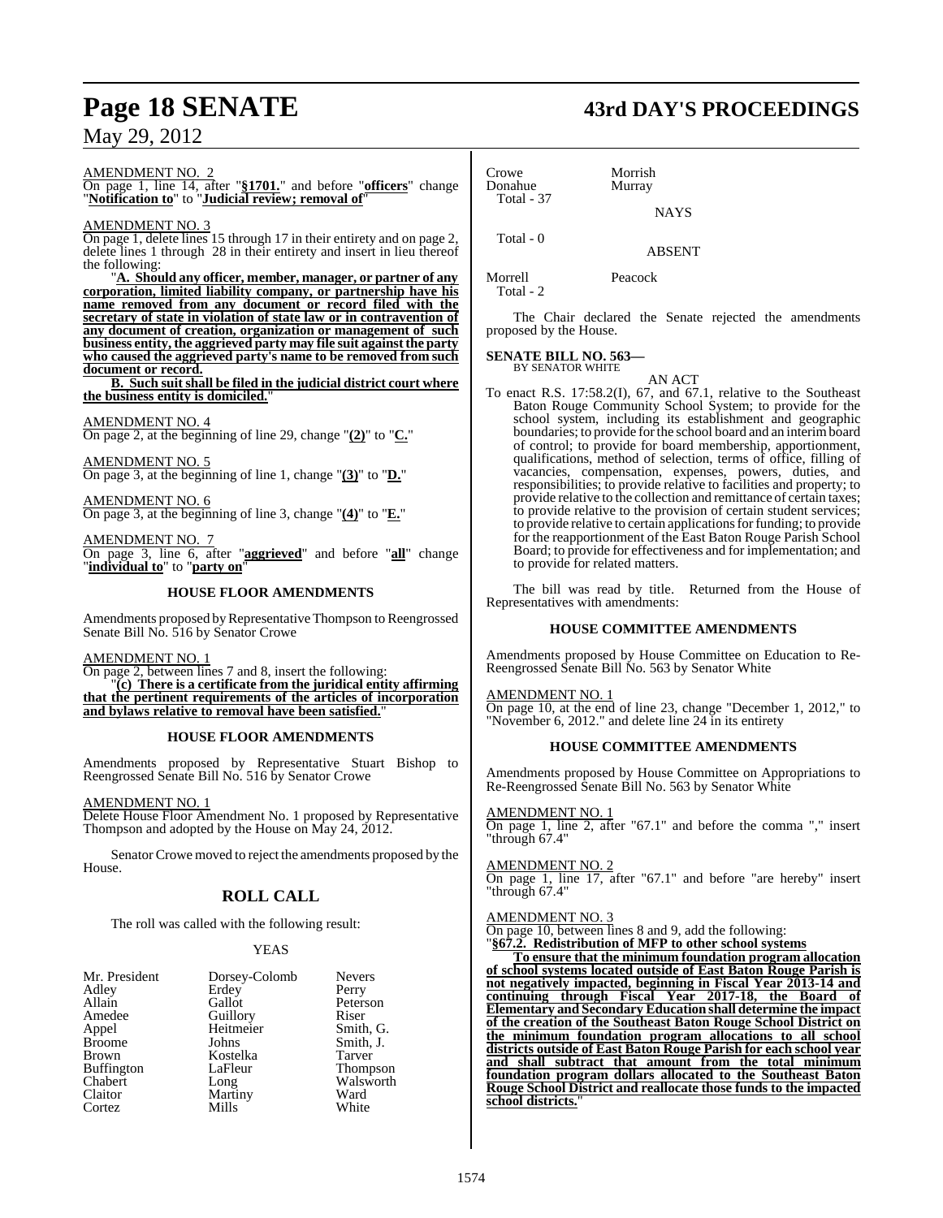AMENDMENT NO. 2

On page 1, line 14, after "**§1701.**" and before "**officers**" change "**Notification to**" to "**Judicial review; removal of**"

AMENDMENT NO. 3

On page 1, delete lines 15 through 17 in their entirety and on page 2, delete lines 1 through 28 in their entirety and insert in lieu thereof the following:

"**A. Should any officer, member, manager, or partner of any corporation, limited liability company, or partnership have his name removed from any document or record filed with the secretary of state in violation of state law or in contravention of any document of creation, organization or management of such business entity, the aggrieved party may file suit against the party who caused the aggrieved party's name to be removed from such document or record.**

**B. Such suit shall be filed in the judicial district court where the business entity is domiciled.**"

AMENDMENT NO. 4

On page 2, at the beginning of line 29, change "**(2)**" to "**C.**"

AMENDMENT NO. 5

On page 3, at the beginning of line 1, change "**(3)**" to "**D.**"

AMENDMENT NO. 6

On page 3, at the beginning of line 3, change "**(4)**" to "**E.**"

AMENDMENT NO. 7

On page 3, line 6, after "**aggrieved**" and before "**all**" change "**individual to**" to "**party on**"

### HOUSE FLOOR AMENDMENTS

Amendments proposed by Representative Thompson to Reengrossed Senate Bill No. 516 by Senator Crowe

AMENDMENT NO. 1

On page 2, between lines 7 and 8, insert the following:

"**(c) There is a certificate from the juridical entity affirming that the pertinent requirements of the articles of incorporation and bylaws relative to removal have been satisfied.**"

### HOUSE FLOOR AMENDMENTS

Amendments proposed by Representative Stuart Bishop to Reengrossed Senate Bill No. 516 by Senator Crowe

AMENDMENT NO. 1

Delete House Floor Amendment No. 1 proposed by Representative Thompson and adopted by the House on May 24, 2012.

Senator Crowe moved to reject the amendments proposed by the House.

## ROLL CALL

The roll was called with the following result:

YEAS

| | | |
|---|---|---|
| Mr. President | Dorsey-Colomb | Nevers |
| Adley | Erdey | Perry |
| Allain | Gallot | Peterson |
| Amedee | Guillory | Riser |
| Appel | Heitmeier | Smith, G. |
| Broome | Johns | Smith, J. |
| Brown | Kostelka | Tarver |
| Buffington | LaFleur | Thompson |
| Chabert | Long | Walsworth |
| Claitor | Martiny | Ward |
| Cortez | Mills | White |
| Crowe | Morrish | |
| Donahue | Murray | |

Total - 37

NAYS

Total - 0

ABSENT

| | |
|---|---|
| Morrell | Peacock |

Total - 2

The Chair declared the Senate rejected the amendments proposed by the House.

**SENATE BILL NO. 563—**
BY SENATOR WHITE

AN ACT

To enact R.S. 17:58.2(I), 67, and 67.1, relative to the Southeast Baton Rouge Community School System; to provide for the school system, including its establishment and geographic boundaries; to provide for the school board and an interim board of control; to provide for board membership, apportionment, qualifications, method of selection, terms of office, filling of vacancies, compensation, expenses, powers, duties, and responsibilities; to provide relative to facilities and property; to provide relative to the collection and remittance of certain taxes; to provide relative to the provision of certain student services; to provide relative to certain applications for funding; to provide for the reapportionment of the East Baton Rouge Parish School Board; to provide for effectiveness and for implementation; and to provide for related matters.

The bill was read by title. Returned from the House of Representatives with amendments:

### HOUSE COMMITTEE AMENDMENTS

Amendments proposed by House Committee on Education to Re-Reengrossed Senate Bill No. 563 by Senator White

AMENDMENT NO. 1

On page 10, at the end of line 23, change "December 1, 2012," to "November 6, 2012." and delete line 24 in its entirety

### HOUSE COMMITTEE AMENDMENTS

Amendments proposed by House Committee on Appropriations to Re-Reengrossed Senate Bill No. 563 by Senator White

AMENDMENT NO. 1

On page 1, line 2, after "67.1" and before the comma "," insert "through 67.4"

AMENDMENT NO. 2

On page 1, line 17, after "67.1" and before "are hereby" insert "through 67.4"

AMENDMENT NO. 3

On page 10, between lines 8 and 9, add the following:

"**§67.2. Redistribution of MFP to other school systems**

**To ensure that the minimum foundation program allocation of school systems located outside of East Baton Rouge Parish is not negatively impacted, beginning in Fiscal Year 2013-14 and continuing through Fiscal Year 2017-18, the Board of Elementary and Secondary Education shall determine the impact of the creation of the Southeast Baton Rouge School District on the minimum foundation program allocations to all school districts outside of East Baton Rouge Parish for each school year and shall subtract that amount from the total minimum foundation program dollars allocated to the Southeast Baton Rouge School District and reallocate those funds to the impacted school districts.**"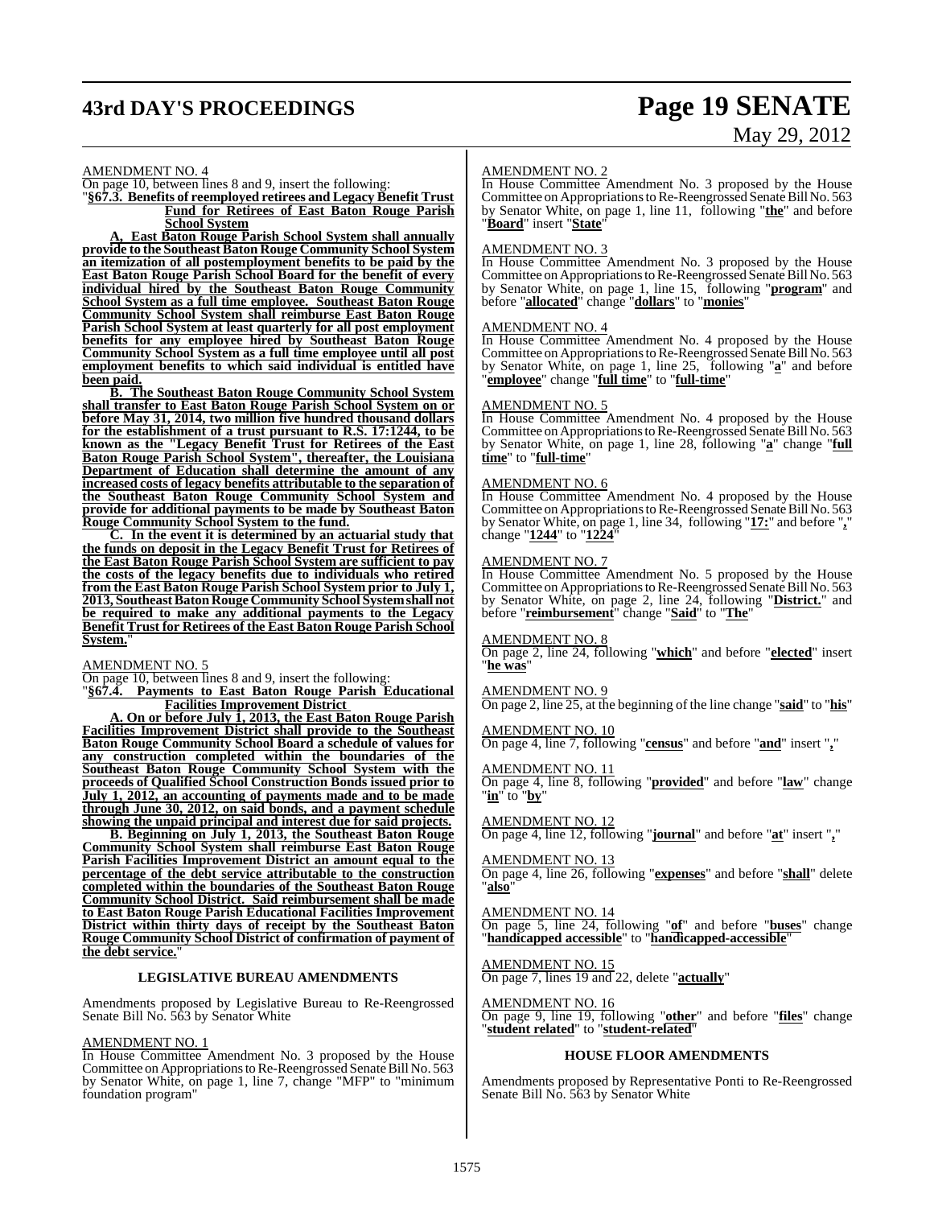AMENDMENT NO. 4

On page 10, between lines 8 and 9, insert the following:

"**§67.3. Benefits of reemployed retirees and Legacy Benefit Trust Fund for Retirees of East Baton Rouge Parish School System**

**A. East Baton Rouge Parish School System shall annually provide to the Southeast Baton Rouge Community School System an itemization of all postemployment benefits to be paid by the East Baton Rouge Parish School Board for the benefit of every individual hired by the Southeast Baton Rouge Community School System as a full time employee. Southeast Baton Rouge Community School System shall reimburse East Baton Rouge Parish School System at least quarterly for all post employment benefits for any employee hired by Southeast Baton Rouge Community School System as a full time employee until all post employment benefits to which said individual is entitled have been paid.**

**B. The Southeast Baton Rouge Community School System shall transfer to East Baton Rouge Parish School System on or before May 31, 2014, two million five hundred thousand dollars for the establishment of a trust pursuant to R.S. 17:1244, to be known as the "Legacy Benefit Trust for Retirees of the East Baton Rouge Parish School System", thereafter, the Louisiana Department of Education shall determine the amount of any increased costs of legacy benefits attributable to the separation of the Southeast Baton Rouge Community School System and provide for additional payments to be made by Southeast Baton Rouge Community School System to the fund.**

**C. In the event it is determined by an actuarial study that the funds on deposit in the Legacy Benefit Trust for Retirees of the East Baton Rouge Parish School System are sufficient to pay the costs of the legacy benefits due to individuals who retired from the East Baton Rouge Parish School System prior to July 1, 2013, Southeast Baton Rouge Community School System shall not be required to make any additional payments to the Legacy Benefit Trust for Retirees of the East Baton Rouge Parish School System.**"

AMENDMENT NO. 5

On page 10, between lines 8 and 9, insert the following:

"**§67.4. Payments to East Baton Rouge Parish Educational Facilities Improvement District**

**A. On or before July 1, 2013, the East Baton Rouge Parish Facilities Improvement District shall provide to the Southeast Baton Rouge Community School Board a schedule of values for any construction completed within the boundaries of the Southeast Baton Rouge Community School System with the proceeds of Qualified School Construction Bonds issued prior to July 1, 2012, an accounting of payments made and to be made through June 30, 2012, on said bonds, and a payment schedule showing the unpaid principal and interest due for said projects.**

**B. Beginning on July 1, 2013, the Southeast Baton Rouge Community School System shall reimburse East Baton Rouge Parish Facilities Improvement District an amount equal to the percentage of the debt service attributable to the construction completed within the boundaries of the Southeast Baton Rouge Community School District. Said reimbursement shall be made to East Baton Rouge Parish Educational Facilities Improvement District within thirty days of receipt by the Southeast Baton Rouge Community School District of confirmation of payment of the debt service.**"

## LEGISLATIVE BUREAU AMENDMENTS

Amendments proposed by Legislative Bureau to Re-Reengrossed Senate Bill No. 563 by Senator White

AMENDMENT NO. 1

In House Committee Amendment No. 3 proposed by the House Committee on Appropriations to Re-Reengrossed Senate Bill No. 563 by Senator White, on page 1, line 7, change "MFP" to "minimum foundation program"

AMENDMENT NO. 2

In House Committee Amendment No. 3 proposed by the House Committee on Appropriations to Re-Reengrossed Senate Bill No. 563 by Senator White, on page 1, line 11, following "**the**" and before "**Board**" insert "**State**"

AMENDMENT NO. 3

In House Committee Amendment No. 3 proposed by the House Committee on Appropriations to Re-Reengrossed Senate Bill No. 563 by Senator White, on page 1, line 15, following "**program**" and before "**allocated**" change "**dollars**" to "**monies**"

AMENDMENT NO. 4

In House Committee Amendment No. 4 proposed by the House Committee on Appropriations to Re-Reengrossed Senate Bill No. 563 by Senator White, on page 1, line 25, following "**a**" and before "**employee**" change "**full time**" to "**full-time**"

AMENDMENT NO. 5

In House Committee Amendment No. 4 proposed by the House Committee on Appropriations to Re-Reengrossed Senate Bill No. 563 by Senator White, on page 1, line 28, following "**a**" change "**full time**" to "**full-time**"

AMENDMENT NO. 6

In House Committee Amendment No. 4 proposed by the House Committee on Appropriations to Re-Reengrossed Senate Bill No. 563 by Senator White, on page 1, line 34, following "**17:**" and before "**,**" change "**1244**" to "**1224**"

AMENDMENT NO. 7

In House Committee Amendment No. 5 proposed by the House Committee on Appropriations to Re-Reengrossed Senate Bill No. 563 by Senator White, on page 2, line 24, following "**District.**" and before "**reimbursement**" change "**Said**" to "**The**"

AMENDMENT NO. 8

On page 2, line 24, following "**which**" and before "**elected**" insert "**he was**"

AMENDMENT NO. 9

On page 2, line 25, at the beginning of the line change "**said**" to "**his**"

AMENDMENT NO. 10

On page 4, line 7, following "**census**" and before "**and**" insert "**,**"

AMENDMENT NO. 11

On page 4, line 8, following "**provided**" and before "**law**" change "**in**" to "**by**"

AMENDMENT NO. 12

On page 4, line 12, following "**journal**" and before "**at**" insert "**,**"

AMENDMENT NO. 13

On page 4, line 26, following "**expenses**" and before "**shall**" delete "**also**"

AMENDMENT NO. 14

On page 5, line 24, following "**of**" and before "**buses**" change "**handicapped accessible**" to "**handicapped-accessible**"

AMENDMENT NO. 15

On page 7, lines 19 and 22, delete "**actually**"

AMENDMENT NO. 16

On page 9, line 19, following "**other**" and before "**files**" change "**student related**" to "**student-related**"

## HOUSE FLOOR AMENDMENTS

Amendments proposed by Representative Ponti to Re-Reengrossed Senate Bill No. 563 by Senator White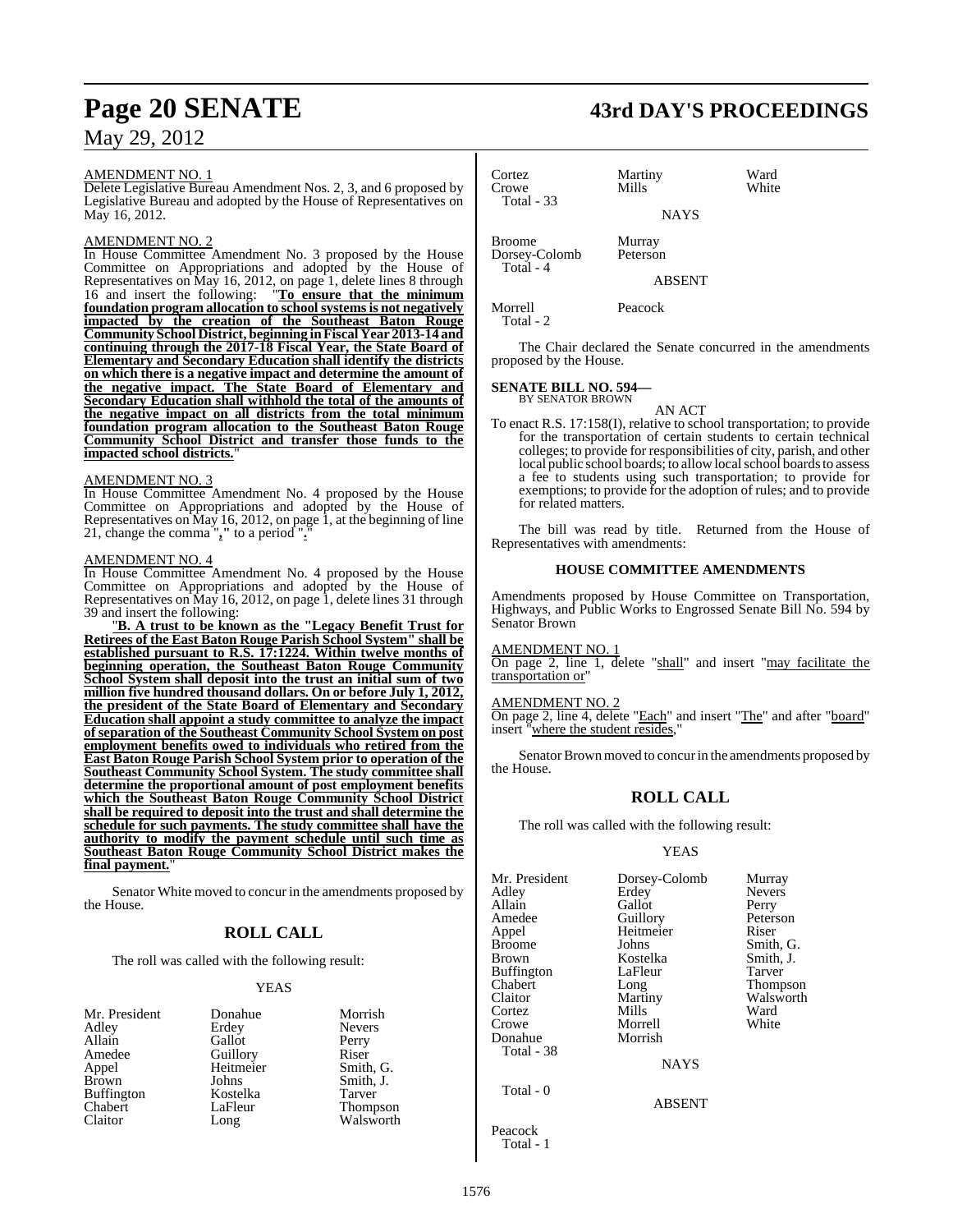AMENDMENT NO. 1

Delete Legislative Bureau Amendment Nos. 2, 3, and 6 proposed by Legislative Bureau and adopted by the House of Representatives on May 16, 2012.

AMENDMENT NO. 2

In House Committee Amendment No. 3 proposed by the House Committee on Appropriations and adopted by the House of Representatives on May 16, 2012, on page 1, delete lines 8 through 16 and insert the following: "**To ensure that the minimum foundation program allocation to school systems is not negatively impacted by the creation of the Southeast Baton Rouge Community School District, beginning in Fiscal Year 2013-14 and continuing through the 2017-18 Fiscal Year, the State Board of Elementary and Secondary Education shall identify the districts on which there is a negative impact and determine the amount of the negative impact. The State Board of Elementary and Secondary Education shall withhold the total of the amounts of the negative impact on all districts from the total minimum foundation program allocation to the Southeast Baton Rouge Community School District and transfer those funds to the impacted school districts.**"

AMENDMENT NO. 3

In House Committee Amendment No. 4 proposed by the House Committee on Appropriations and adopted by the House of Representatives on May 16, 2012, on page 1, at the beginning of line 21, change the comma "**,**" to a period "**.**"

AMENDMENT NO. 4

In House Committee Amendment No. 4 proposed by the House Committee on Appropriations and adopted by the House of Representatives on May 16, 2012, on page 1, delete lines 31 through 39 and insert the following:

"**B. A trust to be known as the "Legacy Benefit Trust for Retirees of the East Baton Rouge Parish School System" shall be established pursuant to R.S. 17:1224. Within twelve months of beginning operation, the Southeast Baton Rouge Community School System shall deposit into the trust an initial sum of two million five hundred thousand dollars. On or before July 1, 2012, the president of the State Board of Elementary and Secondary Education shall appoint a study committee to analyze the impact of separation of the Southeast Community School System on post employment benefits owed to individuals who retired from the East Baton Rouge Parish School System prior to operation of the Southeast Community School System. The study committee shall determine the proportional amount of post employment benefits which the Southeast Baton Rouge Community School District shall be required to deposit into the trust and shall determine the schedule for such payments. The study committee shall have the authority to modify the payment schedule until such time as Southeast Baton Rouge Community School District makes the final payment.**"

Senator White moved to concur in the amendments proposed by the House.

## ROLL CALL

The roll was called with the following result:

YEAS

| | | |
|---|---|---|
| Mr. President | Donahue | Morrish |
| Adley | Erdey | Nevers |
| Allain | Gallot | Perry |
| Amedee | Guillory | Riser |
| Appel | Heitmeier | Smith, G. |
| Brown | Johns | Smith, J. |
| Buffington | Kostelka | Tarver |
| Chabert | LaFleur | Thompson |
| Claitor | Long | Walsworth |
| Cortez | Martiny | Ward |
| Crowe | Mills | White |

Total - 33

NAYS

| | |
|---|---|
| Broome | Murray |
| Dorsey-Colomb | Peterson |

Total - 4

ABSENT

| | |
|---|---|
| Morrell | Peacock |

Total - 2

The Chair declared the Senate concurred in the amendments proposed by the House.

**SENATE BILL NO. 594—**
BY SENATOR BROWN

AN ACT

To enact R.S. 17:158(I), relative to school transportation; to provide for the transportation of certain students to certain technical colleges; to provide for responsibilities of city, parish, and other local public school boards; to allow local school boards to assess a fee to students using such transportation; to provide for exemptions; to provide for the adoption of rules; and to provide for related matters.

The bill was read by title. Returned from the House of Representatives with amendments:

### HOUSE COMMITTEE AMENDMENTS

Amendments proposed by House Committee on Transportation, Highways, and Public Works to Engrossed Senate Bill No. 594 by Senator Brown

AMENDMENT NO. 1

On page 2, line 1, delete "shall" and insert "may facilitate the transportation or"

AMENDMENT NO. 2

On page 2, line 4, delete "Each" and insert "The" and after "board" insert "where the student resides,"

Senator Brown moved to concur in the amendments proposed by the House.

## ROLL CALL

The roll was called with the following result:

YEAS

| | | |
|---|---|---|
| Mr. President | Dorsey-Colomb | Murray |
| Adley | Erdey | Nevers |
| Allain | Gallot | Perry |
| Amedee | Guillory | Peterson |
| Appel | Heitmeier | Riser |
| Broome | Johns | Smith, G. |
| Brown | Kostelka | Smith, J. |
| Buffington | LaFleur | Tarver |
| Chabert | Long | Thompson |
| Claitor | Martiny | Walsworth |
| Cortez | Mills | Ward |
| Crowe | Morrell | White |
| Donahue | Morrish | |

Total - 38

NAYS

Total - 0

ABSENT

Peacock

Total - 1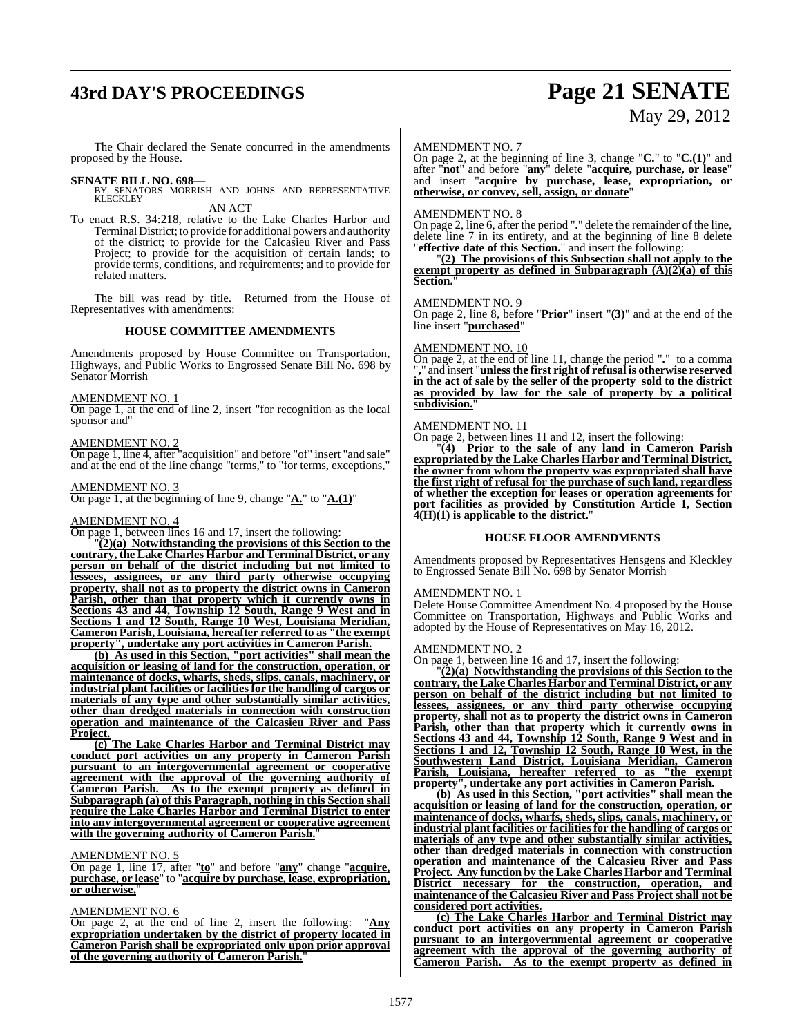The Chair declared the Senate concurred in the amendments proposed by the House.

**SENATE BILL NO. 698—**
BY SENATORS MORRISH AND JOHNS AND REPRESENTATIVE KLECKLEY

AN ACT

To enact R.S. 34:218, relative to the Lake Charles Harbor and Terminal District; to provide for additional powers and authority of the district; to provide for the Calcasieu River and Pass Project; to provide for the acquisition of certain lands; to provide terms, conditions, and requirements; and to provide for related matters.

The bill was read by title. Returned from the House of Representatives with amendments:

### HOUSE COMMITTEE AMENDMENTS

Amendments proposed by House Committee on Transportation, Highways, and Public Works to Engrossed Senate Bill No. 698 by Senator Morrish

AMENDMENT NO. 1

On page 1, at the end of line 2, insert "for recognition as the local sponsor and"

AMENDMENT NO. 2

On page 1, line 4, after "acquisition" and before "of" insert "and sale" and at the end of the line change "terms," to "for terms, exceptions,"

AMENDMENT NO. 3

On page 1, at the beginning of line 9, change "**A.**" to "**A.(1)**"

AMENDMENT NO. 4

On page 1, between lines 16 and 17, insert the following:

"**(2)(a) Notwithstanding the provisions of this Section to the contrary, the Lake Charles Harbor and Terminal District, or any person on behalf of the district including but not limited to lessees, assignees, or any third party otherwise occupying property, shall not as to property the district owns in Cameron Parish, other than that property which it currently owns in Sections 43 and 44, Township 12 South, Range 9 West and in Sections 1 and 12 South, Range 10 West, Louisiana Meridian, Cameron Parish, Louisiana, hereafter referred to as "the exempt property", undertake any port activities in Cameron Parish.**

**(b) As used in this Section, "port activities" shall mean the acquisition or leasing of land for the construction, operation, or maintenance of docks, wharfs, sheds, slips, canals, machinery, or industrial plant facilities or facilities for the handling of cargos or materials of any type and other substantially similar activities, other than dredged materials in connection with construction operation and maintenance of the Calcasieu River and Pass Project.**

**(c) The Lake Charles Harbor and Terminal District may conduct port activities on any property in Cameron Parish pursuant to an intergovernmental agreement or cooperative agreement with the approval of the governing authority of Cameron Parish. As to the exempt property as defined in Subparagraph (a) of this Paragraph, nothing in this Section shall require the Lake Charles Harbor and Terminal District to enter into any intergovernmental agreement or cooperative agreement with the governing authority of Cameron Parish.**"

AMENDMENT NO. 5

On page 1, line 17, after "**to**" and before "**any**" change "**acquire, purchase, or lease**" to "**acquire by purchase, lease, expropriation, or otherwise,**"

AMENDMENT NO. 6

On page 2, at the end of line 2, insert the following: "**Any expropriation undertaken by the district of property located in Cameron Parish shall be expropriated only upon prior approval of the governing authority of Cameron Parish.**"

AMENDMENT NO. 7

On page 2, at the beginning of line 3, change "**C.**" to "**C.(1)**" and after "**not**" and before "**any**" delete "**acquire, purchase, or lease**" and insert "**acquire by purchase, lease, expropriation, or otherwise, or convey, sell, assign, or donate**"

AMENDMENT NO. 8

On page 2, line 6, after the period "**.**" delete the remainder of the line, delete line 7 in its entirety, and at the beginning of line 8 delete "**effective date of this Section.**" and insert the following:

"**(2) The provisions of this Subsection shall not apply to the exempt property as defined in Subparagraph (A)(2)(a) of this Section.**"

AMENDMENT NO. 9

On page 2, line 8, before "**Prior**" insert "**(3)**" and at the end of the line insert "**purchased**"

AMENDMENT NO. 10

On page 2, at the end of line 11, change the period "**.**" to a comma "**,**" and insert "**unless the first right of refusal is otherwise reserved in the act of sale by the seller of the property sold to the district as provided by law for the sale of property by a political subdivision.**"

AMENDMENT NO. 11

On page 2, between lines 11 and 12, insert the following:

"**(4) Prior to the sale of any land in Cameron Parish expropriated by the Lake Charles Harbor and Terminal District, the owner from whom the property was expropriated shall have the first right of refusal for the purchase of such land, regardless of whether the exception for leases or operation agreements for port facilities as provided by Constitution Article 1, Section 4(H)(1) is applicable to the district.**"

### HOUSE FLOOR AMENDMENTS

Amendments proposed by Representatives Hensgens and Kleckley to Engrossed Senate Bill No. 698 by Senator Morrish

AMENDMENT NO. 1

Delete House Committee Amendment No. 4 proposed by the House Committee on Transportation, Highways and Public Works and adopted by the House of Representatives on May 16, 2012.

AMENDMENT NO. 2

On page 1, between line 16 and 17, insert the following:

"**(2)(a) Notwithstanding the provisions of this Section to the contrary, the Lake Charles Harbor and Terminal District, or any person on behalf of the district including but not limited to lessees, assignees, or any third party otherwise occupying property, shall not as to property the district owns in Cameron Parish, other than that property which it currently owns in Sections 43 and 44, Township 12 South, Range 9 West and in Sections 1 and 12, Township 12 South, Range 10 West, in the Southwestern Land District, Louisiana Meridian, Cameron Parish, Louisiana, hereafter referred to as "the exempt property", undertake any port activities in Cameron Parish.**

**(b) As used in this Section, "port activities" shall mean the acquisition or leasing of land for the construction, operation, or maintenance of docks, wharfs, sheds, slips, canals, machinery, or industrial plant facilities or facilities for the handling of cargos or materials of any type and other substantially similar activities, other than dredged materials in connection with construction operation and maintenance of the Calcasieu River and Pass Project. Any function by the Lake Charles Harbor and Terminal District necessary for the construction, operation, and maintenance of the Calcasieu River and Pass Project shall not be considered port activities.**

**(c) The Lake Charles Harbor and Terminal District may conduct port activities on any property in Cameron Parish pursuant to an intergovernmental agreement or cooperative agreement with the approval of the governing authority of Cameron Parish. As to the exempt property as defined in**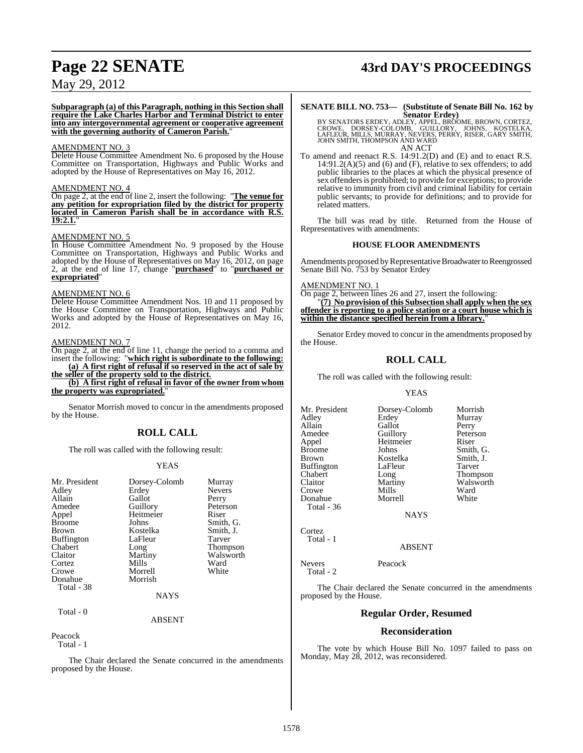**Subparagraph (a) of this Paragraph, nothing in this Section shall require the Lake Charles Harbor and Terminal District to enter into any intergovernmental agreement or cooperative agreement with the governing authority of Cameron Parish.**"

AMENDMENT NO. 3

Delete House Committee Amendment No. 6 proposed by the House Committee on Transportation, Highways and Public Works and adopted by the House of Representatives on May 16, 2012.

AMENDMENT NO. 4

On page 2, at the end of line 2, insert the following: "**The venue for any petition for expropriation filed by the district for property located in Cameron Parish shall be in accordance with R.S. 19:2.1.**"

AMENDMENT NO. 5

In House Committee Amendment No. 9 proposed by the House Committee on Transportation, Highways and Public Works and adopted by the House of Representatives on May 16, 2012, on page 2, at the end of line 17, change "**purchased**" to "**purchased or expropriated**"

AMENDMENT NO. 6

Delete House Committee Amendment Nos. 10 and 11 proposed by the House Committee on Transportation, Highways and Public Works and adopted by the House of Representatives on May 16, 2012.

AMENDMENT NO. 7

On page 2, at the end of line 11, change the period to a comma and insert the following: "**which right is subordinate to the following:**

**(a) A first right of refusal if so reserved in the act of sale by the seller of the property sold to the district.**

**(b) A first right of refusal in favor of the owner from whom the property was expropriated.**"

Senator Morrish moved to concur in the amendments proposed by the House.

## ROLL CALL

The roll was called with the following result:

YEAS

| | | |
|---|---|---|
| Mr. President | Dorsey-Colomb | Murray |
| Adley | Erdey | Nevers |
| Allain | Gallot | Perry |
| Amedee | Guillory | Peterson |
| Appel | Heitmeier | Riser |
| Broome | Johns | Smith, G. |
| Brown | Kostelka | Smith, J. |
| Buffington | LaFleur | Tarver |
| Chabert | Long | Thompson |
| Claitor | Martiny | Walsworth |
| Cortez | Mills | Ward |
| Crowe | Morrell | White |
| Donahue | Morrish | |

Total - 38

NAYS

Total - 0

ABSENT

Peacock

Total - 1

The Chair declared the Senate concurred in the amendments proposed by the House.

**SENATE BILL NO. 753— (Substitute of Senate Bill No. 162 by Senator Erdey)**

BY SENATORS ERDEY, ADLEY, APPEL, BROOME, BROWN, CORTEZ, CROWE, DORSEY-COLOMB, GUILLORY, JOHNS, KOSTELKA, LAFLEUR, MILLS, MURRAY, NEVERS, PERRY, RISER, GARY SMITH, JOHN SMITH, THOMPSON AND WARD

AN ACT

To amend and reenact R.S. 14:91.2(D) and (E) and to enact R.S. 14:91.2(A)(5) and (6) and (F), relative to sex offenders; to add public libraries to the places at which the physical presence of sex offenders is prohibited; to provide for exceptions; to provide relative to immunity from civil and criminal liability for certain public servants; to provide for definitions; and to provide for related matters.

The bill was read by title. Returned from the House of Representatives with amendments:

### HOUSE FLOOR AMENDMENTS

Amendments proposed by Representative Broadwater to Reengrossed Senate Bill No. 753 by Senator Erdey

AMENDMENT NO. 1

On page 2, between lines 26 and 27, insert the following:

"**(7) No provision of this Subsection shall apply when the sex offender is reporting to a police station or a court house which is within the distance specified herein from a library.**"

Senator Erdey moved to concur in the amendments proposed by the House.

## ROLL CALL

The roll was called with the following result:

YEAS

| | | |
|---|---|---|
| Mr. President | Dorsey-Colomb | Morrish |
| Adley | Erdey | Murray |
| Allain | Gallot | Perry |
| Amedee | Guillory | Peterson |
| Appel | Heitmeier | Riser |
| Broome | Johns | Smith, G. |
| Brown | Kostelka | Smith, J. |
| Buffington | LaFleur | Tarver |
| Chabert | Long | Thompson |
| Claitor | Martiny | Walsworth |
| Crowe | Mills | Ward |
| Donahue | Morrell | White |

Total - 36

NAYS

Cortez

Total - 1

ABSENT

Nevers Peacock

Total - 2

The Chair declared the Senate concurred in the amendments proposed by the House.

## Regular Order, Resumed

## Reconsideration

The vote by which House Bill No. 1097 failed to pass on Monday, May 28, 2012, was reconsidered.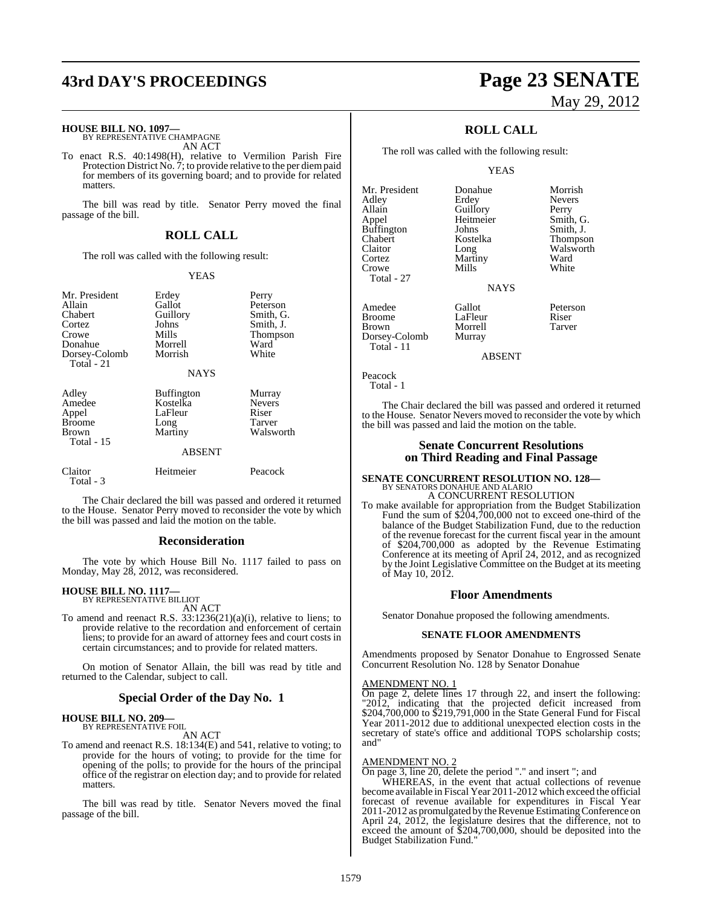**HOUSE BILL NO. 1097—**
BY REPRESENTATIVE CHAMPAGNE

AN ACT

To enact R.S. 40:1498(H), relative to Vermilion Parish Fire Protection District No. 7; to provide relative to the per diem paid for members of its governing board; and to provide for related matters.

The bill was read by title. Senator Perry moved the final passage of the bill.

## ROLL CALL

The roll was called with the following result:

YEAS

| | | |
|---|---|---|
| Mr. President | Erdey | Perry |
| Allain | Gallot | Peterson |
| Chabert | Guillory | Smith, G. |
| Cortez | Johns | Smith, J. |
| Crowe | Mills | Thompson |
| Donahue | Morrell | Ward |
| Dorsey-Colomb | Morrish | White |

Total - 21

NAYS

| | | |
|---|---|---|
| Adley | Buffington | Murray |
| Amedee | Kostelka | Nevers |
| Appel | LaFleur | Riser |
| Broome | Long | Tarver |
| Brown | Martiny | Walsworth |

Total - 15

ABSENT

| | | |
|---|---|---|
| Claitor | Heitmeier | Peacock |

Total - 3

The Chair declared the bill was passed and ordered it returned to the House. Senator Perry moved to reconsider the vote by which the bill was passed and laid the motion on the table.

## Reconsideration

The vote by which House Bill No. 1117 failed to pass on Monday, May 28, 2012, was reconsidered.

**HOUSE BILL NO. 1117—**
BY REPRESENTATIVE BILLIOT

AN ACT

To amend and reenact R.S. 33:1236(21)(a)(i), relative to liens; to provide relative to the recordation and enforcement of certain liens; to provide for an award of attorney fees and court costs in certain circumstances; and to provide for related matters.

On motion of Senator Allain, the bill was read by title and returned to the Calendar, subject to call.

## Special Order of the Day No. 1

**HOUSE BILL NO. 209—**
BY REPRESENTATIVE FOIL

AN ACT

To amend and reenact R.S. 18:134(E) and 541, relative to voting; to provide for the hours of voting; to provide for the time for opening of the polls; to provide for the hours of the principal office of the registrar on election day; and to provide for related matters.

The bill was read by title. Senator Nevers moved the final passage of the bill.

## ROLL CALL

The roll was called with the following result:

YEAS

| | | |
|---|---|---|
| Mr. President | Donahue | Morrish |
| Adley | Erdey | Nevers |
| Allain | Guillory | Perry |
| Appel | Heitmeier | Smith, G. |
| Buffington | Johns | Smith, J. |
| Chabert | Kostelka | Thompson |
| Claitor | Long | Walsworth |
| Cortez | Martiny | Ward |
| Crowe | Mills | White |

Total - 27

NAYS

| | | |
|---|---|---|
| Amedee | Gallot | Peterson |
| Broome | LaFleur | Riser |
| Brown | Morrell | Tarver |
| Dorsey-Colomb | Murray | |

Total - 11

ABSENT

Peacock

Total - 1

The Chair declared the bill was passed and ordered it returned to the House. Senator Nevers moved to reconsider the vote by which the bill was passed and laid the motion on the table.

## Senate Concurrent Resolutions on Third Reading and Final Passage

**SENATE CONCURRENT RESOLUTION NO. 128—**
BY SENATORS DONAHUE AND ALARIO

A CONCURRENT RESOLUTION

To make available for appropriation from the Budget Stabilization Fund the sum of $204,700,000 not to exceed one-third of the balance of the Budget Stabilization Fund, due to the reduction of the revenue forecast for the current fiscal year in the amount of $204,700,000 as adopted by the Revenue Estimating Conference at its meeting of April 24, 2012, and as recognized by the Joint Legislative Committee on the Budget at its meeting of May 10, 2012.

## Floor Amendments

Senator Donahue proposed the following amendments.

### SENATE FLOOR AMENDMENTS

Amendments proposed by Senator Donahue to Engrossed Senate Concurrent Resolution No. 128 by Senator Donahue

AMENDMENT NO. 1

On page 2, delete lines 17 through 22, and insert the following: "2012, indicating that the projected deficit increased from $204,700,000 to $219,791,000 in the State General Fund for Fiscal Year 2011-2012 due to additional unexpected election costs in the secretary of state's office and additional TOPS scholarship costs; and"

AMENDMENT NO. 2

On page 3, line 20, delete the period "." and insert "; and

WHEREAS, in the event that actual collections of revenue become available in Fiscal Year 2011-2012 which exceed the official forecast of revenue available for expenditures in Fiscal Year 2011-2012 as promulgated by the Revenue Estimating Conference on April 24, 2012, the legislature desires that the difference, not to exceed the amount of $204,700,000, should be deposited into the Budget Stabilization Fund."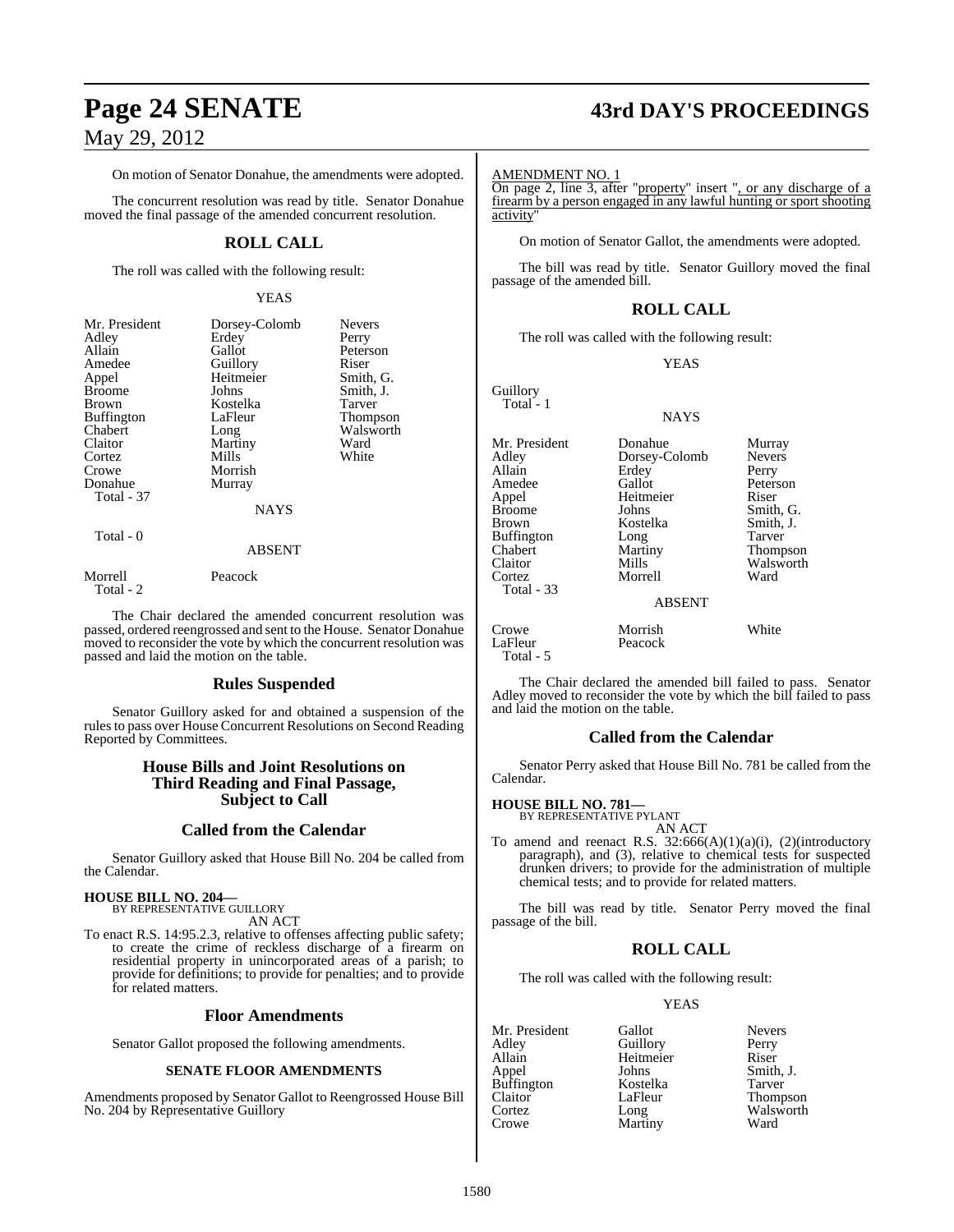On motion of Senator Donahue, the amendments were adopted.

The concurrent resolution was read by title. Senator Donahue moved the final passage of the amended concurrent resolution.

## ROLL CALL

The roll was called with the following result:

YEAS

| | | |
|---|---|---|
| Mr. President | Dorsey-Colomb | Nevers |
| Adley | Erdey | Perry |
| Allain | Gallot | Peterson |
| Amedee | Guillory | Riser |
| Appel | Heitmeier | Smith, G. |
| Broome | Johns | Smith, J. |
| Brown | Kostelka | Tarver |
| Buffington | LaFleur | Thompson |
| Chabert | Long | Walsworth |
| Claitor | Martiny | Ward |
| Cortez | Mills | White |
| Crowe | Morrish | |
| Donahue | Murray | |

Total - 37

NAYS

Total - 0

ABSENT

| | |
|---|---|
| Morrell | Peacock |

Total - 2

The Chair declared the amended concurrent resolution was passed, ordered reengrossed and sent to the House. Senator Donahue moved to reconsider the vote by which the concurrent resolution was passed and laid the motion on the table.

## Rules Suspended

Senator Guillory asked for and obtained a suspension of the rules to pass over House Concurrent Resolutions on Second Reading Reported by Committees.

## House Bills and Joint Resolutions on Third Reading and Final Passage, Subject to Call

## Called from the Calendar

Senator Guillory asked that House Bill No. 204 be called from the Calendar.

**HOUSE BILL NO. 204—**
BY REPRESENTATIVE GUILLORY
AN ACT

To enact R.S. 14:95.2.3, relative to offenses affecting public safety; to create the crime of reckless discharge of a firearm on residential property in unincorporated areas of a parish; to provide for definitions; to provide for penalties; and to provide for related matters.

## Floor Amendments

Senator Gallot proposed the following amendments.

**SENATE FLOOR AMENDMENTS**

Amendments proposed by Senator Gallot to Reengrossed House Bill No. 204 by Representative Guillory

AMENDMENT NO. 1

On page 2, line 3, after "property" insert ", or any discharge of a firearm by a person engaged in any lawful hunting or sport shooting activity"

On motion of Senator Gallot, the amendments were adopted.

The bill was read by title. Senator Guillory moved the final passage of the amended bill.

## ROLL CALL

The roll was called with the following result:

YEAS

Guillory

Total - 1

NAYS

| | | |
|---|---|---|
| Mr. President | Donahue | Murray |
| Adley | Dorsey-Colomb | Nevers |
| Allain | Erdey | Perry |
| Amedee | Gallot | Peterson |
| Appel | Heitmeier | Riser |
| Broome | Johns | Smith, G. |
| Brown | Kostelka | Smith, J. |
| Buffington | Long | Tarver |
| Chabert | Martiny | Thompson |
| Claitor | Mills | Walsworth |
| Cortez | Morrell | Ward |

Total - 33

ABSENT

| | | |
|---|---|---|
| Crowe | Morrish | White |
| LaFleur | Peacock | |

Total - 5

The Chair declared the amended bill failed to pass. Senator Adley moved to reconsider the vote by which the bill failed to pass and laid the motion on the table.

## Called from the Calendar

Senator Perry asked that House Bill No. 781 be called from the Calendar.

**HOUSE BILL NO. 781—**
BY REPRESENTATIVE PYLANT
AN ACT

To amend and reenact R.S. 32:666(A)(1)(a)(i), (2)(introductory paragraph), and (3), relative to chemical tests for suspected drunken drivers; to provide for the administration of multiple chemical tests; and to provide for related matters.

The bill was read by title. Senator Perry moved the final passage of the bill.

## ROLL CALL

The roll was called with the following result:

YEAS

| | | |
|---|---|---|
| Mr. President | Gallot | Nevers |
| Adley | Guillory | Perry |
| Allain | Heitmeier | Riser |
| Appel | Johns | Smith, J. |
| Buffington | Kostelka | Tarver |
| Claitor | LaFleur | Thompson |
| Cortez | Long | Walsworth |
| Crowe | Martiny | Ward |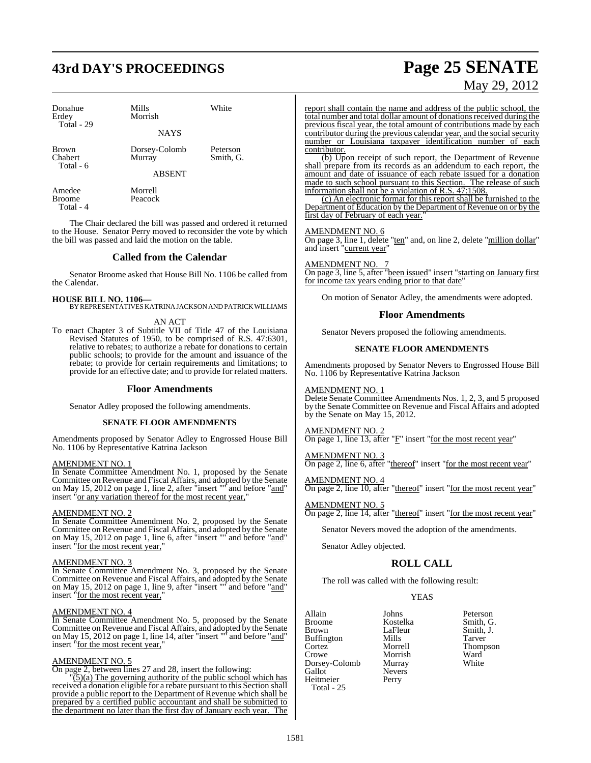| | | |
|---|---|---|
| Donahue | Mills | White |
| Erdey | Morrish | |
| Total - 29 | | |

NAYS

| | | |
|---|---|---|
| Brown | Dorsey-Colomb | Peterson |
| Chabert | Murray | Smith, G. |
| Total - 6 | | |

ABSENT

| | |
|---|---|
| Amedee | Morrell |
| Broome | Peacock |
| Total - 4 | |

The Chair declared the bill was passed and ordered it returned to the House. Senator Perry moved to reconsider the vote by which the bill was passed and laid the motion on the table.

## Called from the Calendar

Senator Broome asked that House Bill No. 1106 be called from the Calendar.

**HOUSE BILL NO. 1106—**
BY REPRESENTATIVES KATRINA JACKSON AND PATRICK WILLIAMS

AN ACT

To enact Chapter 3 of Subtitle VII of Title 47 of the Louisiana Revised Statutes of 1950, to be comprised of R.S. 47:6301, relative to rebates; to authorize a rebate for donations to certain public schools; to provide for the amount and issuance of the rebate; to provide for certain requirements and limitations; to provide for an effective date; and to provide for related matters.

## Floor Amendments

Senator Adley proposed the following amendments.

### SENATE FLOOR AMENDMENTS

Amendments proposed by Senator Adley to Engrossed House Bill No. 1106 by Representative Katrina Jackson

AMENDMENT NO. 1
In Senate Committee Amendment No. 1, proposed by the Senate Committee on Revenue and Fiscal Affairs, and adopted by the Senate on May 15, 2012 on page 1, line 2, after "insert "" and before "and" insert "or any variation thereof for the most recent year,"

AMENDMENT NO. 2
In Senate Committee Amendment No. 2, proposed by the Senate Committee on Revenue and Fiscal Affairs, and adopted by the Senate on May 15, 2012 on page 1, line 6, after "insert "" and before "and" insert "for the most recent year,"

AMENDMENT NO. 3
In Senate Committee Amendment No. 3, proposed by the Senate Committee on Revenue and Fiscal Affairs, and adopted by the Senate on May 15, 2012 on page 1, line 9, after "insert "" and before "and" insert "for the most recent year,"

AMENDMENT NO. 4
In Senate Committee Amendment No. 5, proposed by the Senate Committee on Revenue and Fiscal Affairs, and adopted by the Senate on May 15, 2012 on page 1, line 14, after "insert "" and before "and" insert "for the most recent year,"

AMENDMENT NO. 5
On page 2, between lines 27 and 28, insert the following:

"(5)(a) The governing authority of the public school which has received a donation eligible for a rebate pursuant to this Section shall provide a public report to the Department of Revenue which shall be prepared by a certified public accountant and shall be submitted to the department no later than the first day of January each year. The report shall contain the name and address of the public school, the total number and total dollar amount of donations received during the previous fiscal year, the total amount of contributions made by each contributor during the previous calendar year, and the social security number or Louisiana taxpayer identification number of each contributor.

(b) Upon receipt of such report, the Department of Revenue shall prepare from its records as an addendum to each report, the amount and date of issuance of each rebate issued for a donation made to such school pursuant to this Section. The release of such information shall not be a violation of R.S. 47:1508.

(c) An electronic format for this report shall be furnished to the Department of Education by the Department of Revenue on or by the first day of February of each year."

AMENDMENT NO. 6
On page 3, line 1, delete "ten" and, on line 2, delete "million dollar" and insert "current year"

AMENDMENT NO. 7
On page 3, line 5, after "been issued" insert "starting on January first for income tax years ending prior to that date"

On motion of Senator Adley, the amendments were adopted.

## Floor Amendments

Senator Nevers proposed the following amendments.

### SENATE FLOOR AMENDMENTS

Amendments proposed by Senator Nevers to Engrossed House Bill No. 1106 by Representative Katrina Jackson

AMENDMENT NO. 1
Delete Senate Committee Amendments Nos. 1, 2, 3, and 5 proposed by the Senate Committee on Revenue and Fiscal Affairs and adopted by the Senate on May 15, 2012.

AMENDMENT NO. 2
On page 1, line 13, after "F" insert "for the most recent year"

AMENDMENT NO. 3
On page 2, line 6, after "thereof" insert "for the most recent year"

AMENDMENT NO. 4
On page 2, line 10, after "thereof" insert "for the most recent year"

AMENDMENT NO. 5
On page 2, line 14, after "thereof" insert "for the most recent year"

Senator Nevers moved the adoption of the amendments.

Senator Adley objected.

## ROLL CALL

The roll was called with the following result:

YEAS

| | | |
|---|---|---|
| Allain | Johns | Peterson |
| Broome | Kostelka | Smith, G. |
| Brown | LaFleur | Smith, J. |
| Buffington | Mills | Tarver |
| Cortez | Morrell | Thompson |
| Crowe | Morrish | Ward |
| Dorsey-Colomb | Murray | White |
| Gallot | Nevers | |
| Heitmeier | Perry | |
| Total - 25 | | |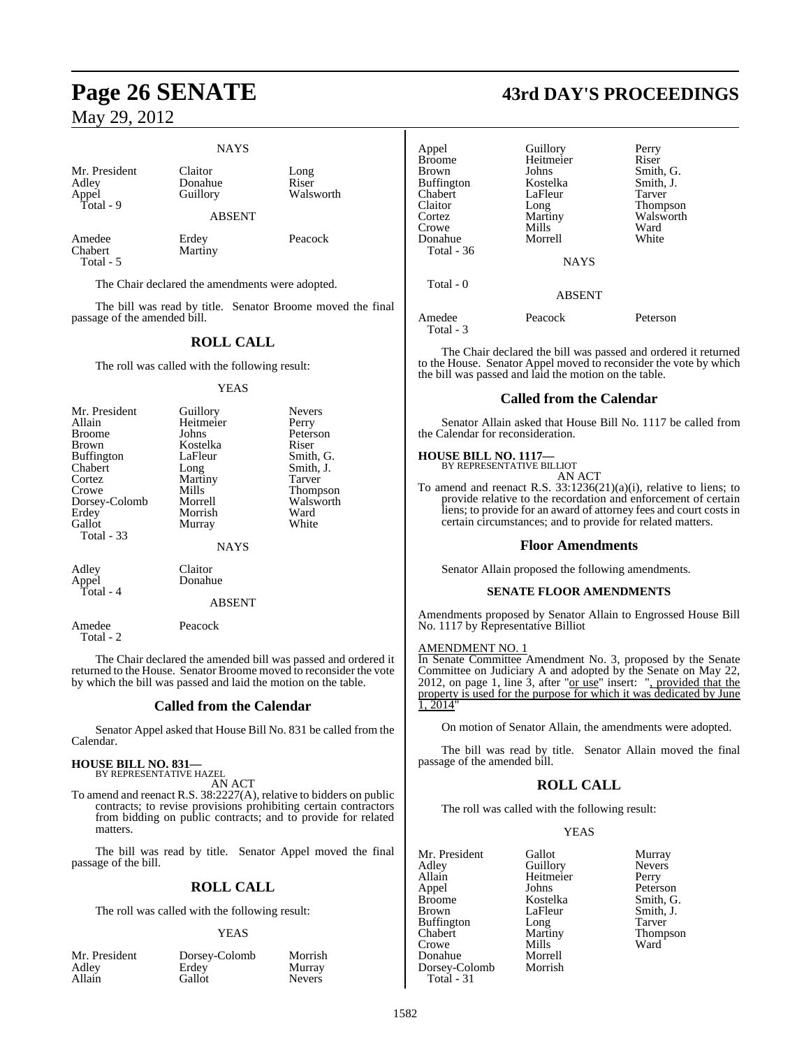NAYS

| | | |
|---|---|---|
| Mr. President | Claitor | Long |
| Adley | Donahue | Riser |
| Appel | Guillory | Walsworth |
| Total - 9 | | |

ABSENT

| | | |
|---|---|---|
| Amedee | Erdey | Peacock |
| Chabert | Martiny | |
| Total - 5 | | |

The Chair declared the amendments were adopted.

The bill was read by title. Senator Broome moved the final passage of the amended bill.

## ROLL CALL

The roll was called with the following result:

YEAS

| | | |
|---|---|---|
| Mr. President | Guillory | Nevers |
| Allain | Heitmeier | Perry |
| Broome | Johns | Peterson |
| Brown | Kostelka | Riser |
| Buffington | LaFleur | Smith, G. |
| Chabert | Long | Smith, J. |
| Cortez | Martiny | Tarver |
| Crowe | Mills | Thompson |
| Dorsey-Colomb | Morrell | Walsworth |
| Erdey | Morrish | Ward |
| Gallot | Murray | White |
| Total - 33 | | |

NAYS

| | |
|---|---|
| Adley | Claitor |
| Appel | Donahue |
| Total - 4 | |

ABSENT

| | |
|---|---|
| Amedee | Peacock |
| Total - 2 | |

The Chair declared the amended bill was passed and ordered it returned to the House. Senator Broome moved to reconsider the vote by which the bill was passed and laid the motion on the table.

## Called from the Calendar

Senator Appel asked that House Bill No. 831 be called from the Calendar.

**HOUSE BILL NO. 831—**
BY REPRESENTATIVE HAZEL

AN ACT

To amend and reenact R.S. 38:2227(A), relative to bidders on public contracts; to revise provisions prohibiting certain contractors from bidding on public contracts; and to provide for related matters.

The bill was read by title. Senator Appel moved the final passage of the bill.

## ROLL CALL

The roll was called with the following result:

YEAS

| | | |
|---|---|---|
| Mr. President | Dorsey-Colomb | Morrish |
| Adley | Erdey | Murray |
| Allain | Gallot | Nevers |
| Appel | Guillory | Perry |
| Broome | Heitmeier | Riser |
| Brown | Johns | Smith, G. |
| Buffington | Kostelka | Smith, J. |
| Chabert | LaFleur | Tarver |
| Claitor | Long | Thompson |
| Cortez | Martiny | Walsworth |
| Crowe | Mills | Ward |
| Donahue | Morrell | White |
| Total - 36 | | |

NAYS

Total - 0

ABSENT

| | | |
|---|---|---|
| Amedee | Peacock | Peterson |
| Total - 3 | | |

The Chair declared the bill was passed and ordered it returned to the House. Senator Appel moved to reconsider the vote by which the bill was passed and laid the motion on the table.

## Called from the Calendar

Senator Allain asked that House Bill No. 1117 be called from the Calendar for reconsideration.

**HOUSE BILL NO. 1117—**
BY REPRESENTATIVE BILLIOT

AN ACT

To amend and reenact R.S. 33:1236(21)(a)(i), relative to liens; to provide relative to the recordation and enforcement of certain liens; to provide for an award of attorney fees and court costs in certain circumstances; and to provide for related matters.

## Floor Amendments

Senator Allain proposed the following amendments.

### SENATE FLOOR AMENDMENTS

Amendments proposed by Senator Allain to Engrossed House Bill No. 1117 by Representative Billiot

AMENDMENT NO. 1

In Senate Committee Amendment No. 3, proposed by the Senate Committee on Judiciary A and adopted by the Senate on May 22, 2012, on page 1, line 3, after "or use" insert: ", provided that the property is used for the purpose for which it was dedicated by June 1, 2014"

On motion of Senator Allain, the amendments were adopted.

The bill was read by title. Senator Allain moved the final passage of the amended bill.

## ROLL CALL

The roll was called with the following result:

YEAS

| | | |
|---|---|---|
| Mr. President | Gallot | Murray |
| Adley | Guillory | Nevers |
| Allain | Heitmeier | Perry |
| Appel | Johns | Peterson |
| Broome | Kostelka | Smith, G. |
| Brown | LaFleur | Smith, J. |
| Buffington | Long | Tarver |
| Chabert | Martiny | Thompson |
| Crowe | Mills | Ward |
| Donahue | Morrell | |
| Dorsey-Colomb | Morrish | |
| Total - 31 | | |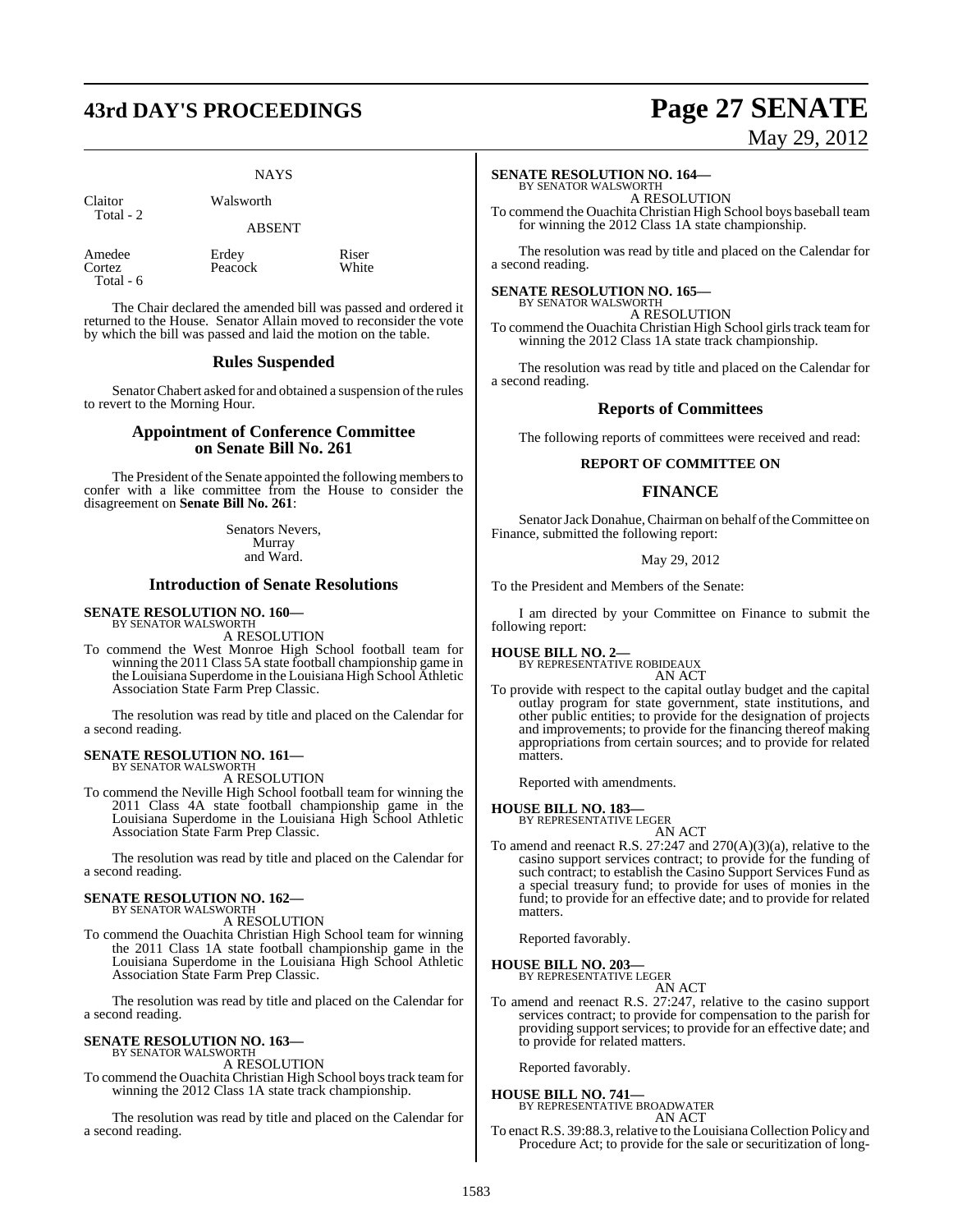### NAYS

| | | |
|---|---|---|
| Claitor | Walsworth | |
| Total - 2 | | |

### ABSENT

| | | |
|---|---|---|
| Amedee | Erdey | Riser |
| Cortez | Peacock | White |
| Total - 6 | | |

The Chair declared the amended bill was passed and ordered it returned to the House. Senator Allain moved to reconsider the vote by which the bill was passed and laid the motion on the table.

## Rules Suspended

Senator Chabert asked for and obtained a suspension of the rules to revert to the Morning Hour.

## Appointment of Conference Committee on Senate Bill No. 261

The President of the Senate appointed the following members to confer with a like committee from the House to consider the disagreement on **Senate Bill No. 261**:

Senators Nevers,
Murray
and Ward.

## Introduction of Senate Resolutions

**SENATE RESOLUTION NO. 160—**
BY SENATOR WALSWORTH

A RESOLUTION

To commend the West Monroe High School football team for winning the 2011 Class 5A state football championship game in the Louisiana Superdome in the Louisiana High School Athletic Association State Farm Prep Classic.

The resolution was read by title and placed on the Calendar for a second reading.

**SENATE RESOLUTION NO. 161—**
BY SENATOR WALSWORTH

A RESOLUTION

To commend the Neville High School football team for winning the 2011 Class 4A state football championship game in the Louisiana Superdome in the Louisiana High School Athletic Association State Farm Prep Classic.

The resolution was read by title and placed on the Calendar for a second reading.

**SENATE RESOLUTION NO. 162—**
BY SENATOR WALSWORTH

A RESOLUTION

To commend the Ouachita Christian High School team for winning the 2011 Class 1A state football championship game in the Louisiana Superdome in the Louisiana High School Athletic Association State Farm Prep Classic.

The resolution was read by title and placed on the Calendar for a second reading.

**SENATE RESOLUTION NO. 163—**
BY SENATOR WALSWORTH

A RESOLUTION

To commend the Ouachita Christian High School boys track team for winning the 2012 Class 1A state track championship.

The resolution was read by title and placed on the Calendar for a second reading.

**SENATE RESOLUTION NO. 164—**
BY SENATOR WALSWORTH

A RESOLUTION

To commend the Ouachita Christian High School boys baseball team for winning the 2012 Class 1A state championship.

The resolution was read by title and placed on the Calendar for a second reading.

**SENATE RESOLUTION NO. 165—**
BY SENATOR WALSWORTH

A RESOLUTION

To commend the Ouachita Christian High School girls track team for winning the 2012 Class 1A state track championship.

The resolution was read by title and placed on the Calendar for a second reading.

## Reports of Committees

The following reports of committees were received and read:

### REPORT OF COMMITTEE ON

## FINANCE

Senator Jack Donahue, Chairman on behalf of the Committee on Finance, submitted the following report:

May 29, 2012

To the President and Members of the Senate:

I am directed by your Committee on Finance to submit the following report:

**HOUSE BILL NO. 2—**
BY REPRESENTATIVE ROBIDEAUX

AN ACT

To provide with respect to the capital outlay budget and the capital outlay program for state government, state institutions, and other public entities; to provide for the designation of projects and improvements; to provide for the financing thereof making appropriations from certain sources; and to provide for related matters.

Reported with amendments.

**HOUSE BILL NO. 183—**
BY REPRESENTATIVE LEGER

AN ACT

To amend and reenact R.S. 27:247 and 270(A)(3)(a), relative to the casino support services contract; to provide for the funding of such contract; to establish the Casino Support Services Fund as a special treasury fund; to provide for uses of monies in the fund; to provide for an effective date; and to provide for related matters.

Reported favorably.

**HOUSE BILL NO. 203—**
BY REPRESENTATIVE LEGER

AN ACT

To amend and reenact R.S. 27:247, relative to the casino support services contract; to provide for compensation to the parish for providing support services; to provide for an effective date; and to provide for related matters.

Reported favorably.

**HOUSE BILL NO. 741—**
BY REPRESENTATIVE BROADWATER

AN ACT

To enact R.S. 39:88.3, relative to the Louisiana Collection Policy and Procedure Act; to provide for the sale or securitization of long-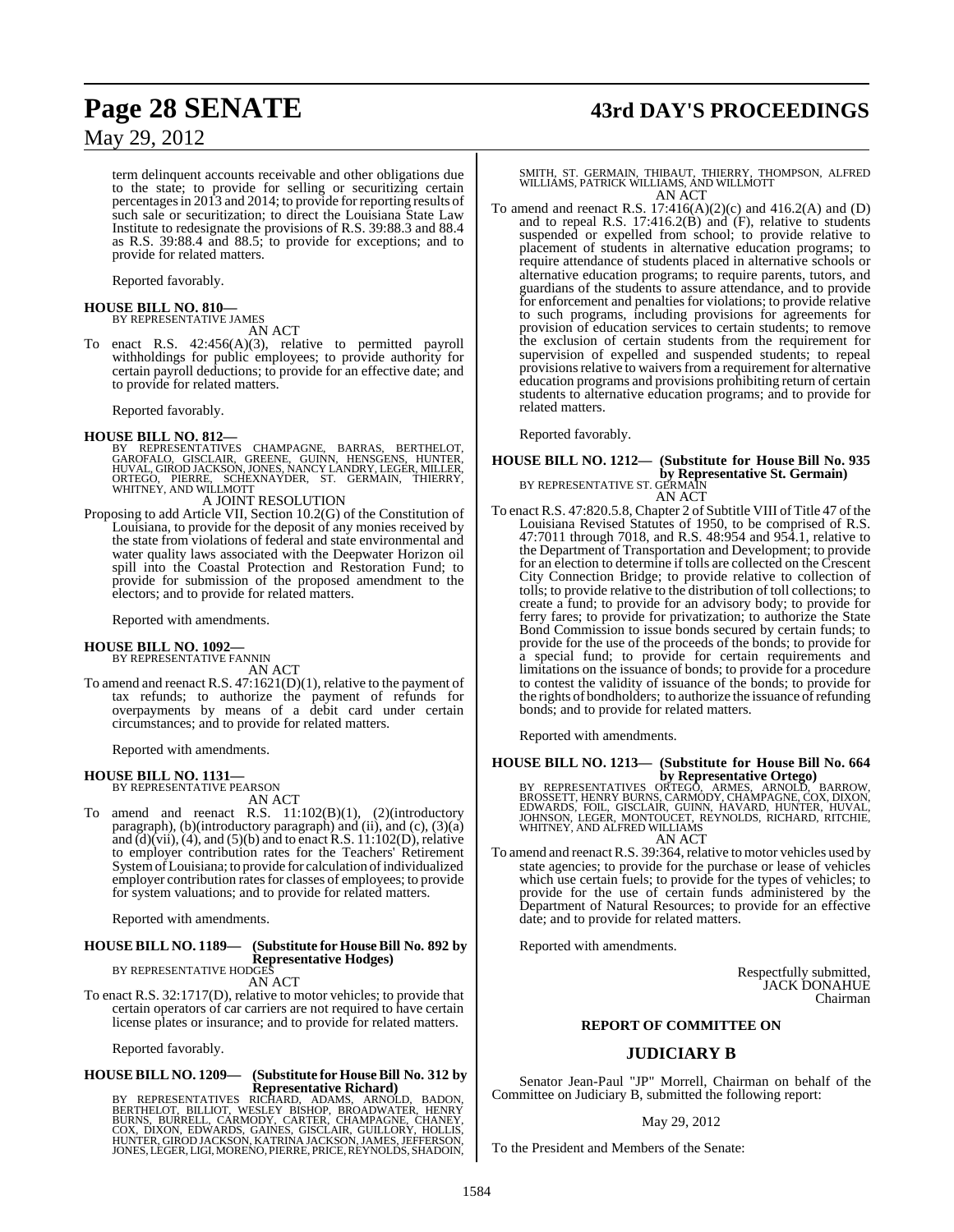term delinquent accounts receivable and other obligations due to the state; to provide for selling or securitizing certain percentages in 2013 and 2014; to provide for reporting results of such sale or securitization; to direct the Louisiana State Law Institute to redesignate the provisions of R.S. 39:88.3 and 88.4 as R.S. 39:88.4 and 88.5; to provide for exceptions; and to provide for related matters.

Reported favorably.

**HOUSE BILL NO. 810—**
BY REPRESENTATIVE JAMES
AN ACT

To enact R.S. 42:456(A)(3), relative to permitted payroll withholdings for public employees; to provide authority for certain payroll deductions; to provide for an effective date; and to provide for related matters.

Reported favorably.

**HOUSE BILL NO. 812—**
BY REPRESENTATIVES CHAMPAGNE, BARRAS, BERTHELOT, GAROFALO, GISCLAIR, GREENE, GUINN, HENSGENS, HUNTER, HUVAL, GIROD JACKSON, JONES, NANCY LANDRY, LEGER, MILLER, ORTEGO, PIERRE, SCHEXNAYDER, ST. GERMAIN, THIERRY, WHITNEY, AND WILLMOTT
A JOINT RESOLUTION

Proposing to add Article VII, Section 10.2(G) of the Constitution of Louisiana, to provide for the deposit of any monies received by the state from violations of federal and state environmental and water quality laws associated with the Deepwater Horizon oil spill into the Coastal Protection and Restoration Fund; to provide for submission of the proposed amendment to the electors; and to provide for related matters.

Reported with amendments.

**HOUSE BILL NO. 1092—**
BY REPRESENTATIVE FANNIN
AN ACT

To amend and reenact R.S. 47:1621(D)(1), relative to the payment of tax refunds; to authorize the payment of refunds for overpayments by means of a debit card under certain circumstances; and to provide for related matters.

Reported with amendments.

**HOUSE BILL NO. 1131—**
BY REPRESENTATIVE PEARSON
AN ACT

To amend and reenact R.S. 11:102(B)(1), (2)(introductory paragraph), (b)(introductory paragraph) and (ii), and (c), (3)(a) and (d)(vii), (4), and (5)(b) and to enact R.S. 11:102(D), relative to employer contribution rates for the Teachers' Retirement System of Louisiana; to provide for calculation of individualized employer contribution rates for classes of employees; to provide for system valuations; and to provide for related matters.

Reported with amendments.

**HOUSE BILL NO. 1189— (Substitute for House Bill No. 892 by Representative Hodges)**
BY REPRESENTATIVE HODGES
AN ACT

To enact R.S. 32:1717(D), relative to motor vehicles; to provide that certain operators of car carriers are not required to have certain license plates or insurance; and to provide for related matters.

Reported favorably.

**HOUSE BILL NO. 1209— (Substitute for House Bill No. 312 by Representative Richard)**
BY REPRESENTATIVES RICHARD, ADAMS, ARNOLD, BADON, BERTHELOT, BILLIOT, WESLEY BISHOP, BROADWATER, HENRY BURNS, BURRELL, CARMODY, CARTER, CHAMPAGNE, CHANEY, COX, DIXON, EDWARDS, GAINES, GISCLAIR, GUILLORY, HOLLIS, HUNTER, GIROD JACKSON, KATRINA JACKSON, JAMES, JEFFERSON, JONES, LEGER, LIGI, MORENO, PIERRE, PRICE, REYNOLDS, SHADOIN, SMITH, ST. GERMAIN, THIBAUT, THIERRY, THOMPSON, ALFRED WILLIAMS, PATRICK WILLIAMS, AND WILLMOTT
AN ACT

To amend and reenact R.S. 17:416(A)(2)(c) and 416.2(A) and (D) and to repeal R.S. 17:416.2(B) and (F), relative to students suspended or expelled from school; to provide relative to placement of students in alternative education programs; to require attendance of students placed in alternative schools or alternative education programs; to require parents, tutors, and guardians of the students to assure attendance, and to provide for enforcement and penalties for violations; to provide relative to such programs, including provisions for agreements for provision of education services to certain students; to remove the exclusion of certain students from the requirement for supervision of expelled and suspended students; to repeal provisions relative to waivers from a requirement for alternative education programs and provisions prohibiting return of certain students to alternative education programs; and to provide for related matters.

Reported favorably.

**HOUSE BILL NO. 1212— (Substitute for House Bill No. 935 by Representative St. Germain)**
BY REPRESENTATIVE ST. GERMAIN
AN ACT

To enact R.S. 47:820.5.8, Chapter 2 of Subtitle VIII of Title 47 of the Louisiana Revised Statutes of 1950, to be comprised of R.S. 47:7011 through 7018, and R.S. 48:954 and 954.1, relative to the Department of Transportation and Development; to provide for an election to determine if tolls are collected on the Crescent City Connection Bridge; to provide relative to collection of tolls; to provide relative to the distribution of toll collections; to create a fund; to provide for an advisory body; to provide for ferry fares; to provide for privatization; to authorize the State Bond Commission to issue bonds secured by certain funds; to provide for the use of the proceeds of the bonds; to provide for a special fund; to provide for certain requirements and limitations on the issuance of bonds; to provide for a procedure to contest the validity of issuance of the bonds; to provide for the rights of bondholders; to authorize the issuance of refunding bonds; and to provide for related matters.

Reported with amendments.

**HOUSE BILL NO. 1213— (Substitute for House Bill No. 664 by Representative Ortego)**
BY REPRESENTATIVES ORTEGO, ARMES, ARNOLD, BARROW, BROSSETT, HENRY BURNS, CARMODY, CHAMPAGNE, COX, DIXON, EDWARDS, FOIL, GISCLAIR, GUINN, HAVARD, HUNTER, HUVAL, JOHNSON, LEGER, MONTOUCET, REYNOLDS, RICHARD, RITCHIE, WHITNEY, AND ALFRED WILLIAMS
AN ACT

To amend and reenact R.S. 39:364, relative to motor vehicles used by state agencies; to provide for the purchase or lease of vehicles which use certain fuels; to provide for the types of vehicles; to provide for the use of certain funds administered by the Department of Natural Resources; to provide for an effective date; and to provide for related matters.

Reported with amendments.

Respectfully submitted,
JACK DONAHUE
Chairman

## REPORT OF COMMITTEE ON

## JUDICIARY B

Senator Jean-Paul "JP" Morrell, Chairman on behalf of the Committee on Judiciary B, submitted the following report:

May 29, 2012

To the President and Members of the Senate: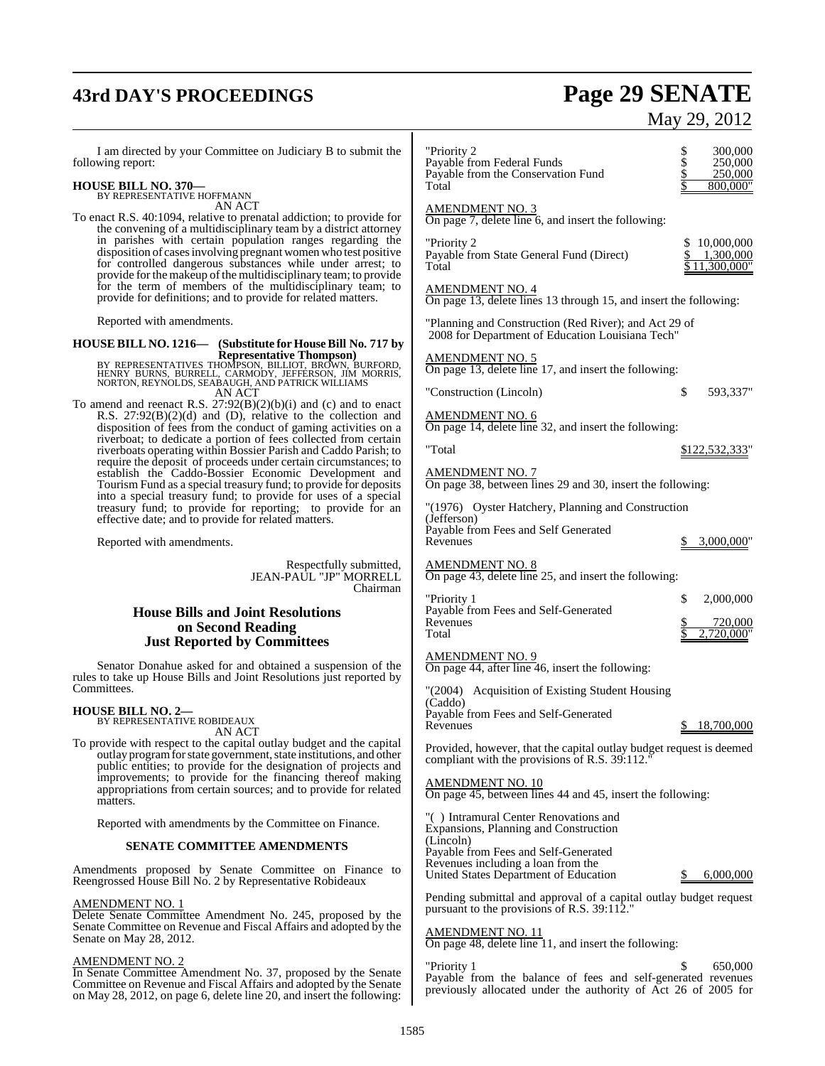I am directed by your Committee on Judiciary B to submit the following report:

**HOUSE BILL NO. 370—**
BY REPRESENTATIVE HOFFMANN
AN ACT

To enact R.S. 40:1094, relative to prenatal addiction; to provide for the convening of a multidisciplinary team by a district attorney in parishes with certain population ranges regarding the disposition of cases involving pregnant women who test positive for controlled dangerous substances while under arrest; to provide for the makeup of the multidisciplinary team; to provide for the term of members of the multidisciplinary team; to provide for definitions; and to provide for related matters.

Reported with amendments.

**HOUSE BILL NO. 1216— (Substitute for House Bill No. 717 by Representative Thompson)**
BY REPRESENTATIVES THOMPSON, BILLIOT, BROWN, BURFORD, HENRY BURNS, BURRELL, CARMODY, JEFFERSON, JIM MORRIS, NORTON, REYNOLDS, SEABAUGH, AND PATRICK WILLIAMS
AN ACT

To amend and reenact R.S. 27:92(B)(2)(b)(i) and (c) and to enact R.S. 27:92(B)(2)(d) and (D), relative to the collection and disposition of fees from the conduct of gaming activities on a riverboat; to dedicate a portion of fees collected from certain riverboats operating within Bossier Parish and Caddo Parish; to require the deposit of proceeds under certain circumstances; to establish the Caddo-Bossier Economic Development and Tourism Fund as a special treasury fund; to provide for deposits into a special treasury fund; to provide for uses of a special treasury fund; to provide for reporting; to provide for an effective date; and to provide for related matters.

Reported with amendments.

Respectfully submitted,
JEAN-PAUL "JP" MORRELL
Chairman

## House Bills and Joint Resolutions on Second Reading Just Reported by Committees

Senator Donahue asked for and obtained a suspension of the rules to take up House Bills and Joint Resolutions just reported by Committees.

**HOUSE BILL NO. 2—**
BY REPRESENTATIVE ROBIDEAUX
AN ACT

To provide with respect to the capital outlay budget and the capital outlay program for state government, state institutions, and other public entities; to provide for the designation of projects and improvements; to provide for the financing thereof making appropriations from certain sources; and to provide for related matters.

Reported with amendments by the Committee on Finance.

**SENATE COMMITTEE AMENDMENTS**

Amendments proposed by Senate Committee on Finance to Reengrossed House Bill No. 2 by Representative Robideaux

AMENDMENT NO. 1
Delete Senate Committee Amendment No. 245, proposed by the Senate Committee on Revenue and Fiscal Affairs and adopted by the Senate on May 28, 2012.

AMENDMENT NO. 2
In Senate Committee Amendment No. 37, proposed by the Senate Committee on Revenue and Fiscal Affairs and adopted by the Senate on May 28, 2012, on page 6, delete line 20, and insert the following:

| | |
|---|---|
| "Priority 2 | $ 300,000 |
| Payable from Federal Funds | $ 250,000 |
| Payable from the Conservation Fund | $ 250,000 |
| Total | $ 800,000" |

AMENDMENT NO. 3
On page 7, delete line 6, and insert the following:

| | |
|---|---|
| "Priority 2 | $ 10,000,000 |
| Payable from State General Fund (Direct) | $ 1,300,000 |
| Total | $ 11,300,000" |

AMENDMENT NO. 4
On page 13, delete lines 13 through 15, and insert the following:

"Planning and Construction (Red River); and Act 29 of 2008 for Department of Education Louisiana Tech"

AMENDMENT NO. 5
On page 13, delete line 17, and insert the following:

"Construction (Lincoln) $ 593,337"

AMENDMENT NO. 6
On page 14, delete line 32, and insert the following:

"Total $122,532,333"

AMENDMENT NO. 7
On page 38, between lines 29 and 30, insert the following:

"(1976) Oyster Hatchery, Planning and Construction (Jefferson)
Payable from Fees and Self Generated Revenues $ 3,000,000"

AMENDMENT NO. 8
On page 43, delete line 25, and insert the following:

| | |
|---|---|
| "Priority 1 | $ 2,000,000 |
| Payable from Fees and Self-Generated Revenues | $ 720,000 |
| Total | $ 2,720,000" |

AMENDMENT NO. 9
On page 44, after line 46, insert the following:

"(2004) Acquisition of Existing Student Housing (Caddo)
Payable from Fees and Self-Generated Revenues $ 18,700,000

Provided, however, that the capital outlay budget request is deemed compliant with the provisions of R.S. 39:112."

AMENDMENT NO. 10
On page 45, between lines 44 and 45, insert the following:

"( ) Intramural Center Renovations and Expansions, Planning and Construction (Lincoln)
Payable from Fees and Self-Generated Revenues including a loan from the United States Department of Education $ 6,000,000

Pending submittal and approval of a capital outlay budget request pursuant to the provisions of R.S. 39:112."

AMENDMENT NO. 11
On page 48, delete line 11, and insert the following:

"Priority 1 $ 650,000
Payable from the balance of fees and self-generated revenues previously allocated under the authority of Act 26 of 2005 for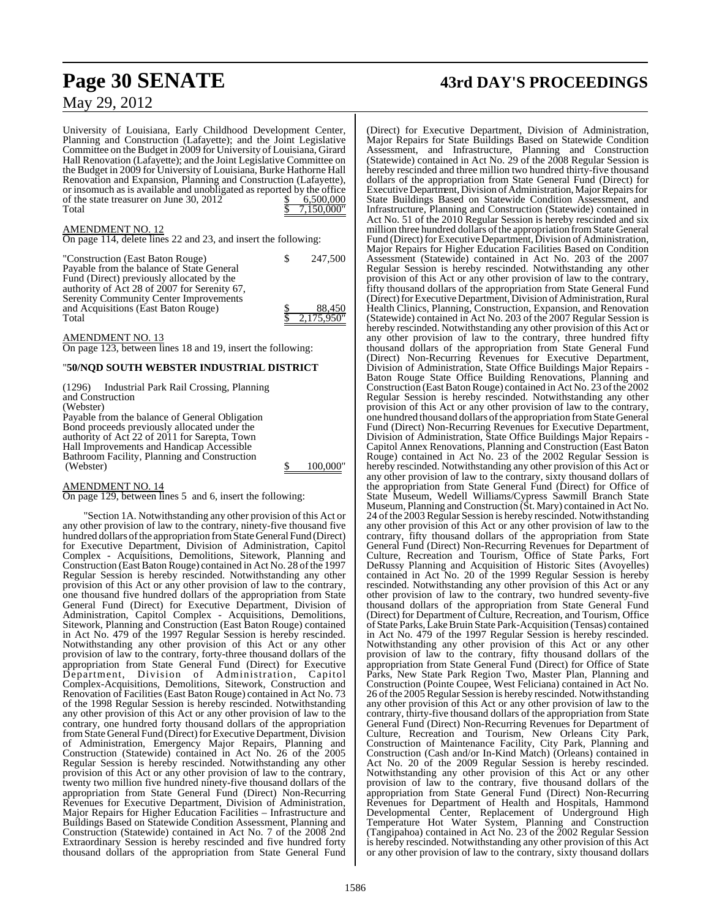University of Louisiana, Early Childhood Development Center, Planning and Construction (Lafayette); and the Joint Legislative Committee on the Budget in 2009 for University of Louisiana, Girard Hall Renovation (Lafayette); and the Joint Legislative Committee on the Budget in 2009 for University of Louisiana, Burke Hathorne Hall Renovation and Expansion, Planning and Construction (Lafayette), or insomuch as is available and unobligated as reported by the office of the state treasurer on June 30, 2012 $ 6,500,000
Total $ 7,150,000"

AMENDMENT NO. 12
On page 114, delete lines 22 and 23, and insert the following:

"Construction (East Baton Rouge) $ 247,500
Payable from the balance of State General Fund (Direct) previously allocated by the authority of Act 28 of 2007 for Serenity 67, Serenity Community Center Improvements and Acquisitions (East Baton Rouge) $ 88,450
Total $ 2,175,950"

AMENDMENT NO. 13
On page 123, between lines 18 and 19, insert the following:

"**50/NQD SOUTH WEBSTER INDUSTRIAL DISTRICT**

(1296) Industrial Park Rail Crossing, Planning and Construction
(Webster)
Payable from the balance of General Obligation Bond proceeds previously allocated under the authority of Act 22 of 2011 for Sarepta, Town Hall Improvements and Handicap Accessible Bathroom Facility, Planning and Construction (Webster) $ 100,000"

AMENDMENT NO. 14
On page 129, between lines 5 and 6, insert the following:

"Section 1A. Notwithstanding any other provision of this Act or any other provision of law to the contrary, ninety-five thousand five hundred dollars of the appropriation from State General Fund (Direct) for Executive Department, Division of Administration, Capitol Complex - Acquisitions, Demolitions, Sitework, Planning and Construction (East Baton Rouge) contained in Act No. 28 of the 1997 Regular Session is hereby rescinded. Notwithstanding any other provision of this Act or any other provision of law to the contrary, one thousand five hundred dollars of the appropriation from State General Fund (Direct) for Executive Department, Division of Administration, Capitol Complex - Acquisitions, Demolitions, Sitework, Planning and Construction (East Baton Rouge) contained in Act No. 479 of the 1997 Regular Session is hereby rescinded. Notwithstanding any other provision of this Act or any other provision of law to the contrary, forty-three thousand dollars of the appropriation from State General Fund (Direct) for Executive Department, Division of Administration, Capitol Complex-Acquisitions, Demolitions, Sitework, Construction and Renovation of Facilities (East Baton Rouge) contained in Act No. 73 of the 1998 Regular Session is hereby rescinded. Notwithstanding any other provision of this Act or any other provision of law to the contrary, one hundred forty thousand dollars of the appropriation from State General Fund (Direct) for Executive Department, Division of Administration, Emergency Major Repairs, Planning and Construction (Statewide) contained in Act No. 26 of the 2005 Regular Session is hereby rescinded. Notwithstanding any other provision of this Act or any other provision of law to the contrary, twenty two million five hundred ninety-five thousand dollars of the appropriation from State General Fund (Direct) Non-Recurring Revenues for Executive Department, Division of Administration, Major Repairs for Higher Education Facilities – Infrastructure and Buildings Based on Statewide Condition Assessment, Planning and Construction (Statewide) contained in Act No. 7 of the 2008 2nd Extraordinary Session is hereby rescinded and five hundred forty thousand dollars of the appropriation from State General Fund (Direct) for Executive Department, Division of Administration, Major Repairs for State Buildings Based on Statewide Condition Assessment, and Infrastructure, Planning and Construction (Statewide) contained in Act No. 29 of the 2008 Regular Session is hereby rescinded and three million two hundred thirty-five thousand dollars of the appropriation from State General Fund (Direct) for Executive Department, Division of Administration, Major Repairs for State Buildings Based on Statewide Condition Assessment, and Infrastructure, Planning and Construction (Statewide) contained in Act No. 51 of the 2010 Regular Session is hereby rescinded and six million three hundred dollars of the appropriation from State General Fund (Direct) for Executive Department, Division of Administration, Major Repairs for Higher Education Facilities Based on Condition Assessment (Statewide) contained in Act No. 203 of the 2007 Regular Session is hereby rescinded. Notwithstanding any other provision of this Act or any other provision of law to the contrary, fifty thousand dollars of the appropriation from State General Fund (Direct) for Executive Department, Division of Administration, Rural Health Clinics, Planning, Construction, Expansion, and Renovation (Statewide) contained in Act No. 203 of the 2007 Regular Session is hereby rescinded. Notwithstanding any other provision of this Act or any other provision of law to the contrary, three hundred fifty thousand dollars of the appropriation from State General Fund (Direct) Non-Recurring Revenues for Executive Department, Division of Administration, State Office Buildings Major Repairs - Baton Rouge State Office Building Renovations, Planning and Construction (East Baton Rouge) contained in Act No. 23 of the 2002 Regular Session is hereby rescinded. Notwithstanding any other provision of this Act or any other provision of law to the contrary, one hundred thousand dollars of the appropriation from State General Fund (Direct) Non-Recurring Revenues for Executive Department, Division of Administration, State Office Buildings Major Repairs - Capitol Annex Renovations, Planning and Construction (East Baton Rouge) contained in Act No. 23 of the 2002 Regular Session is hereby rescinded. Notwithstanding any other provision of this Act or any other provision of law to the contrary, sixty thousand dollars of the appropriation from State General Fund (Direct) for Office of State Museum, Wedell Williams/Cypress Sawmill Branch State Museum, Planning and Construction (St. Mary) contained in Act No. 24 of the 2003 Regular Session is hereby rescinded. Notwithstanding any other provision of this Act or any other provision of law to the contrary, fifty thousand dollars of the appropriation from State General Fund (Direct) Non-Recurring Revenues for Department of Culture, Recreation and Tourism, Office of State Parks, Fort DeRussy Planning and Acquisition of Historic Sites (Avoyelles) contained in Act No. 20 of the 1999 Regular Session is hereby rescinded. Notwithstanding any other provision of this Act or any other provision of law to the contrary, two hundred seventy-five thousand dollars of the appropriation from State General Fund (Direct) for Department of Culture, Recreation, and Tourism, Office of State Parks, Lake Bruin State Park-Acquisition (Tensas) contained in Act No. 479 of the 1997 Regular Session is hereby rescinded. Notwithstanding any other provision of this Act or any other provision of law to the contrary, fifty thousand dollars of the appropriation from State General Fund (Direct) for Office of State Parks, New State Park Region Two, Master Plan, Planning and Construction (Pointe Coupee, West Feliciana) contained in Act No. 26 of the 2005 Regular Session is hereby rescinded. Notwithstanding any other provision of this Act or any other provision of law to the contrary, thirty-five thousand dollars of the appropriation from State General Fund (Direct) Non-Recurring Revenues for Department of Culture, Recreation and Tourism, New Orleans City Park, Construction of Maintenance Facility, City Park, Planning and Construction (Cash and/or In-Kind Match) (Orleans) contained in Act No. 20 of the 2009 Regular Session is hereby rescinded. Notwithstanding any other provision of this Act or any other provision of law to the contrary, five thousand dollars of the appropriation from State General Fund (Direct) Non-Recurring Revenues for Department of Health and Hospitals, Hammond Developmental Center, Replacement of Underground High Temperature Hot Water System, Planning and Construction (Tangipahoa) contained in Act No. 23 of the 2002 Regular Session is hereby rescinded. Notwithstanding any other provision of this Act or any other provision of law to the contrary, sixty thousand dollars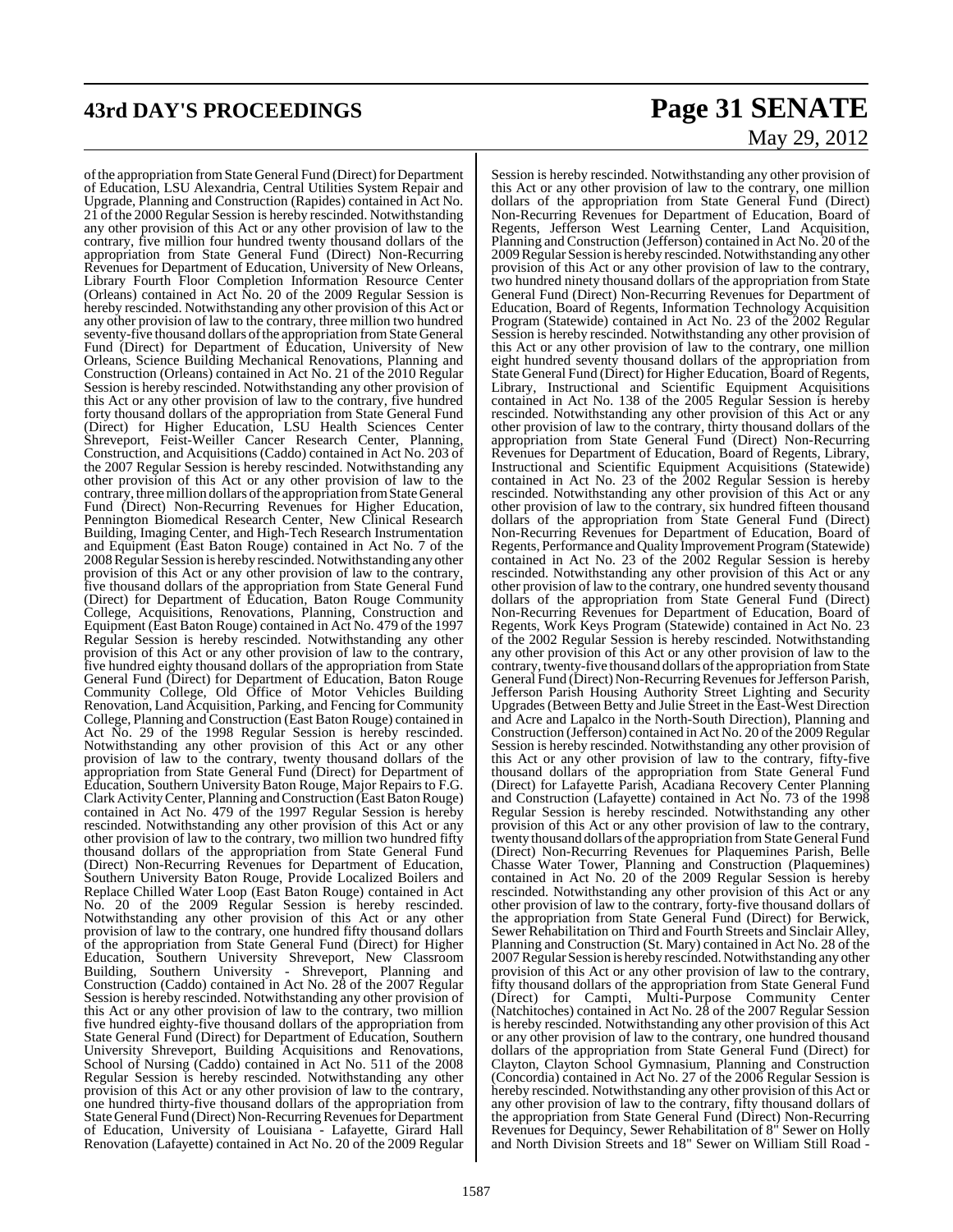of the appropriation from State General Fund (Direct) for Department of Education, LSU Alexandria, Central Utilities System Repair and Upgrade, Planning and Construction (Rapides) contained in Act No. 21 of the 2000 Regular Session is hereby rescinded. Notwithstanding any other provision of this Act or any other provision of law to the contrary, five million four hundred twenty thousand dollars of the appropriation from State General Fund (Direct) Non-Recurring Revenues for Department of Education, University of New Orleans, Library Fourth Floor Completion Information Resource Center (Orleans) contained in Act No. 20 of the 2009 Regular Session is hereby rescinded. Notwithstanding any other provision of this Act or any other provision of law to the contrary, three million two hundred seventy-five thousand dollars of the appropriation from State General Fund (Direct) for Department of Education, University of New Orleans, Science Building Mechanical Renovations, Planning and Construction (Orleans) contained in Act No. 21 of the 2010 Regular Session is hereby rescinded. Notwithstanding any other provision of this Act or any other provision of law to the contrary, five hundred forty thousand dollars of the appropriation from State General Fund (Direct) for Higher Education, LSU Health Sciences Center Shreveport, Feist-Weiller Cancer Research Center, Planning, Construction, and Acquisitions (Caddo) contained in Act No. 203 of the 2007 Regular Session is hereby rescinded. Notwithstanding any other provision of this Act or any other provision of law to the contrary, three million dollars of the appropriation from State General Fund (Direct) Non-Recurring Revenues for Higher Education, Pennington Biomedical Research Center, New Clinical Research Building, Imaging Center, and High-Tech Research Instrumentation and Equipment (East Baton Rouge) contained in Act No. 7 of the 2008 Regular Session is hereby rescinded. Notwithstanding any other provision of this Act or any other provision of law to the contrary, five thousand dollars of the appropriation from State General Fund (Direct) for Department of Education, Baton Rouge Community College, Acquisitions, Renovations, Planning, Construction and Equipment (East Baton Rouge) contained in Act No. 479 of the 1997 Regular Session is hereby rescinded. Notwithstanding any other provision of this Act or any other provision of law to the contrary, five hundred eighty thousand dollars of the appropriation from State General Fund (Direct) for Department of Education, Baton Rouge Community College, Old Office of Motor Vehicles Building Renovation, Land Acquisition, Parking, and Fencing for Community College, Planning and Construction (East Baton Rouge) contained in Act No. 29 of the 1998 Regular Session is hereby rescinded. Notwithstanding any other provision of this Act or any other provision of law to the contrary, twenty thousand dollars of the appropriation from State General Fund (Direct) for Department of Education, Southern University Baton Rouge, Major Repairs to F.G. Clark Activity Center, Planning and Construction (East Baton Rouge) contained in Act No. 479 of the 1997 Regular Session is hereby rescinded. Notwithstanding any other provision of this Act or any other provision of law to the contrary, two million two hundred fifty thousand dollars of the appropriation from State General Fund (Direct) Non-Recurring Revenues for Department of Education, Southern University Baton Rouge, Provide Localized Boilers and Replace Chilled Water Loop (East Baton Rouge) contained in Act No. 20 of the 2009 Regular Session is hereby rescinded. Notwithstanding any other provision of this Act or any other provision of law to the contrary, one hundred fifty thousand dollars of the appropriation from State General Fund (Direct) for Higher Education, Southern University Shreveport, New Classroom Building, Southern University - Shreveport, Planning and Construction (Caddo) contained in Act No. 28 of the 2007 Regular Session is hereby rescinded. Notwithstanding any other provision of this Act or any other provision of law to the contrary, two million five hundred eighty-five thousand dollars of the appropriation from State General Fund (Direct) for Department of Education, Southern University Shreveport, Building Acquisitions and Renovations, School of Nursing (Caddo) contained in Act No. 511 of the 2008 Regular Session is hereby rescinded. Notwithstanding any other provision of this Act or any other provision of law to the contrary, one hundred thirty-five thousand dollars of the appropriation from State General Fund (Direct) Non-Recurring Revenues for Department of Education, University of Louisiana - Lafayette, Girard Hall Renovation (Lafayette) contained in Act No. 20 of the 2009 Regular Session is hereby rescinded. Notwithstanding any other provision of this Act or any other provision of law to the contrary, one million dollars of the appropriation from State General Fund (Direct) Non-Recurring Revenues for Department of Education, Board of Regents, Jefferson West Learning Center, Land Acquisition, Planning and Construction (Jefferson) contained in Act No. 20 of the 2009 Regular Session is hereby rescinded. Notwithstanding any other provision of this Act or any other provision of law to the contrary, two hundred ninety thousand dollars of the appropriation from State General Fund (Direct) Non-Recurring Revenues for Department of Education, Board of Regents, Information Technology Acquisition Program (Statewide) contained in Act No. 23 of the 2002 Regular Session is hereby rescinded. Notwithstanding any other provision of this Act or any other provision of law to the contrary, one million eight hundred seventy thousand dollars of the appropriation from State General Fund (Direct) for Higher Education, Board of Regents, Library, Instructional and Scientific Equipment Acquisitions contained in Act No. 138 of the 2005 Regular Session is hereby rescinded. Notwithstanding any other provision of this Act or any other provision of law to the contrary, thirty thousand dollars of the appropriation from State General Fund (Direct) Non-Recurring Revenues for Department of Education, Board of Regents, Library, Instructional and Scientific Equipment Acquisitions (Statewide) contained in Act No. 23 of the 2002 Regular Session is hereby rescinded. Notwithstanding any other provision of this Act or any other provision of law to the contrary, six hundred fifteen thousand dollars of the appropriation from State General Fund (Direct) Non-Recurring Revenues for Department of Education, Board of Regents, Performance and Quality Improvement Program (Statewide) contained in Act No. 23 of the 2002 Regular Session is hereby rescinded. Notwithstanding any other provision of this Act or any other provision of law to the contrary, one hundred seventy thousand dollars of the appropriation from State General Fund (Direct) Non-Recurring Revenues for Department of Education, Board of Regents, Work Keys Program (Statewide) contained in Act No. 23 of the 2002 Regular Session is hereby rescinded. Notwithstanding any other provision of this Act or any other provision of law to the contrary, twenty-five thousand dollars of the appropriation from State General Fund (Direct) Non-Recurring Revenues for Jefferson Parish, Jefferson Parish Housing Authority Street Lighting and Security Upgrades (Between Betty and Julie Street in the East-West Direction and Acre and Lapalco in the North-South Direction), Planning and Construction (Jefferson) contained in Act No. 20 of the 2009 Regular Session is hereby rescinded. Notwithstanding any other provision of this Act or any other provision of law to the contrary, fifty-five thousand dollars of the appropriation from State General Fund (Direct) for Lafayette Parish, Acadiana Recovery Center Planning and Construction (Lafayette) contained in Act No. 73 of the 1998 Regular Session is hereby rescinded. Notwithstanding any other provision of this Act or any other provision of law to the contrary, twenty thousand dollars of the appropriation from State General Fund (Direct) Non-Recurring Revenues for Plaquemines Parish, Belle Chasse Water Tower, Planning and Construction (Plaquemines) contained in Act No. 20 of the 2009 Regular Session is hereby rescinded. Notwithstanding any other provision of this Act or any other provision of law to the contrary, forty-five thousand dollars of the appropriation from State General Fund (Direct) for Berwick, Sewer Rehabilitation on Third and Fourth Streets and Sinclair Alley, Planning and Construction (St. Mary) contained in Act No. 28 of the 2007 Regular Session is hereby rescinded. Notwithstanding any other provision of this Act or any other provision of law to the contrary, fifty thousand dollars of the appropriation from State General Fund (Direct) for Campti, Multi-Purpose Community Center (Natchitoches) contained in Act No. 28 of the 2007 Regular Session is hereby rescinded. Notwithstanding any other provision of this Act or any other provision of law to the contrary, one hundred thousand dollars of the appropriation from State General Fund (Direct) for Clayton, Clayton School Gymnasium, Planning and Construction (Concordia) contained in Act No. 27 of the 2006 Regular Session is hereby rescinded. Notwithstanding any other provision of this Act or any other provision of law to the contrary, fifty thousand dollars of the appropriation from State General Fund (Direct) Non-Recurring Revenues for Dequincy, Sewer Rehabilitation of 8" Sewer on Holly and North Division Streets and 18" Sewer on William Still Road -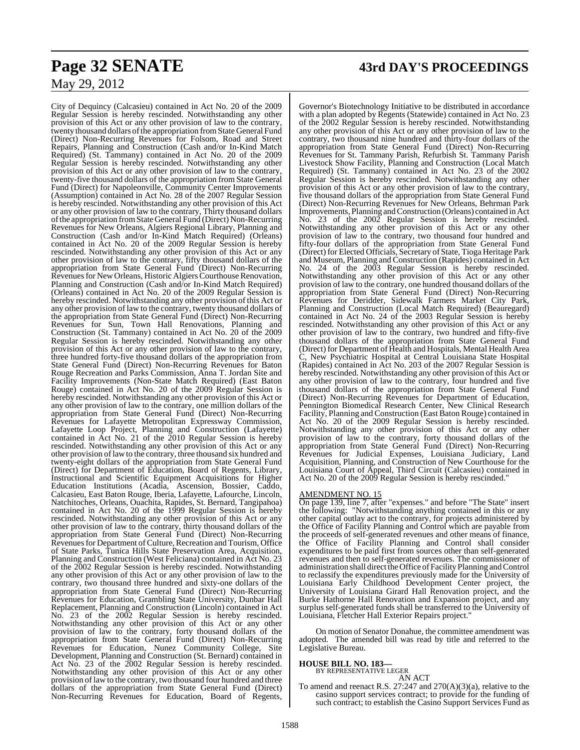City of Dequincy (Calcasieu) contained in Act No. 20 of the 2009 Regular Session is hereby rescinded. Notwithstanding any other provision of this Act or any other provision of law to the contrary, twenty thousand dollars of the appropriation from State General Fund (Direct) Non-Recurring Revenues for Folsom, Road and Street Repairs, Planning and Construction (Cash and/or In-Kind Match Required) (St. Tammany) contained in Act No. 20 of the 2009 Regular Session is hereby rescinded. Notwithstanding any other provision of this Act or any other provision of law to the contrary, twenty-five thousand dollars of the appropriation from State General Fund (Direct) for Napoleonville, Community Center Improvements (Assumption) contained in Act No. 28 of the 2007 Regular Session is hereby rescinded. Notwithstanding any other provision of this Act or any other provision of law to the contrary, Thirty thousand dollars of the appropriation from State General Fund (Direct) Non-Recurring Revenues for New Orleans, Algiers Regional Library, Planning and Construction (Cash and/or In-Kind Match Required) (Orleans) contained in Act No. 20 of the 2009 Regular Session is hereby rescinded. Notwithstanding any other provision of this Act or any other provision of law to the contrary, fifty thousand dollars of the appropriation from State General Fund (Direct) Non-Recurring Revenues for New Orleans, Historic Algiers Courthouse Renovation, Planning and Construction (Cash and/or In-Kind Match Required) (Orleans) contained in Act No. 20 of the 2009 Regular Session is hereby rescinded. Notwithstanding any other provision of this Act or any other provision of law to the contrary, twenty thousand dollars of the appropriation from State General Fund (Direct) Non-Recurring Revenues for Sun, Town Hall Renovations, Planning and Construction (St. Tammany) contained in Act No. 20 of the 2009 Regular Session is hereby rescinded. Notwithstanding any other provision of this Act or any other provision of law to the contrary, three hundred forty-five thousand dollars of the appropriation from State General Fund (Direct) Non-Recurring Revenues for Baton Rouge Recreation and Parks Commission, Anna T. Jordan Site and Facility Improvements (Non-State Match Required) (East Baton Rouge) contained in Act No. 20 of the 2009 Regular Session is hereby rescinded. Notwithstanding any other provision of this Act or any other provision of law to the contrary, one million dollars of the appropriation from State General Fund (Direct) Non-Recurring Revenues for Lafayette Metropolitan Expressway Commission, Lafayette Loop Project, Planning and Construction (Lafayette) contained in Act No. 21 of the 2010 Regular Session is hereby rescinded. Notwithstanding any other provision of this Act or any other provision of law to the contrary, three thousand six hundred and twenty-eight dollars of the appropriation from State General Fund (Direct) for Department of Education, Board of Regents, Library, Instructional and Scientific Equipment Acquisitions for Higher Education Institutions (Acadia, Ascension, Bossier, Caddo, Calcasieu, East Baton Rouge, Iberia, Lafayette, Lafourche, Lincoln, Natchitoches, Orleans, Ouachita, Rapides, St. Bernard, Tangipahoa) contained in Act No. 20 of the 1999 Regular Session is hereby rescinded. Notwithstanding any other provision of this Act or any other provision of law to the contrary, thirty thousand dollars of the appropriation from State General Fund (Direct) Non-Recurring Revenues for Department of Culture, Recreation and Tourism, Office of State Parks, Tunica Hills State Preservation Area, Acquisition, Planning and Construction (West Feliciana) contained in Act No. 23 of the 2002 Regular Session is hereby rescinded. Notwithstanding any other provision of this Act or any other provision of law to the contrary, two thousand three hundred and sixty-one dollars of the appropriation from State General Fund (Direct) Non-Recurring Revenues for Education, Grambling State University, Dunbar Hall Replacement, Planning and Construction (Lincoln) contained in Act No. 23 of the 2002 Regular Session is hereby rescinded. Notwithstanding any other provision of this Act or any other provision of law to the contrary, forty thousand dollars of the appropriation from State General Fund (Direct) Non-Recurring Revenues for Education, Nunez Community College, Site Development, Planning and Construction (St. Bernard) contained in Act No. 23 of the 2002 Regular Session is hereby rescinded. Notwithstanding any other provision of this Act or any other provision of law to the contrary, two thousand four hundred and three dollars of the appropriation from State General Fund (Direct) Non-Recurring Revenues for Education, Board of Regents, Governor's Biotechnology Initiative to be distributed in accordance with a plan adopted by Regents (Statewide) contained in Act No. 23 of the 2002 Regular Session is hereby rescinded. Notwithstanding any other provision of this Act or any other provision of law to the contrary, two thousand nine hundred and thirty-four dollars of the appropriation from State General Fund (Direct) Non-Recurring Revenues for St. Tammany Parish, Refurbish St. Tammany Parish Livestock Show Facility, Planning and Construction (Local Match Required) (St. Tammany) contained in Act No. 23 of the 2002 Regular Session is hereby rescinded. Notwithstanding any other provision of this Act or any other provision of law to the contrary, five thousand dollars of the appropriation from State General Fund (Direct) Non-Recurring Revenues for New Orleans, Behrman Park Improvements, Planning and Construction (Orleans) contained in Act No. 23 of the 2002 Regular Session is hereby rescinded. Notwithstanding any other provision of this Act or any other provision of law to the contrary, two thousand four hundred and fifty-four dollars of the appropriation from State General Fund (Direct) for Elected Officials, Secretary of State, Tioga Heritage Park and Museum, Planning and Construction (Rapides) contained in Act No. 24 of the 2003 Regular Session is hereby rescinded. Notwithstanding any other provision of this Act or any other provision of law to the contrary, one hundred thousand dollars of the appropriation from State General Fund (Direct) Non-Recurring Revenues for Deridder, Sidewalk Farmers Market City Park, Planning and Construction (Local Match Required) (Beauregard) contained in Act No. 24 of the 2003 Regular Session is hereby rescinded. Notwithstanding any other provision of this Act or any other provision of law to the contrary, two hundred and fifty-five thousand dollars of the appropriation from State General Fund (Direct) for Department of Health and Hospitals, Mental Health Area C, New Psychiatric Hospital at Central Louisiana State Hospital (Rapides) contained in Act No. 203 of the 2007 Regular Session is hereby rescinded. Notwithstanding any other provision of this Act or any other provision of law to the contrary, four hundred and five thousand dollars of the appropriation from State General Fund (Direct) Non-Recurring Revenues for Department of Education, Pennington Biomedical Research Center, New Clinical Research Facility, Planning and Construction (East Baton Rouge) contained in Act No. 20 of the 2009 Regular Session is hereby rescinded. Notwithstanding any other provision of this Act or any other provision of law to the contrary, forty thousand dollars of the appropriation from State General Fund (Direct) Non-Recurring Revenues for Judicial Expenses, Louisiana Judiciary, Land Acquisition, Planning, and Construction of New Courthouse for the Louisiana Court of Appeal, Third Circuit (Calcasieu) contained in Act No. 20 of the 2009 Regular Session is hereby rescinded."

AMENDMENT NO. 15

On page 139, line 7, after "expenses." and before "The State" insert the following: "Notwithstanding anything contained in this or any other capital outlay act to the contrary, for projects administered by the Office of Facility Planning and Control which are payable from the proceeds of self-generated revenues and other means of finance, the Office of Facility Planning and Control shall consider expenditures to be paid first from sources other than self-generated revenues and then to self-generated revenues. The commissioner of administration shall direct the Office of Facility Planning and Control to reclassify the expenditures previously made for the University of Louisiana Early Childhood Development Center project, the University of Louisiana Girard Hall Renovation project, and the Burke Hathorne Hall Renovation and Expansion project, and any surplus self-generated funds shall be transferred to the University of Louisiana, Fletcher Hall Exterior Repairs project."

On motion of Senator Donahue, the committee amendment was adopted. The amended bill was read by title and referred to the Legislative Bureau.

**HOUSE BILL NO. 183—**
BY REPRESENTATIVE LEGER
AN ACT

To amend and reenact R.S. 27:247 and 270(A)(3)(a), relative to the casino support services contract; to provide for the funding of such contract; to establish the Casino Support Services Fund as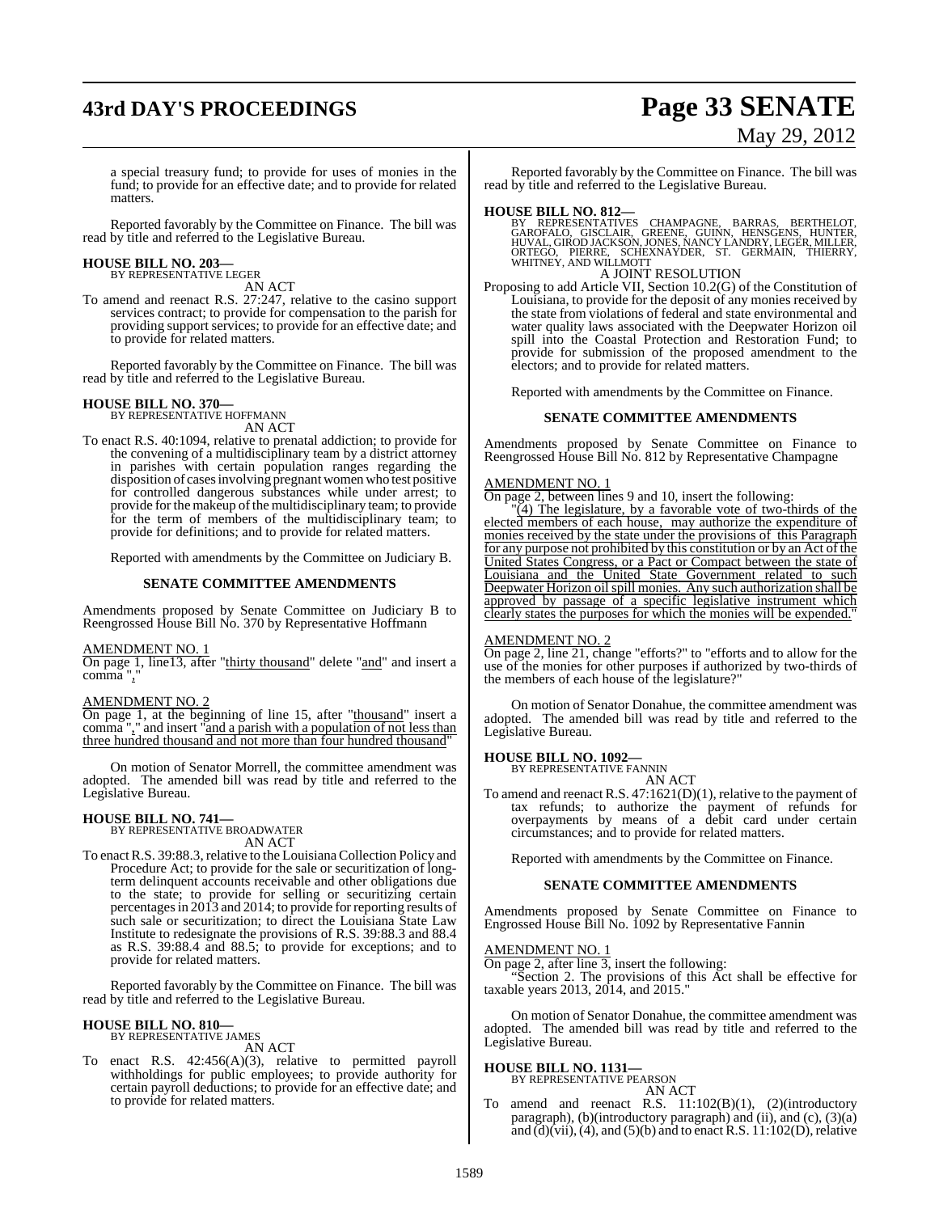a special treasury fund; to provide for uses of monies in the fund; to provide for an effective date; and to provide for related matters.

Reported favorably by the Committee on Finance. The bill was read by title and referred to the Legislative Bureau.

**HOUSE BILL NO. 203—**
BY REPRESENTATIVE LEGER
AN ACT

To amend and reenact R.S. 27:247, relative to the casino support services contract; to provide for compensation to the parish for providing support services; to provide for an effective date; and to provide for related matters.

Reported favorably by the Committee on Finance. The bill was read by title and referred to the Legislative Bureau.

**HOUSE BILL NO. 370—**
BY REPRESENTATIVE HOFFMANN
AN ACT

To enact R.S. 40:1094, relative to prenatal addiction; to provide for the convening of a multidisciplinary team by a district attorney in parishes with certain population ranges regarding the disposition of cases involving pregnant women who test positive for controlled dangerous substances while under arrest; to provide for the makeup of the multidisciplinary team; to provide for the term of members of the multidisciplinary team; to provide for definitions; and to provide for related matters.

Reported with amendments by the Committee on Judiciary B.

**SENATE COMMITTEE AMENDMENTS**

Amendments proposed by Senate Committee on Judiciary B to Reengrossed House Bill No. 370 by Representative Hoffmann

AMENDMENT NO. 1
On page 1, line13, after "thirty thousand" delete "and" and insert a comma ","

AMENDMENT NO. 2
On page 1, at the beginning of line 15, after "thousand" insert a comma "," and insert "and a parish with a population of not less than three hundred thousand and not more than four hundred thousand"

On motion of Senator Morrell, the committee amendment was adopted. The amended bill was read by title and referred to the Legislative Bureau.

**HOUSE BILL NO. 741—**
BY REPRESENTATIVE BROADWATER
AN ACT

To enact R.S. 39:88.3, relative to the Louisiana Collection Policy and Procedure Act; to provide for the sale or securitization of long-term delinquent accounts receivable and other obligations due to the state; to provide for selling or securitizing certain percentages in 2013 and 2014; to provide for reporting results of such sale or securitization; to direct the Louisiana State Law Institute to redesignate the provisions of R.S. 39:88.3 and 88.4 as R.S. 39:88.4 and 88.5; to provide for exceptions; and to provide for related matters.

Reported favorably by the Committee on Finance. The bill was read by title and referred to the Legislative Bureau.

**HOUSE BILL NO. 810—**
BY REPRESENTATIVE JAMES
AN ACT

To enact R.S. 42:456(A)(3), relative to permitted payroll withholdings for public employees; to provide authority for certain payroll deductions; to provide for an effective date; and to provide for related matters.

Reported favorably by the Committee on Finance. The bill was read by title and referred to the Legislative Bureau.

**HOUSE BILL NO. 812—**
BY REPRESENTATIVES CHAMPAGNE, BARRAS, BERTHELOT, GAROFALO, GISCLAIR, GREENE, GUINN, HENSGENS, HUNTER, HUVAL, GIROD JACKSON, JONES, NANCY LANDRY, LEGER, MILLER, ORTEGO, PIERRE, SCHEXNAYDER, ST. GERMAIN, THIERRY, WHITNEY, AND WILLMOTT
A JOINT RESOLUTION

Proposing to add Article VII, Section 10.2(G) of the Constitution of Louisiana, to provide for the deposit of any monies received by the state from violations of federal and state environmental and water quality laws associated with the Deepwater Horizon oil spill into the Coastal Protection and Restoration Fund; to provide for submission of the proposed amendment to the electors; and to provide for related matters.

Reported with amendments by the Committee on Finance.

**SENATE COMMITTEE AMENDMENTS**

Amendments proposed by Senate Committee on Finance to Reengrossed House Bill No. 812 by Representative Champagne

AMENDMENT NO. 1
On page 2, between lines 9 and 10, insert the following:

"(4) The legislature, by a favorable vote of two-thirds of the elected members of each house, may authorize the expenditure of monies received by the state under the provisions of this Paragraph for any purpose not prohibited by this constitution or by an Act of the United States Congress, or a Pact or Compact between the state of Louisiana and the United State Government related to such Deepwater Horizon oil spill monies. Any such authorization shall be approved by passage of a specific legislative instrument which clearly states the purposes for which the monies will be expended."

AMENDMENT NO. 2
On page 2, line 21, change "efforts?" to "efforts and to allow for the use of the monies for other purposes if authorized by two-thirds of the members of each house of the legislature?"

On motion of Senator Donahue, the committee amendment was adopted. The amended bill was read by title and referred to the Legislative Bureau.

**HOUSE BILL NO. 1092—**
BY REPRESENTATIVE FANNIN
AN ACT

To amend and reenact R.S. 47:1621(D)(1), relative to the payment of tax refunds; to authorize the payment of refunds for overpayments by means of a debit card under certain circumstances; and to provide for related matters.

Reported with amendments by the Committee on Finance.

**SENATE COMMITTEE AMENDMENTS**

Amendments proposed by Senate Committee on Finance to Engrossed House Bill No. 1092 by Representative Fannin

AMENDMENT NO. 1
On page 2, after line 3, insert the following:

"Section 2. The provisions of this Act shall be effective for taxable years 2013, 2014, and 2015."

On motion of Senator Donahue, the committee amendment was adopted. The amended bill was read by title and referred to the Legislative Bureau.

**HOUSE BILL NO. 1131—**
BY REPRESENTATIVE PEARSON
AN ACT

To amend and reenact R.S. 11:102(B)(1), (2)(introductory paragraph), (b)(introductory paragraph) and (ii), and (c), (3)(a) and (d)(vii), (4), and (5)(b) and to enact R.S. 11:102(D), relative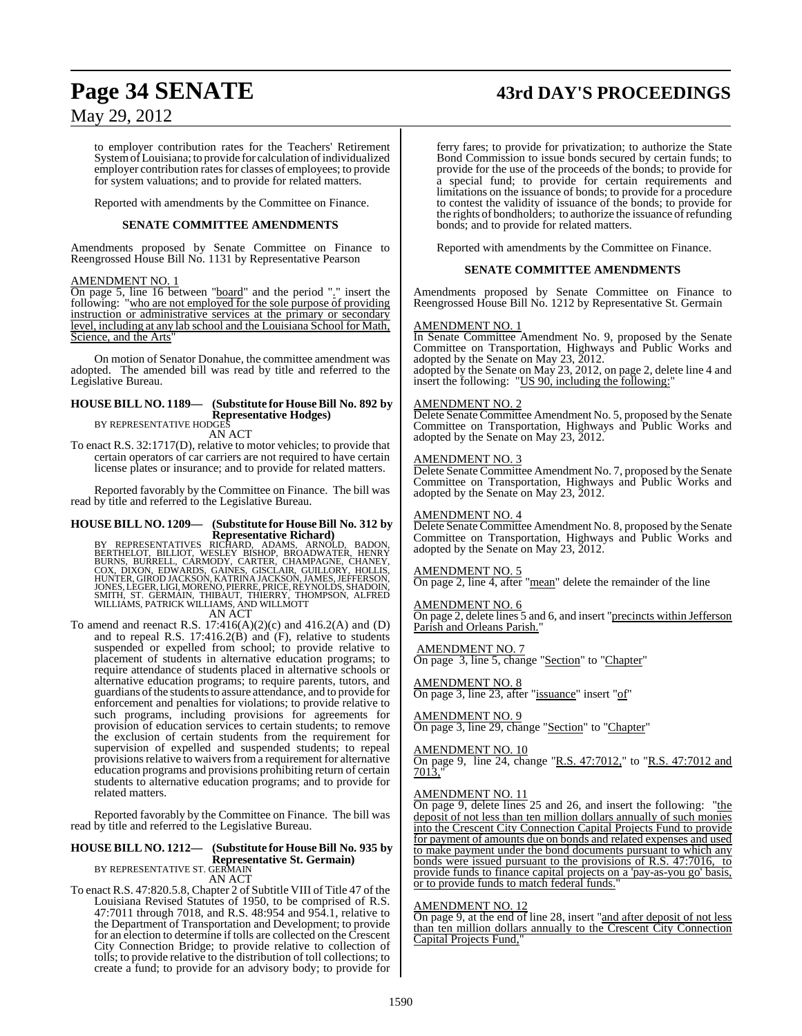to employer contribution rates for the Teachers' Retirement System of Louisiana; to provide for calculation of individualized employer contribution rates for classes of employees; to provide for system valuations; and to provide for related matters.

Reported with amendments by the Committee on Finance.

**SENATE COMMITTEE AMENDMENTS**

Amendments proposed by Senate Committee on Finance to Reengrossed House Bill No. 1131 by Representative Pearson

AMENDMENT NO. 1
On page 5, line 16 between "board" and the period "." insert the following: "who are not employed for the sole purpose of providing instruction or administrative services at the primary or secondary level, including at any lab school and the Louisiana School for Math, Science, and the Arts"

On motion of Senator Donahue, the committee amendment was adopted. The amended bill was read by title and referred to the Legislative Bureau.

**HOUSE BILL NO. 1189— (Substitute for House Bill No. 892 by Representative Hodges)**
BY REPRESENTATIVE HODGES
AN ACT

To enact R.S. 32:1717(D), relative to motor vehicles; to provide that certain operators of car carriers are not required to have certain license plates or insurance; and to provide for related matters.

Reported favorably by the Committee on Finance. The bill was read by title and referred to the Legislative Bureau.

**HOUSE BILL NO. 1209— (Substitute for House Bill No. 312 by Representative Richard)**
BY REPRESENTATIVES RICHARD, ADAMS, ARNOLD, BADON, BERTHELOT, BILLIOT, WESLEY BISHOP, BROADWATER, HENRY BURNS, BURRELL, CARMODY, CARTER, CHAMPAGNE, CHANEY, COX, DIXON, EDWARDS, GAINES, GISCLAIR, GUILLORY, HOLLIS, HUNTER, GIROD JACKSON, KATRINA JACKSON, JAMES, JEFFERSON, JONES, LEGER, LIGI, MORENO, PIERRE, PRICE, REYNOLDS, SHADOIN, SMITH, ST. GERMAIN, THIBAUT, THIERRY, THOMPSON, ALFRED WILLIAMS, PATRICK WILLIAMS, AND WILLMOTT
AN ACT

To amend and reenact R.S. 17:416(A)(2)(c) and 416.2(A) and (D) and to repeal R.S. 17:416.2(B) and (F), relative to students suspended or expelled from school; to provide relative to placement of students in alternative education programs; to require attendance of students placed in alternative schools or alternative education programs; to require parents, tutors, and guardians of the students to assure attendance, and to provide for enforcement and penalties for violations; to provide relative to such programs, including provisions for agreements for provision of education services to certain students; to remove the exclusion of certain students from the requirement for supervision of expelled and suspended students; to repeal provisions relative to waivers from a requirement for alternative education programs and provisions prohibiting return of certain students to alternative education programs; and to provide for related matters.

Reported favorably by the Committee on Finance. The bill was read by title and referred to the Legislative Bureau.

**HOUSE BILL NO. 1212— (Substitute for House Bill No. 935 by Representative St. Germain)**
BY REPRESENTATIVE ST. GERMAIN
AN ACT

To enact R.S. 47:820.5.8, Chapter 2 of Subtitle VIII of Title 47 of the Louisiana Revised Statutes of 1950, to be comprised of R.S. 47:7011 through 7018, and R.S. 48:954 and 954.1, relative to the Department of Transportation and Development; to provide for an election to determine if tolls are collected on the Crescent City Connection Bridge; to provide relative to collection of tolls; to provide relative to the distribution of toll collections; to create a fund; to provide for an advisory body; to provide for ferry fares; to provide for privatization; to authorize the State Bond Commission to issue bonds secured by certain funds; to provide for the use of the proceeds of the bonds; to provide for a special fund; to provide for certain requirements and limitations on the issuance of bonds; to provide for a procedure to contest the validity of issuance of the bonds; to provide for the rights of bondholders; to authorize the issuance of refunding bonds; and to provide for related matters.

Reported with amendments by the Committee on Finance.

**SENATE COMMITTEE AMENDMENTS**

Amendments proposed by Senate Committee on Finance to Reengrossed House Bill No. 1212 by Representative St. Germain

AMENDMENT NO. 1
In Senate Committee Amendment No. 9, proposed by the Senate Committee on Transportation, Highways and Public Works and adopted by the Senate on May 23, 2012.
adopted by the Senate on May 23, 2012, on page 2, delete line 4 and insert the following: "US 90, including the following:"

AMENDMENT NO. 2
Delete Senate Committee Amendment No. 5, proposed by the Senate Committee on Transportation, Highways and Public Works and adopted by the Senate on May 23, 2012.

AMENDMENT NO. 3
Delete Senate Committee Amendment No. 7, proposed by the Senate Committee on Transportation, Highways and Public Works and adopted by the Senate on May 23, 2012.

AMENDMENT NO. 4
Delete Senate Committee Amendment No. 8, proposed by the Senate Committee on Transportation, Highways and Public Works and adopted by the Senate on May 23, 2012.

AMENDMENT NO. 5
On page 2, line 4, after "mean" delete the remainder of the line

AMENDMENT NO. 6
On page 2, delete lines 5 and 6, and insert "precincts within Jefferson Parish and Orleans Parish."

AMENDMENT NO. 7
On page 3, line 5, change "Section" to "Chapter"

AMENDMENT NO. 8
On page 3, line 23, after "issuance" insert "of"

AMENDMENT NO. 9
On page 3, line 29, change "Section" to "Chapter"

AMENDMENT NO. 10
On page 9, line 24, change "R.S. 47:7012," to "R.S. 47:7012 and 7013,"

AMENDMENT NO. 11
On page 9, delete lines 25 and 26, and insert the following: "the deposit of not less than ten million dollars annually of such monies into the Crescent City Connection Capital Projects Fund to provide for payment of amounts due on bonds and related expenses and used to make payment under the bond documents pursuant to which any bonds were issued pursuant to the provisions of R.S. 47:7016, to provide funds to finance capital projects on a 'pay-as-you go' basis, or to provide funds to match federal funds."

AMENDMENT NO. 12
On page 9, at the end of line 28, insert "and after deposit of not less than ten million dollars annually to the Crescent City Connection Capital Projects Fund,"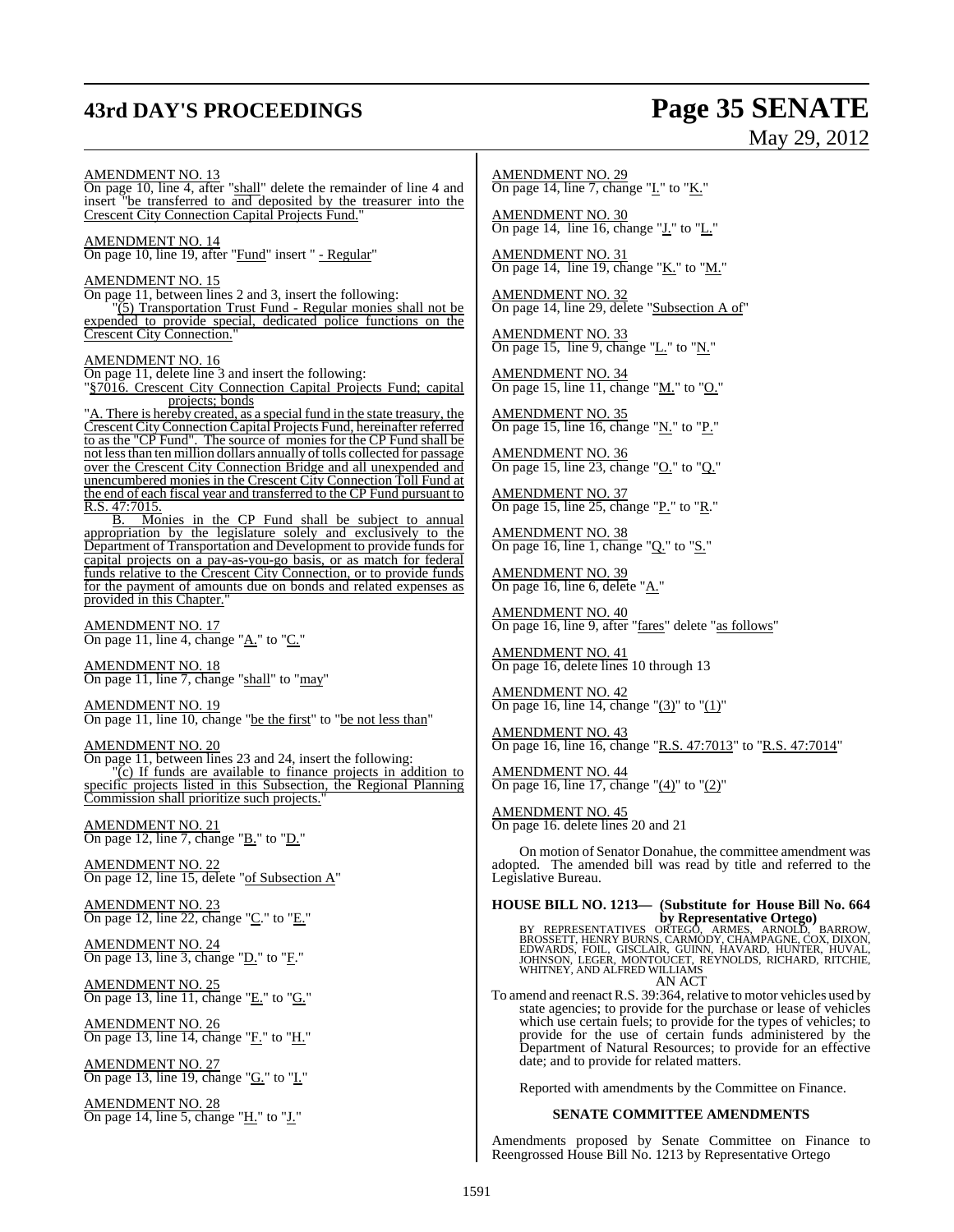AMENDMENT NO. 13
On page 10, line 4, after "shall" delete the remainder of line 4 and insert "be transferred to and deposited by the treasurer into the Crescent City Connection Capital Projects Fund."

AMENDMENT NO. 14
On page 10, line 19, after "Fund" insert " - Regular"

AMENDMENT NO. 15
On page 11, between lines 2 and 3, insert the following:
"(5) Transportation Trust Fund - Regular monies shall not be expended to provide special, dedicated police functions on the Crescent City Connection."

AMENDMENT NO. 16
On page 11, delete line 3 and insert the following:
"§7016. Crescent City Connection Capital Projects Fund; capital projects; bonds
"A. There is hereby created, as a special fund in the state treasury, the Crescent City Connection Capital Projects Fund, hereinafter referred to as the "CP Fund". The source of monies for the CP Fund shall be not less than ten million dollars annually of tolls collected for passage over the Crescent City Connection Bridge and all unexpended and unencumbered monies in the Crescent City Connection Toll Fund at the end of each fiscal year and transferred to the CP Fund pursuant to R.S. 47:7015.
B. Monies in the CP Fund shall be subject to annual appropriation by the legislature solely and exclusively to the Department of Transportation and Development to provide funds for capital projects on a pay-as-you-go basis, or as match for federal funds relative to the Crescent City Connection, or to provide funds for the payment of amounts due on bonds and related expenses as provided in this Chapter."

AMENDMENT NO. 17
On page 11, line 4, change "A." to "C."

AMENDMENT NO. 18
On page 11, line 7, change "shall" to "may"

AMENDMENT NO. 19
On page 11, line 10, change "be the first" to "be not less than"

AMENDMENT NO. 20
On page 11, between lines 23 and 24, insert the following:
"(c) If funds are available to finance projects in addition to specific projects listed in this Subsection, the Regional Planning Commission shall prioritize such projects."

AMENDMENT NO. 21
On page 12, line 7, change "B." to "D."

AMENDMENT NO. 22
On page 12, line 15, delete "of Subsection A"

AMENDMENT NO. 23
On page 12, line 22, change "C." to "E."

AMENDMENT NO. 24
On page 13, line 3, change "D." to "F."

AMENDMENT NO. 25
On page 13, line 11, change "E." to "G."

AMENDMENT NO. 26
On page 13, line 14, change "F." to "H."

AMENDMENT NO. 27
On page 13, line 19, change "G." to "I."

AMENDMENT NO. 28
On page 14, line 5, change "H." to "J."

AMENDMENT NO. 29
On page 14, line 7, change "I." to "K."

AMENDMENT NO. 30
On page 14, line 16, change "J." to "L."

AMENDMENT NO. 31
On page 14, line 19, change "K." to "M."

AMENDMENT NO. 32
On page 14, line 29, delete "Subsection A of"

AMENDMENT NO. 33
On page 15, line 9, change "L." to "N."

AMENDMENT NO. 34
On page 15, line 11, change "M." to "O."

AMENDMENT NO. 35
On page 15, line 16, change "N." to "P."

AMENDMENT NO. 36
On page 15, line 23, change "O." to "Q."

AMENDMENT NO. 37
On page 15, line 25, change "P." to "R."

AMENDMENT NO. 38
On page 16, line 1, change "Q." to "S."

AMENDMENT NO. 39
On page 16, line 6, delete "A."

AMENDMENT NO. 40
On page 16, line 9, after "fares" delete "as follows"

AMENDMENT NO. 41
On page 16, delete lines 10 through 13

AMENDMENT NO. 42
On page 16, line 14, change "(3)" to "(1)"

AMENDMENT NO. 43
On page 16, line 16, change "R.S. 47:7013" to "R.S. 47:7014"

AMENDMENT NO. 44
On page 16, line 17, change "(4)" to "(2)"

AMENDMENT NO. 45
On page 16. delete lines 20 and 21

On motion of Senator Donahue, the committee amendment was adopted. The amended bill was read by title and referred to the Legislative Bureau.

**HOUSE BILL NO. 1213— (Substitute for House Bill No. 664 by Representative Ortego)**
BY REPRESENTATIVES ORTEGO, ARMES, ARNOLD, BARROW, BROSSETT, HENRY BURNS, CARMODY, CHAMPAGNE, COX, DIXON, EDWARDS, FOIL, GISCLAIR, GUINN, HAVARD, HUNTER, HUVAL, JOHNSON, LEGER, MONTOUCET, REYNOLDS, RICHARD, RITCHIE, WHITNEY, AND ALFRED WILLIAMS

AN ACT

To amend and reenact R.S. 39:364, relative to motor vehicles used by state agencies; to provide for the purchase or lease of vehicles which use certain fuels; to provide for the types of vehicles; to provide for the use of certain funds administered by the Department of Natural Resources; to provide for an effective date; and to provide for related matters.

Reported with amendments by the Committee on Finance.

**SENATE COMMITTEE AMENDMENTS**

Amendments proposed by Senate Committee on Finance to Reengrossed House Bill No. 1213 by Representative Ortego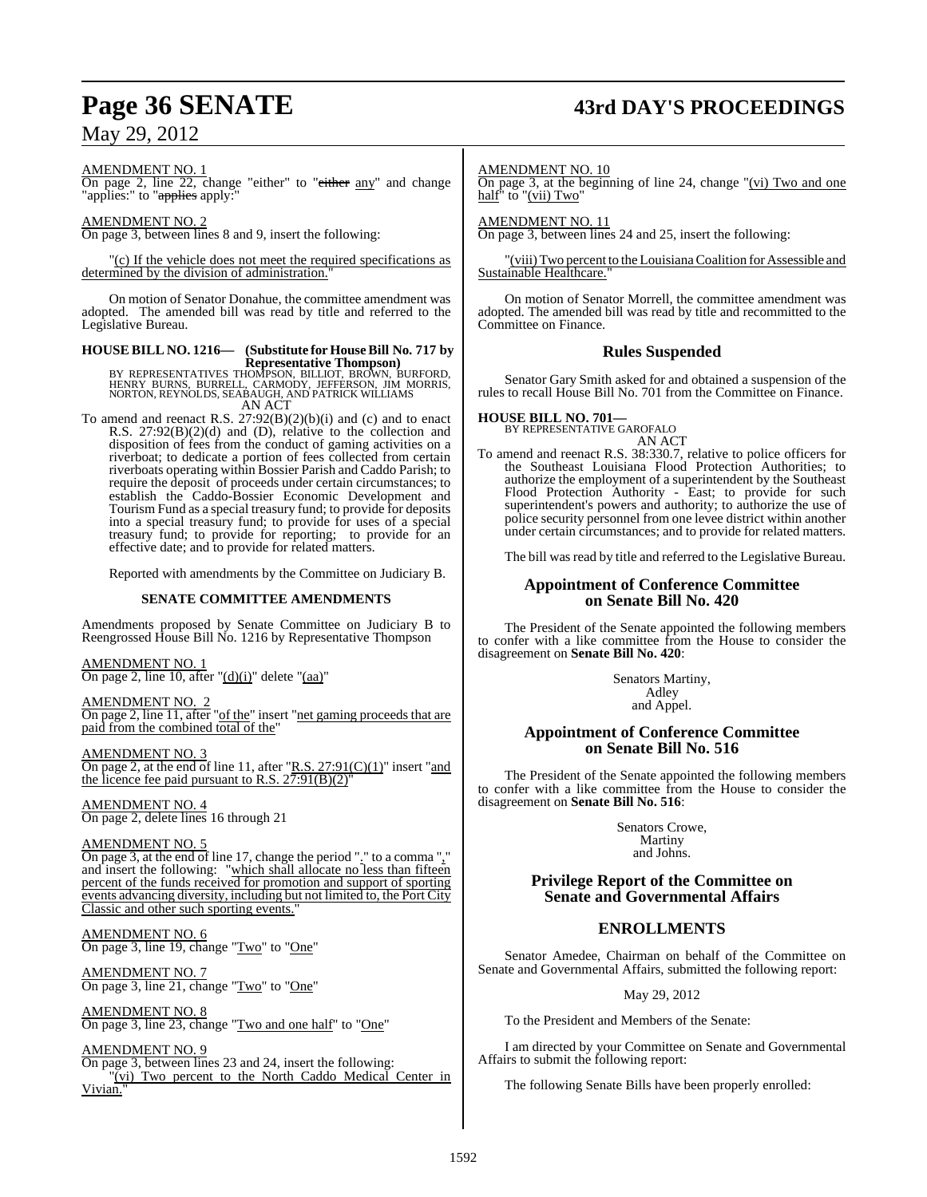AMENDMENT NO. 1

On page 2, line 22, change "either" to "~~either~~ any" and change "applies:" to "~~applies~~ apply:"

AMENDMENT NO. 2

On page 3, between lines 8 and 9, insert the following:

"(c) If the vehicle does not meet the required specifications as determined by the division of administration."

On motion of Senator Donahue, the committee amendment was adopted. The amended bill was read by title and referred to the Legislative Bureau.

**HOUSE BILL NO. 1216— (Substitute for House Bill No. 717 by Representative Thompson)**

BY REPRESENTATIVES THOMPSON, BILLIOT, BROWN, BURFORD, HENRY BURNS, BURRELL, CARMODY, JEFFERSON, JIM MORRIS, NORTON, REYNOLDS, SEABAUGH, AND PATRICK WILLIAMS

AN ACT

To amend and reenact R.S. 27:92(B)(2)(b)(i) and (c) and to enact R.S. 27:92(B)(2)(d) and (D), relative to the collection and disposition of fees from the conduct of gaming activities on a riverboat; to dedicate a portion of fees collected from certain riverboats operating within Bossier Parish and Caddo Parish; to require the deposit of proceeds under certain circumstances; to establish the Caddo-Bossier Economic Development and Tourism Fund as a special treasury fund; to provide for deposits into a special treasury fund; to provide for uses of a special treasury fund; to provide for reporting; to provide for an effective date; and to provide for related matters.

Reported with amendments by the Committee on Judiciary B.

## SENATE COMMITTEE AMENDMENTS

Amendments proposed by Senate Committee on Judiciary B to Reengrossed House Bill No. 1216 by Representative Thompson

AMENDMENT NO. 1

On page 2, line 10, after "(d)(i)" delete "(aa)"

AMENDMENT NO. 2

On page 2, line 11, after "of the" insert "net gaming proceeds that are paid from the combined total of the"

AMENDMENT NO. 3

On page 2, at the end of line 11, after "R.S. 27:91(C)(1)" insert "and the licence fee paid pursuant to R.S. 27:91(B)(2)"

AMENDMENT NO. 4

On page 2, delete lines 16 through 21

AMENDMENT NO. 5

On page 3, at the end of line 17, change the period "." to a comma "," and insert the following: "which shall allocate no less than fifteen percent of the funds received for promotion and support of sporting events advancing diversity, including but not limited to, the Port City Classic and other such sporting events."

AMENDMENT NO. 6

On page 3, line 19, change "Two" to "One"

AMENDMENT NO. 7

On page 3, line 21, change "Two" to "One"

AMENDMENT NO. 8

On page 3, line 23, change "Two and one half" to "One"

AMENDMENT NO. 9

On page 3, between lines 23 and 24, insert the following:

"(vi) Two percent to the North Caddo Medical Center in Vivian."

AMENDMENT NO. 10

On page 3, at the beginning of line 24, change "(vi) Two and one half" to "(vii) Two"

AMENDMENT NO. 11

On page 3, between lines 24 and 25, insert the following:

"(viii) Two percent to the Louisiana Coalition for Assessible and Sustainable Healthcare."

On motion of Senator Morrell, the committee amendment was adopted. The amended bill was read by title and recommitted to the Committee on Finance.

## Rules Suspended

Senator Gary Smith asked for and obtained a suspension of the rules to recall House Bill No. 701 from the Committee on Finance.

**HOUSE BILL NO. 701—**

BY REPRESENTATIVE GAROFALO

AN ACT

To amend and reenact R.S. 38:330.7, relative to police officers for the Southeast Louisiana Flood Protection Authorities; to authorize the employment of a superintendent by the Southeast Flood Protection Authority - East; to provide for such superintendent's powers and authority; to authorize the use of police security personnel from one levee district within another under certain circumstances; and to provide for related matters.

The bill was read by title and referred to the Legislative Bureau.

## Appointment of Conference Committee on Senate Bill No. 420

The President of the Senate appointed the following members to confer with a like committee from the House to consider the disagreement on **Senate Bill No. 420**:

Senators Martiny,
Adley
and Appel.

## Appointment of Conference Committee on Senate Bill No. 516

The President of the Senate appointed the following members to confer with a like committee from the House to consider the disagreement on **Senate Bill No. 516**:

Senators Crowe,
Martiny
and Johns.

## Privilege Report of the Committee on Senate and Governmental Affairs

## ENROLLMENTS

Senator Amedee, Chairman on behalf of the Committee on Senate and Governmental Affairs, submitted the following report:

May 29, 2012

To the President and Members of the Senate:

I am directed by your Committee on Senate and Governmental Affairs to submit the following report:

The following Senate Bills have been properly enrolled: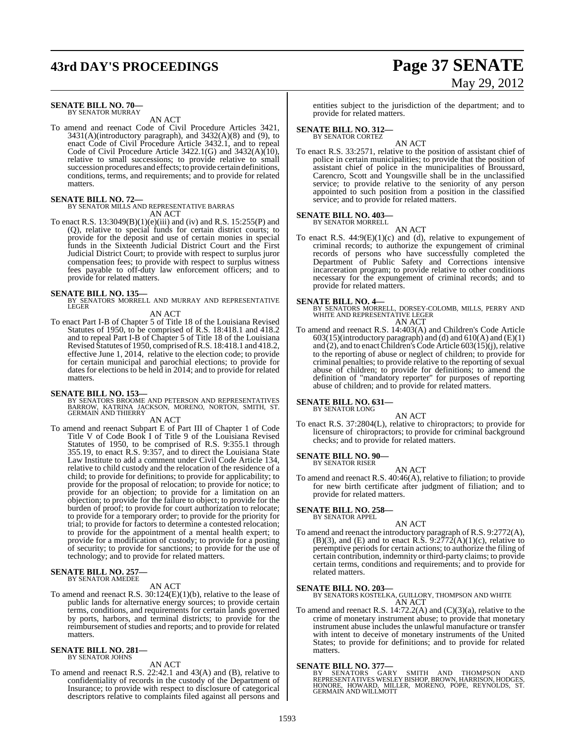**SENATE BILL NO. 70—**
BY SENATOR MURRAY

AN ACT

To amend and reenact Code of Civil Procedure Articles 3421, 3431(A)(introductory paragraph), and 3432(A)(8) and (9), to enact Code of Civil Procedure Article 3432.1, and to repeal Code of Civil Procedure Article 3422.1(G) and 3432(A)(10), relative to small successions; to provide relative to small succession procedures and effects; to provide certain definitions, conditions, terms, and requirements; and to provide for related matters.

**SENATE BILL NO. 72—**
BY SENATOR MILLS AND REPRESENTATIVE BARRAS

AN ACT

To enact R.S. 13:3049(B)(1)(e)(iii) and (iv) and R.S. 15:255(P) and (Q), relative to special funds for certain district courts; to provide for the deposit and use of certain monies in special funds in the Sixteenth Judicial District Court and the First Judicial District Court; to provide with respect to surplus juror compensation fees; to provide with respect to surplus witness fees payable to off-duty law enforcement officers; and to provide for related matters.

**SENATE BILL NO. 135—**
BY SENATORS MORRELL AND MURRAY AND REPRESENTATIVE LEGER

AN ACT

To enact Part I-B of Chapter 5 of Title 18 of the Louisiana Revised Statutes of 1950, to be comprised of R.S. 18:418.1 and 418.2 and to repeal Part I-B of Chapter 5 of Title 18 of the Louisiana Revised Statutes of 1950, comprised of R.S. 18:418.1 and 418.2, effective June 1, 2014, relative to the election code; to provide for certain municipal and parochial elections; to provide for dates for elections to be held in 2014; and to provide for related matters.

**SENATE BILL NO. 153—**
BY SENATORS BROOME AND PETERSON AND REPRESENTATIVES BARROW, KATRINA JACKSON, MORENO, NORTON, SMITH, ST. GERMAIN AND THIERRY

AN ACT

To amend and reenact Subpart E of Part III of Chapter 1 of Code Title V of Code Book I of Title 9 of the Louisiana Revised Statutes of 1950, to be comprised of R.S. 9:355.1 through 355.19, to enact R.S. 9:357, and to direct the Louisiana State Law Institute to add a comment under Civil Code Article 134, relative to child custody and the relocation of the residence of a child; to provide for definitions; to provide for applicability; to provide for the proposal of relocation; to provide for notice; to provide for an objection; to provide for a limitation on an objection; to provide for the failure to object; to provide for the burden of proof; to provide for court authorization to relocate; to provide for a temporary order; to provide for the priority for trial; to provide for factors to determine a contested relocation; to provide for the appointment of a mental health expert; to provide for a modification of custody; to provide for a posting of security; to provide for sanctions; to provide for the use of technology; and to provide for related matters.

**SENATE BILL NO. 257—**
BY SENATOR AMEDEE

AN ACT

To amend and reenact R.S. 30:124(E)(1)(b), relative to the lease of public lands for alternative energy sources; to provide certain terms, conditions, and requirements for certain lands governed by ports, harbors, and terminal districts; to provide for the reimbursement of studies and reports; and to provide for related matters.

**SENATE BILL NO. 281—**
BY SENATOR JOHNS

AN ACT

To amend and reenact R.S. 22:42.1 and 43(A) and (B), relative to confidentiality of records in the custody of the Department of Insurance; to provide with respect to disclosure of categorical descriptors relative to complaints filed against all persons and entities subject to the jurisdiction of the department; and to provide for related matters.

**SENATE BILL NO. 312—**
BY SENATOR CORTEZ

AN ACT

To enact R.S. 33:2571, relative to the position of assistant chief of police in certain municipalities; to provide that the position of assistant chief of police in the municipalities of Broussard, Carencro, Scott and Youngsville shall be in the unclassified service; to provide relative to the seniority of any person appointed to such position from a position in the classified service; and to provide for related matters.

**SENATE BILL NO. 403—**
BY SENATOR MORRELL

AN ACT

To enact R.S. 44:9(E)(1)(c) and (d), relative to expungement of criminal records; to authorize the expungement of criminal records of persons who have successfully completed the Department of Public Safety and Corrections intensive incarceration program; to provide relative to other conditions necessary for the expungement of criminal records; and to provide for related matters.

**SENATE BILL NO. 4—**
BY SENATORS MORRELL, DORSEY-COLOMB, MILLS, PERRY AND WHITE AND REPRESENTATIVE LEGER

AN ACT

To amend and reenact R.S. 14:403(A) and Children's Code Article 603(15)(introductory paragraph) and (d) and 610(A) and (E)(1) and (2), and to enact Children's Code Article 603(15)(j), relative to the reporting of abuse or neglect of children; to provide for criminal penalties; to provide relative to the reporting of sexual abuse of children; to provide for definitions; to amend the definition of "mandatory reporter" for purposes of reporting abuse of children; and to provide for related matters.

**SENATE BILL NO. 631—**
BY SENATOR LONG

AN ACT

To enact R.S. 37:2804(L), relative to chiropractors; to provide for licensure of chiropractors; to provide for criminal background checks; and to provide for related matters.

**SENATE BILL NO. 90—**
BY SENATOR RISER

AN ACT

To amend and reenact R.S. 40:46(A), relative to filiation; to provide for new birth certificate after judgment of filiation; and to provide for related matters.

**SENATE BILL NO. 258—**
BY SENATOR APPEL

AN ACT

To amend and reenact the introductory paragraph of R.S. 9:2772(A), (B)(3), and (E) and to enact R.S. 9:2772(A)(1)(c), relative to peremptive periods for certain actions; to authorize the filing of certain contribution, indemnity or third-party claims; to provide certain terms, conditions and requirements; and to provide for related matters.

**SENATE BILL NO. 203—**
BY SENATORS KOSTELKA, GUILLORY, THOMPSON AND WHITE

AN ACT

To amend and reenact R.S. 14:72.2(A) and (C)(3)(a), relative to the crime of monetary instrument abuse; to provide that monetary instrument abuse includes the unlawful manufacture or transfer with intent to deceive of monetary instruments of the United States; to provide for definitions; and to provide for related matters.

**SENATE BILL NO. 377—**
BY SENATORS GARY SMITH AND THOMPSON AND REPRESENTATIVES WESLEY BISHOP, BROWN, HARRISON, HODGES, HONORE, HOWARD, MILLER, MORENO, POPE, REYNOLDS, ST. GERMAIN AND WILLMOTT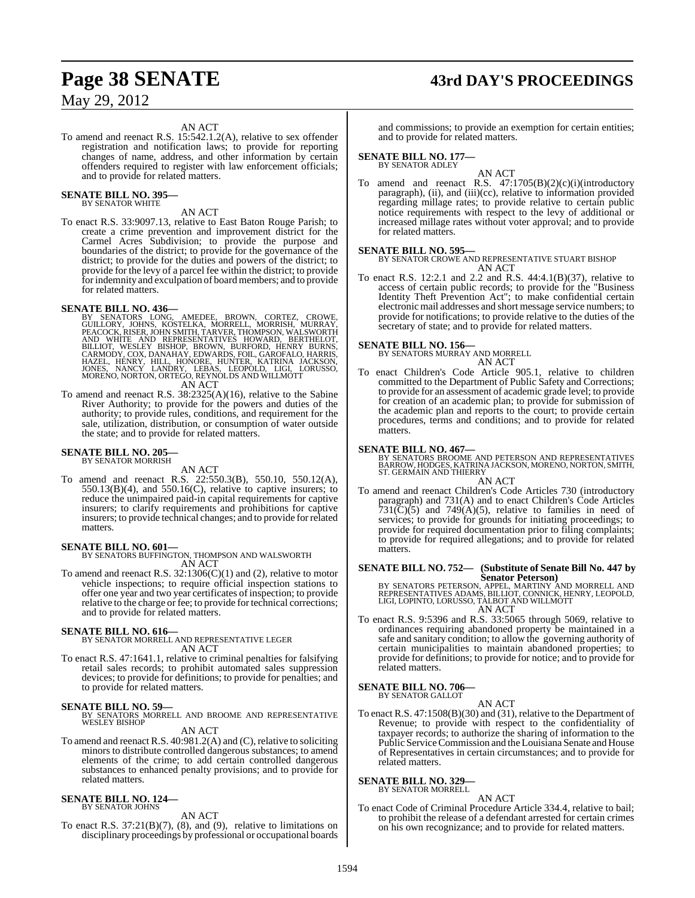AN ACT

To amend and reenact R.S. 15:542.1.2(A), relative to sex offender registration and notification laws; to provide for reporting changes of name, address, and other information by certain offenders required to register with law enforcement officials; and to provide for related matters.

**SENATE BILL NO. 395—**
BY SENATOR WHITE

AN ACT

To enact R.S. 33:9097.13, relative to East Baton Rouge Parish; to create a crime prevention and improvement district for the Carmel Acres Subdivision; to provide the purpose and boundaries of the district; to provide for the governance of the district; to provide for the duties and powers of the district; to provide for the levy of a parcel fee within the district; to provide for indemnity and exculpation of board members; and to provide for related matters.

**SENATE BILL NO. 436—**
BY SENATORS LONG, AMEDEE, BROWN, CORTEZ, CROWE, GUILLORY, JOHNS, KOSTELKA, MORRELL, MORRISH, MURRAY, PEACOCK, RISER, JOHN SMITH, TARVER, THOMPSON, WALSWORTH AND WHITE AND REPRESENTATIVES HOWARD, BERTHELOT, BILLIOT, WESLEY BISHOP, BROWN, BURFORD, HENRY BURNS, CARMODY, COX, DANAHAY, EDWARDS, FOIL, GAROFALO, HARRIS, HAZEL, HENRY, HILL, HONORE, HUNTER, KATRINA JACKSON, JONES, NANCY LANDRY, LEBAS, LEOPOLD, LIGI, LORUSSO, MORENO, NORTON, ORTEGO, REYNOLDS AND WILLMOTT

AN ACT

To amend and reenact R.S. 38:2325(A)(16), relative to the Sabine River Authority; to provide for the powers and duties of the authority; to provide rules, conditions, and requirement for the sale, utilization, distribution, or consumption of water outside the state; and to provide for related matters.

**SENATE BILL NO. 205—**
BY SENATOR MORRISH

AN ACT

To amend and reenact R.S. 22:550.3(B), 550.10, 550.12(A), 550.13(B)(4), and 550.16(C), relative to captive insurers; to reduce the unimpaired paid-in capital requirements for captive insurers; to clarify requirements and prohibitions for captive insurers; to provide technical changes; and to provide for related matters.

**SENATE BILL NO. 601—**
BY SENATORS BUFFINGTON, THOMPSON AND WALSWORTH

AN ACT

To amend and reenact R.S. 32:1306(C)(1) and (2), relative to motor vehicle inspections; to require official inspection stations to offer one year and two year certificates of inspection; to provide relative to the charge or fee; to provide for technical corrections; and to provide for related matters.

**SENATE BILL NO. 616—**
BY SENATOR MORRELL AND REPRESENTATIVE LEGER

AN ACT

To enact R.S. 47:1641.1, relative to criminal penalties for falsifying retail sales records; to prohibit automated sales suppression devices; to provide for definitions; to provide for penalties; and to provide for related matters.

**SENATE BILL NO. 59—**
BY SENATORS MORRELL AND BROOME AND REPRESENTATIVE WESLEY BISHOP

AN ACT

To amend and reenact R.S. 40:981.2(A) and (C), relative to soliciting minors to distribute controlled dangerous substances; to amend elements of the crime; to add certain controlled dangerous substances to enhanced penalty provisions; and to provide for related matters.

**SENATE BILL NO. 124—**
BY SENATOR JOHNS

AN ACT

To enact R.S. 37:21(B)(7), (8), and (9), relative to limitations on disciplinary proceedings by professional or occupational boards and commissions; to provide an exemption for certain entities; and to provide for related matters.

**SENATE BILL NO. 177—**
BY SENATOR ADLEY

AN ACT

To amend and reenact R.S. 47:1705(B)(2)(c)(i)(introductory paragraph), (ii), and (iii)(cc), relative to information provided regarding millage rates; to provide relative to certain public notice requirements with respect to the levy of additional or increased millage rates without voter approval; and to provide for related matters.

**SENATE BILL NO. 595—**
BY SENATOR CROWE AND REPRESENTATIVE STUART BISHOP

AN ACT

To enact R.S. 12:2.1 and 2.2 and R.S. 44:4.1(B)(37), relative to access of certain public records; to provide for the "Business Identity Theft Prevention Act"; to make confidential certain electronic mail addresses and short message service numbers; to provide for notifications; to provide relative to the duties of the secretary of state; and to provide for related matters.

**SENATE BILL NO. 156—**
BY SENATORS MURRAY AND MORRELL

AN ACT

To enact Children's Code Article 905.1, relative to children committed to the Department of Public Safety and Corrections; to provide for an assessment of academic grade level; to provide for creation of an academic plan; to provide for submission of the academic plan and reports to the court; to provide certain procedures, terms and conditions; and to provide for related matters.

**SENATE BILL NO. 467—**
BY SENATORS BROOME AND PETERSON AND REPRESENTATIVES BARROW, HODGES, KATRINA JACKSON, MORENO, NORTON, SMITH, ST. GERMAIN AND THIERRY

AN ACT

To amend and reenact Children's Code Articles 730 (introductory paragraph) and 731(A) and to enact Children's Code Articles 731(C)(5) and 749(A)(5), relative to families in need of services; to provide for grounds for initiating proceedings; to provide for required documentation prior to filing complaints; to provide for required allegations; and to provide for related matters.

**SENATE BILL NO. 752— (Substitute of Senate Bill No. 447 by Senator Peterson)**
BY SENATORS PETERSON, APPEL, MARTINY AND MORRELL AND REPRESENTATIVES ADAMS, BILLIOT, CONNICK, HENRY, LEOPOLD, LIGI, LOPINTO, LORUSSO, TALBOT AND WILLMOTT

AN ACT

To enact R.S. 9:5396 and R.S. 33:5065 through 5069, relative to ordinances requiring abandoned property be maintained in a safe and sanitary condition; to allow the governing authority of certain municipalities to maintain abandoned properties; to provide for definitions; to provide for notice; and to provide for related matters.

**SENATE BILL NO. 706—**
BY SENATOR GALLOT

AN ACT

To enact R.S. 47:1508(B)(30) and (31), relative to the Department of Revenue; to provide with respect to the confidentiality of taxpayer records; to authorize the sharing of information to the Public Service Commission and the Louisiana Senate and House of Representatives in certain circumstances; and to provide for related matters.

**SENATE BILL NO. 329—**
BY SENATOR MORRELL

AN ACT

To enact Code of Criminal Procedure Article 334.4, relative to bail; to prohibit the release of a defendant arrested for certain crimes on his own recognizance; and to provide for related matters.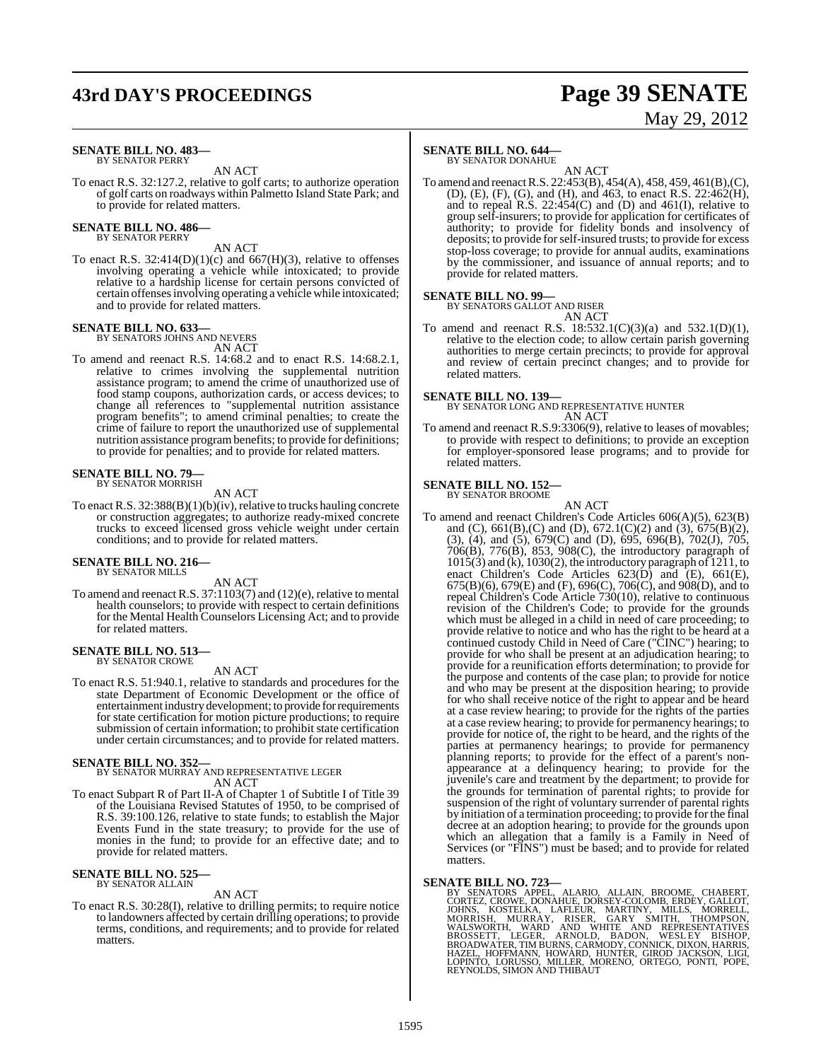**SENATE BILL NO. 483—**
BY SENATOR PERRY

AN ACT

To enact R.S. 32:127.2, relative to golf carts; to authorize operation of golf carts on roadways within Palmetto Island State Park; and to provide for related matters.

**SENATE BILL NO. 486—**
BY SENATOR PERRY

AN ACT

To enact R.S. 32:414(D)(1)(c) and 667(H)(3), relative to offenses involving operating a vehicle while intoxicated; to provide relative to a hardship license for certain persons convicted of certain offenses involving operating a vehicle while intoxicated; and to provide for related matters.

**SENATE BILL NO. 633—**
BY SENATORS JOHNS AND NEVERS

AN ACT

To amend and reenact R.S. 14:68.2 and to enact R.S. 14:68.2.1, relative to crimes involving the supplemental nutrition assistance program; to amend the crime of unauthorized use of food stamp coupons, authorization cards, or access devices; to change all references to "supplemental nutrition assistance program benefits"; to amend criminal penalties; to create the crime of failure to report the unauthorized use of supplemental nutrition assistance program benefits; to provide for definitions; to provide for penalties; and to provide for related matters.

**SENATE BILL NO. 79—**
BY SENATOR MORRISH

AN ACT

To enact R.S. 32:388(B)(1)(b)(iv), relative to trucks hauling concrete or construction aggregates; to authorize ready-mixed concrete trucks to exceed licensed gross vehicle weight under certain conditions; and to provide for related matters.

**SENATE BILL NO. 216—**
BY SENATOR MILLS

AN ACT

To amend and reenact R.S. 37:1103(7) and (12)(e), relative to mental health counselors; to provide with respect to certain definitions for the Mental Health Counselors Licensing Act; and to provide for related matters.

**SENATE BILL NO. 513—**
BY SENATOR CROWE

AN ACT

To enact R.S. 51:940.1, relative to standards and procedures for the state Department of Economic Development or the office of entertainment industry development; to provide for requirements for state certification for motion picture productions; to require submission of certain information; to prohibit state certification under certain circumstances; and to provide for related matters.

**SENATE BILL NO. 352—**
BY SENATOR MURRAY AND REPRESENTATIVE LEGER

AN ACT

To enact Subpart R of Part II-A of Chapter 1 of Subtitle I of Title 39 of the Louisiana Revised Statutes of 1950, to be comprised of R.S. 39:100.126, relative to state funds; to establish the Major Events Fund in the state treasury; to provide for the use of monies in the fund; to provide for an effective date; and to provide for related matters.

**SENATE BILL NO. 525—**
BY SENATOR ALLAIN

AN ACT

To enact R.S. 30:28(I), relative to drilling permits; to require notice to landowners affected by certain drilling operations; to provide terms, conditions, and requirements; and to provide for related matters.

**SENATE BILL NO. 644—**
BY SENATOR DONAHUE

AN ACT

To amend and reenact R.S. 22:453(B), 454(A), 458, 459, 461(B),(C), (D), (E), (F), (G), and (H), and 463, to enact R.S. 22:462(H), and to repeal R.S. 22:454(C) and (D) and 461(I), relative to group self-insurers; to provide for application for certificates of authority; to provide for fidelity bonds and insolvency of deposits; to provide for self-insured trusts; to provide for excess stop-loss coverage; to provide for annual audits, examinations by the commissioner, and issuance of annual reports; and to provide for related matters.

**SENATE BILL NO. 99—**
BY SENATORS GALLOT AND RISER

AN ACT

To amend and reenact R.S. 18:532.1(C)(3)(a) and 532.1(D)(1), relative to the election code; to allow certain parish governing authorities to merge certain precincts; to provide for approval and review of certain precinct changes; and to provide for related matters.

**SENATE BILL NO. 139—**
BY SENATOR LONG AND REPRESENTATIVE HUNTER

AN ACT

To amend and reenact R.S.9:3306(9), relative to leases of movables; to provide with respect to definitions; to provide an exception for employer-sponsored lease programs; and to provide for related matters.

**SENATE BILL NO. 152—**
BY SENATOR BROOME

AN ACT

To amend and reenact Children's Code Articles 606(A)(5), 623(B) and (C), 661(B),(C) and (D), 672.1(C)(2) and (3), 675(B)(2), (3), (4), and (5), 679(C) and (D), 695, 696(B), 702(J), 705, 706(B), 776(B), 853, 908(C), the introductory paragraph of 1015(3) and (k), 1030(2), the introductory paragraph of 1211, to enact Children's Code Articles 623(D) and (E), 661(E), 675(B)(6), 679(E) and (F), 696(C), 706(C), and 908(D), and to repeal Children's Code Article 730(10), relative to continuous revision of the Children's Code; to provide for the grounds which must be alleged in a child in need of care proceeding; to provide relative to notice and who has the right to be heard at a continued custody Child in Need of Care ("CINC") hearing; to provide for who shall be present at an adjudication hearing; to provide for a reunification efforts determination; to provide for the purpose and contents of the case plan; to provide for notice and who may be present at the disposition hearing; to provide for who shall receive notice of the right to appear and be heard at a case review hearing; to provide for the rights of the parties at a case review hearing; to provide for permanency hearings; to provide for notice of, the right to be heard, and the rights of the parties at permanency hearings; to provide for permanency planning reports; to provide for the effect of a parent's non-appearance at a delinquency hearing; to provide for the juvenile's care and treatment by the department; to provide for the grounds for termination of parental rights; to provide for suspension of the right of voluntary surrender of parental rights by initiation of a termination proceeding; to provide for the final decree at an adoption hearing; to provide for the grounds upon which an allegation that a family is a Family in Need of Services (or "FINS") must be based; and to provide for related matters.

**SENATE BILL NO. 723—**
BY SENATORS APPEL, ALARIO, ALLAIN, BROOME, CHABERT, CORTEZ, CROWE, DONAHUE, DORSEY-COLOMB, ERDEY, GALLOT, JOHNS, KOSTELKA, LAFLEUR, MARTINY, MILLS, MORRELL, MORRISH, MURRAY, RISER, GARY SMITH, THOMPSON, WALSWORTH, WARD AND WHITE AND REPRESENTATIVES BROSSETT, LEGER, ARNOLD, BADON, WESLEY BISHOP, BROADWATER, TIM BURNS, CARMODY, CONNICK, DIXON, HARRIS, HAZEL, HOFFMANN, HOWARD, HUNTER, GIROD JACKSON, LIGI, LOPINTO, LORUSSO, MILLER, MORENO, ORTEGO, PONTI, POPE, REYNOLDS, SIMON AND THIBAUT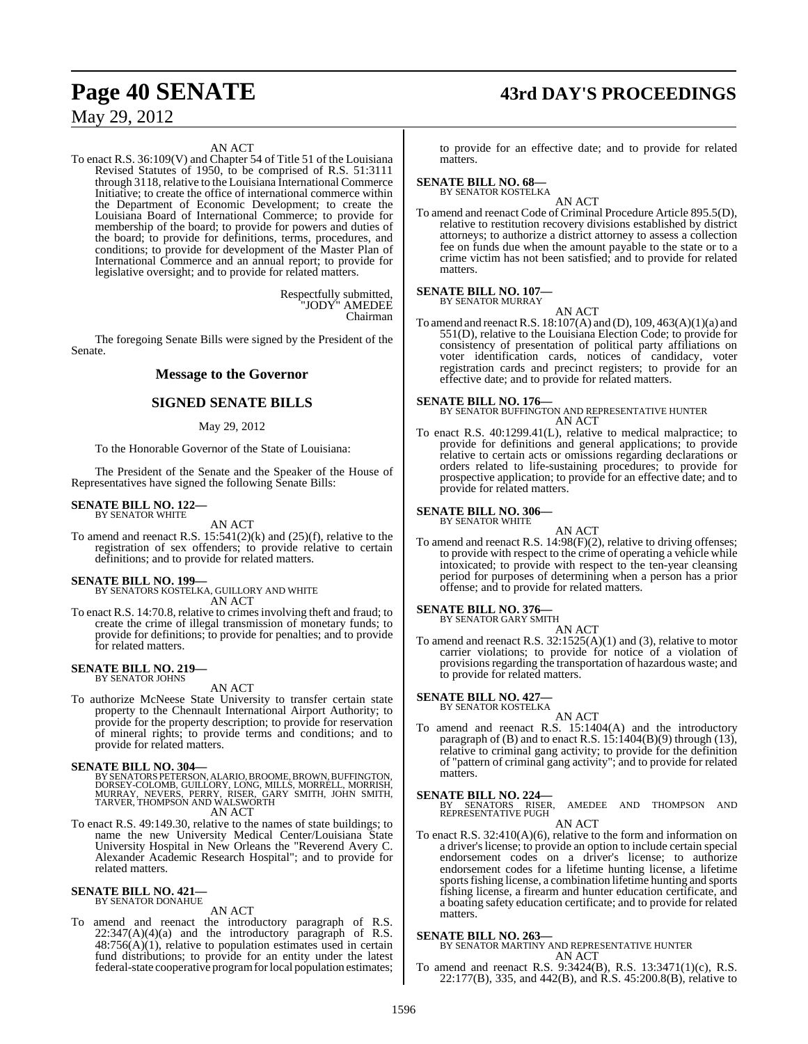AN ACT

To enact R.S. 36:109(V) and Chapter 54 of Title 51 of the Louisiana Revised Statutes of 1950, to be comprised of R.S. 51:3111 through 3118, relative to the Louisiana International Commerce Initiative; to create the office of international commerce within the Department of Economic Development; to create the Louisiana Board of International Commerce; to provide for membership of the board; to provide for powers and duties of the board; to provide for definitions, terms, procedures, and conditions; to provide for development of the Master Plan of International Commerce and an annual report; to provide for legislative oversight; and to provide for related matters.

Respectfully submitted,
"JODY" AMEDEE
Chairman

The foregoing Senate Bills were signed by the President of the Senate.

## Message to the Governor

## SIGNED SENATE BILLS

May 29, 2012

To the Honorable Governor of the State of Louisiana:

The President of the Senate and the Speaker of the House of Representatives have signed the following Senate Bills:

**SENATE BILL NO. 122—**
BY SENATOR WHITE

AN ACT

To amend and reenact R.S. 15:541(2)(k) and (25)(f), relative to the registration of sex offenders; to provide relative to certain definitions; and to provide for related matters.

**SENATE BILL NO. 199—**
BY SENATORS KOSTELKA, GUILLORY AND WHITE

AN ACT

To enact R.S. 14:70.8, relative to crimes involving theft and fraud; to create the crime of illegal transmission of monetary funds; to provide for definitions; to provide for penalties; and to provide for related matters.

**SENATE BILL NO. 219—**
BY SENATOR JOHNS

AN ACT

To authorize McNeese State University to transfer certain state property to the Chennault International Airport Authority; to provide for the property description; to provide for reservation of mineral rights; to provide terms and conditions; and to provide for related matters.

**SENATE BILL NO. 304—**
BY SENATORS PETERSON, ALARIO, BROOME, BROWN, BUFFINGTON, DORSEY-COLOMB, GUILLORY, LONG, MILLS, MORRELL, MORRISH, MURRAY, NEVERS, PERRY, RISER, GARY SMITH, JOHN SMITH, TARVER, THOMPSON AND WALSWORTH

AN ACT

To enact R.S. 49:149.30, relative to the names of state buildings; to name the new University Medical Center/Louisiana State University Hospital in New Orleans the "Reverend Avery C. Alexander Academic Research Hospital"; and to provide for related matters.

**SENATE BILL NO. 421—**
BY SENATOR DONAHUE

AN ACT

To amend and reenact the introductory paragraph of R.S. 22:347(A)(4)(a) and the introductory paragraph of R.S. 48:756(A)(1), relative to population estimates used in certain fund distributions; to provide for an entity under the latest federal-state cooperative program for local population estimates; to provide for an effective date; and to provide for related matters.

**SENATE BILL NO. 68—**
BY SENATOR KOSTELKA

AN ACT

To amend and reenact Code of Criminal Procedure Article 895.5(D), relative to restitution recovery divisions established by district attorneys; to authorize a district attorney to assess a collection fee on funds due when the amount payable to the state or to a crime victim has not been satisfied; and to provide for related matters.

**SENATE BILL NO. 107—**
BY SENATOR MURRAY

AN ACT

To amend and reenact R.S. 18:107(A) and (D), 109, 463(A)(1)(a) and 551(D), relative to the Louisiana Election Code; to provide for consistency of presentation of political party affiliations on voter identification cards, notices of candidacy, voter registration cards and precinct registers; to provide for an effective date; and to provide for related matters.

**SENATE BILL NO. 176—**
BY SENATOR BUFFINGTON AND REPRESENTATIVE HUNTER

AN ACT

To enact R.S. 40:1299.41(L), relative to medical malpractice; to provide for definitions and general applications; to provide relative to certain acts or omissions regarding declarations or orders related to life-sustaining procedures; to provide for prospective application; to provide for an effective date; and to provide for related matters.

**SENATE BILL NO. 306—**
BY SENATOR WHITE

AN ACT

To amend and reenact R.S. 14:98(F)(2), relative to driving offenses; to provide with respect to the crime of operating a vehicle while intoxicated; to provide with respect to the ten-year cleansing period for purposes of determining when a person has a prior offense; and to provide for related matters.

**SENATE BILL NO. 376—**
BY SENATOR GARY SMITH

AN ACT

To amend and reenact R.S. 32:1525(A)(1) and (3), relative to motor carrier violations; to provide for notice of a violation of provisions regarding the transportation of hazardous waste; and to provide for related matters.

**SENATE BILL NO. 427—**
BY SENATOR KOSTELKA

AN ACT

To amend and reenact R.S. 15:1404(A) and the introductory paragraph of (B) and to enact R.S. 15:1404(B)(9) through (13), relative to criminal gang activity; to provide for the definition of "pattern of criminal gang activity"; and to provide for related matters.

**SENATE BILL NO. 224—**
BY SENATORS RISER, AMEDEE AND THOMPSON AND REPRESENTATIVE PUGH

AN ACT

To enact R.S. 32:410(A)(6), relative to the form and information on a driver's license; to provide an option to include certain special endorsement codes on a driver's license; to authorize endorsement codes for a lifetime hunting license, a lifetime sports fishing license, a combination lifetime hunting and sports fishing license, a firearm and hunter education certificate, and a boating safety education certificate; and to provide for related matters.

**SENATE BILL NO. 263—**
BY SENATOR MARTINY AND REPRESENTATIVE HUNTER

AN ACT

To amend and reenact R.S. 9:3424(B), R.S. 13:3471(1)(c), R.S. 22:177(B), 335, and 442(B), and R.S. 45:200.8(B), relative to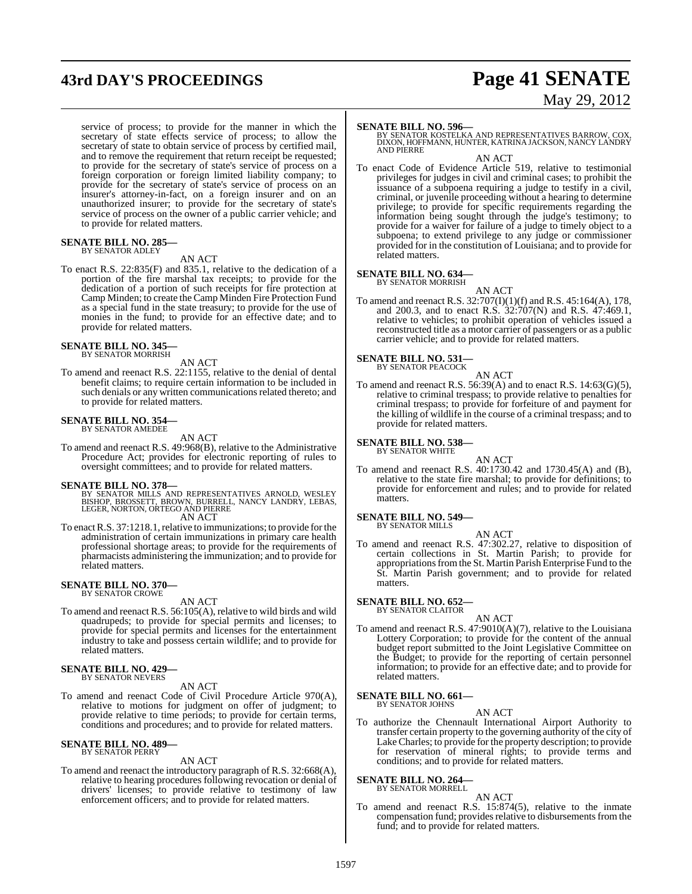service of process; to provide for the manner in which the secretary of state effects service of process; to allow the secretary of state to obtain service of process by certified mail, and to remove the requirement that return receipt be requested; to provide for the secretary of state's service of process on a foreign corporation or foreign limited liability company; to provide for the secretary of state's service of process on an insurer's attorney-in-fact, on a foreign insurer and on an unauthorized insurer; to provide for the secretary of state's service of process on the owner of a public carrier vehicle; and to provide for related matters.

**SENATE BILL NO. 285—**
BY SENATOR ADLEY

AN ACT

To enact R.S. 22:835(F) and 835.1, relative to the dedication of a portion of the fire marshal tax receipts; to provide for the dedication of a portion of such receipts for fire protection at Camp Minden; to create the Camp Minden Fire Protection Fund as a special fund in the state treasury; to provide for the use of monies in the fund; to provide for an effective date; and to provide for related matters.

**SENATE BILL NO. 345—**
BY SENATOR MORRISH

AN ACT

To amend and reenact R.S. 22:1155, relative to the denial of dental benefit claims; to require certain information to be included in such denials or any written communications related thereto; and to provide for related matters.

**SENATE BILL NO. 354—**
BY SENATOR AMEDEE

AN ACT

To amend and reenact R.S. 49:968(B), relative to the Administrative Procedure Act; provides for electronic reporting of rules to oversight committees; and to provide for related matters.

**SENATE BILL NO. 378—**
BY SENATOR MILLS AND REPRESENTATIVES ARNOLD, WESLEY BISHOP, BROSSETT, BROWN, BURRELL, NANCY LANDRY, LEBAS, LEGER, NORTON, ORTEGO AND PIERRE

AN ACT

To enact R.S. 37:1218.1, relative to immunizations; to provide for the administration of certain immunizations in primary care health professional shortage areas; to provide for the requirements of pharmacists administering the immunization; and to provide for related matters.

**SENATE BILL NO. 370—**
BY SENATOR CROWE

AN ACT

To amend and reenact R.S. 56:105(A), relative to wild birds and wild quadrupeds; to provide for special permits and licenses; to provide for special permits and licenses for the entertainment industry to take and possess certain wildlife; and to provide for related matters.

**SENATE BILL NO. 429—**
BY SENATOR NEVERS

AN ACT

To amend and reenact Code of Civil Procedure Article 970(A), relative to motions for judgment on offer of judgment; to provide relative to time periods; to provide for certain terms, conditions and procedures; and to provide for related matters.

**SENATE BILL NO. 489—**
BY SENATOR PERRY

AN ACT

To amend and reenact the introductory paragraph of R.S. 32:668(A), relative to hearing procedures following revocation or denial of drivers' licenses; to provide relative to testimony of law enforcement officers; and to provide for related matters.

**SENATE BILL NO. 596—**
BY SENATOR KOSTELKA AND REPRESENTATIVES BARROW, COX, DIXON, HOFFMANN, HUNTER, KATRINA JACKSON, NANCY LANDRY AND PIERRE

AN ACT

To enact Code of Evidence Article 519, relative to testimonial privileges for judges in civil and criminal cases; to prohibit the issuance of a subpoena requiring a judge to testify in a civil, criminal, or juvenile proceeding without a hearing to determine privilege; to provide for specific requirements regarding the information being sought through the judge's testimony; to provide for a waiver for failure of a judge to timely object to a subpoena; to extend privilege to any judge or commissioner provided for in the constitution of Louisiana; and to provide for related matters.

**SENATE BILL NO. 634—**
BY SENATOR MORRISH

AN ACT

To amend and reenact R.S. 32:707(I)(1)(f) and R.S. 45:164(A), 178, and 200.3, and to enact R.S. 32:707(N) and R.S. 47:469.1, relative to vehicles; to prohibit operation of vehicles issued a reconstructed title as a motor carrier of passengers or as a public carrier vehicle; and to provide for related matters.

**SENATE BILL NO. 531—**
BY SENATOR PEACOCK

AN ACT

To amend and reenact R.S. 56:39(A) and to enact R.S. 14:63(G)(5), relative to criminal trespass; to provide relative to penalties for criminal trespass; to provide for forfeiture of and payment for the killing of wildlife in the course of a criminal trespass; and to provide for related matters.

**SENATE BILL NO. 538—**
BY SENATOR WHITE

AN ACT

To amend and reenact R.S. 40:1730.42 and 1730.45(A) and (B), relative to the state fire marshal; to provide for definitions; to provide for enforcement and rules; and to provide for related matters.

**SENATE BILL NO. 549—**
BY SENATOR MILLS

AN ACT

To amend and reenact R.S. 47:302.27, relative to disposition of certain collections in St. Martin Parish; to provide for appropriations from the St. Martin Parish Enterprise Fund to the St. Martin Parish government; and to provide for related matters.

**SENATE BILL NO. 652—**
BY SENATOR CLAITOR

AN ACT

To amend and reenact R.S. 47:9010(A)(7), relative to the Louisiana Lottery Corporation; to provide for the content of the annual budget report submitted to the Joint Legislative Committee on the Budget; to provide for the reporting of certain personnel information; to provide for an effective date; and to provide for related matters.

**SENATE BILL NO. 661—**
BY SENATOR JOHNS

AN ACT

To authorize the Chennault International Airport Authority to transfer certain property to the governing authority of the city of Lake Charles; to provide for the property description; to provide for reservation of mineral rights; to provide terms and conditions; and to provide for related matters.

**SENATE BILL NO. 264—**
BY SENATOR MORRELL

AN ACT

To amend and reenact R.S. 15:874(5), relative to the inmate compensation fund; provides relative to disbursements from the fund; and to provide for related matters.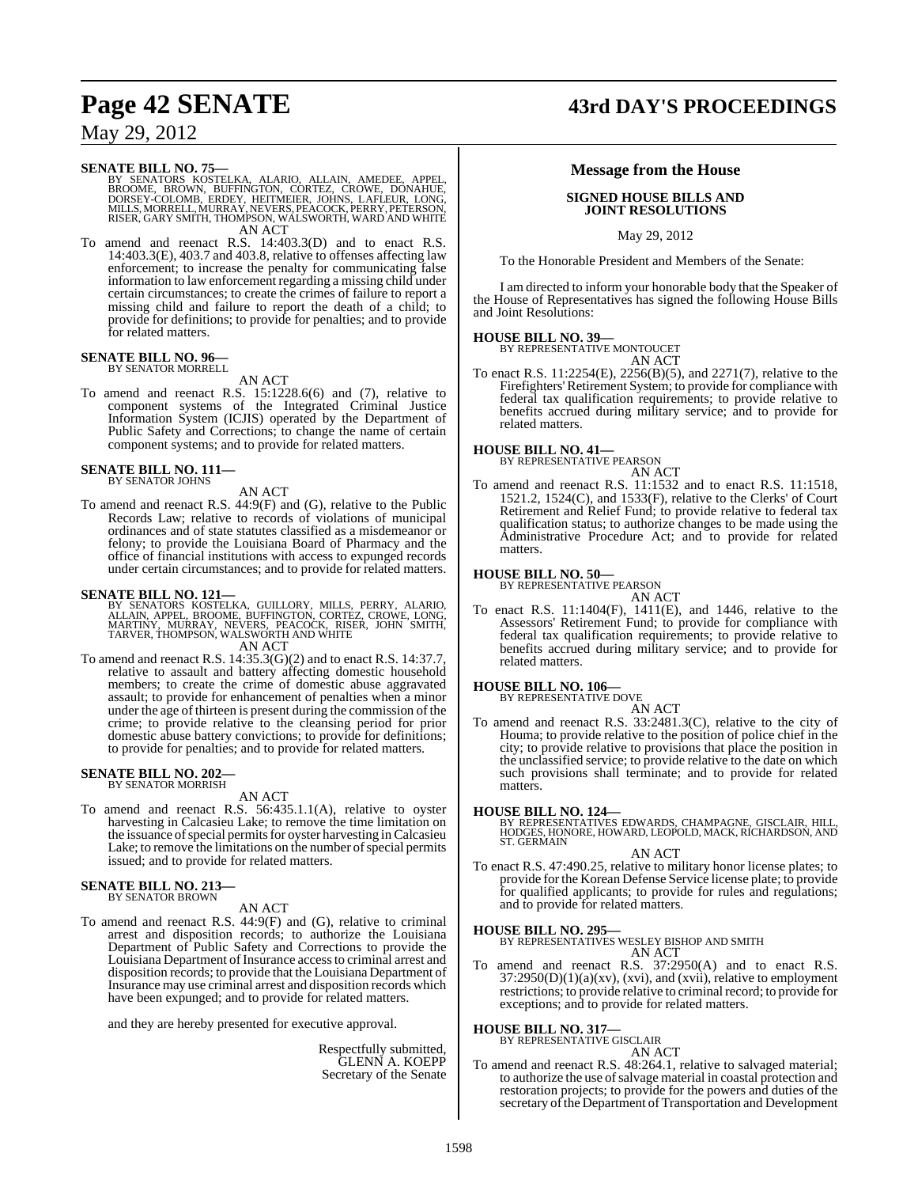**SENATE BILL NO. 75—**
BY SENATORS KOSTELKA, ALARIO, ALLAIN, AMEDEE, APPEL, BROOME, BROWN, BUFFINGTON, CORTEZ, CROWE, DONAHUE, DORSEY-COLOMB, ERDEY, HEITMEIER, JOHNS, LAFLEUR, LONG, MILLS, MORRELL, MURRAY, NEVERS, PEACOCK, PERRY, PETERSON, RISER, GARY SMITH, THOMPSON, WALSWORTH, WARD AND WHITE

AN ACT

To amend and reenact R.S. 14:403.3(D) and to enact R.S. 14:403.3(E), 403.7 and 403.8, relative to offenses affecting law enforcement; to increase the penalty for communicating false information to law enforcement regarding a missing child under certain circumstances; to create the crimes of failure to report a missing child and failure to report the death of a child; to provide for definitions; to provide for penalties; and to provide for related matters.

**SENATE BILL NO. 96—**
BY SENATOR MORRELL

AN ACT

To amend and reenact R.S. 15:1228.6(6) and (7), relative to component systems of the Integrated Criminal Justice Information System (ICJIS) operated by the Department of Public Safety and Corrections; to change the name of certain component systems; and to provide for related matters.

**SENATE BILL NO. 111—**
BY SENATOR JOHNS

AN ACT

To amend and reenact R.S. 44:9(F) and (G), relative to the Public Records Law; relative to records of violations of municipal ordinances and of state statutes classified as a misdemeanor or felony; to provide the Louisiana Board of Pharmacy and the office of financial institutions with access to expunged records under certain circumstances; and to provide for related matters.

**SENATE BILL NO. 121—**
BY SENATORS KOSTELKA, GUILLORY, MILLS, PERRY, ALARIO, ALLAIN, APPEL, BROOME, BUFFINGTON, CORTEZ, CROWE, LONG, MARTINY, MURRAY, NEVERS, PEACOCK, RISER, JOHN SMITH, TARVER, THOMPSON, WALSWORTH AND WHITE

AN ACT

To amend and reenact R.S. 14:35.3(G)(2) and to enact R.S. 14:37.7, relative to assault and battery affecting domestic household members; to create the crime of domestic abuse aggravated assault; to provide for enhancement of penalties when a minor under the age of thirteen is present during the commission of the crime; to provide relative to the cleansing period for prior domestic abuse battery convictions; to provide for definitions; to provide for penalties; and to provide for related matters.

**SENATE BILL NO. 202—**
BY SENATOR MORRISH

AN ACT

To amend and reenact R.S. 56:435.1.1(A), relative to oyster harvesting in Calcasieu Lake; to remove the time limitation on the issuance of special permits for oyster harvesting in Calcasieu Lake; to remove the limitations on the number of special permits issued; and to provide for related matters.

**SENATE BILL NO. 213—**
BY SENATOR BROWN

AN ACT

To amend and reenact R.S. 44:9(F) and (G), relative to criminal arrest and disposition records; to authorize the Louisiana Department of Public Safety and Corrections to provide the Louisiana Department of Insurance access to criminal arrest and disposition records; to provide that the Louisiana Department of Insurance may use criminal arrest and disposition records which have been expunged; and to provide for related matters.

and they are hereby presented for executive approval.

Respectfully submitted,
GLENN A. KOEPP
Secretary of the Senate

## Message from the House

### SIGNED HOUSE BILLS AND JOINT RESOLUTIONS

May 29, 2012

To the Honorable President and Members of the Senate:

I am directed to inform your honorable body that the Speaker of the House of Representatives has signed the following House Bills and Joint Resolutions:

**HOUSE BILL NO. 39—**
BY REPRESENTATIVE MONTOUCET

AN ACT

To enact R.S. 11:2254(E), 2256(B)(5), and 2271(7), relative to the Firefighters' Retirement System; to provide for compliance with federal tax qualification requirements; to provide relative to benefits accrued during military service; and to provide for related matters.

**HOUSE BILL NO. 41—**
BY REPRESENTATIVE PEARSON

AN ACT

To amend and reenact R.S. 11:1532 and to enact R.S. 11:1518, 1521.2, 1524(C), and 1533(F), relative to the Clerks' of Court Retirement and Relief Fund; to provide relative to federal tax qualification status; to authorize changes to be made using the Administrative Procedure Act; and to provide for related matters.

**HOUSE BILL NO. 50—**
BY REPRESENTATIVE PEARSON

AN ACT

To enact R.S. 11:1404(F), 1411(E), and 1446, relative to the Assessors' Retirement Fund; to provide for compliance with federal tax qualification requirements; to provide relative to benefits accrued during military service; and to provide for related matters.

**HOUSE BILL NO. 106—**
BY REPRESENTATIVE DOVE

AN ACT

To amend and reenact R.S. 33:2481.3(C), relative to the city of Houma; to provide relative to the position of police chief in the city; to provide relative to provisions that place the position in the unclassified service; to provide relative to the date on which such provisions shall terminate; and to provide for related matters.

**HOUSE BILL NO. 124—**
BY REPRESENTATIVES EDWARDS, CHAMPAGNE, GISCLAIR, HILL, HODGES, HONORE, HOWARD, LEOPOLD, MACK, RICHARDSON, AND ST. GERMAIN

AN ACT

To enact R.S. 47:490.25, relative to military honor license plates; to provide for the Korean Defense Service license plate; to provide for qualified applicants; to provide for rules and regulations; and to provide for related matters.

**HOUSE BILL NO. 295—**
BY REPRESENTATIVES WESLEY BISHOP AND SMITH

AN ACT

To amend and reenact R.S. 37:2950(A) and to enact R.S. 37:2950(D)(1)(a)(xv), (xvi), and (xvii), relative to employment restrictions; to provide relative to criminal record; to provide for exceptions; and to provide for related matters.

**HOUSE BILL NO. 317—**
BY REPRESENTATIVE GISCLAIR

AN ACT

To amend and reenact R.S. 48:264.1, relative to salvaged material; to authorize the use of salvage material in coastal protection and restoration projects; to provide for the powers and duties of the secretary of the Department of Transportation and Development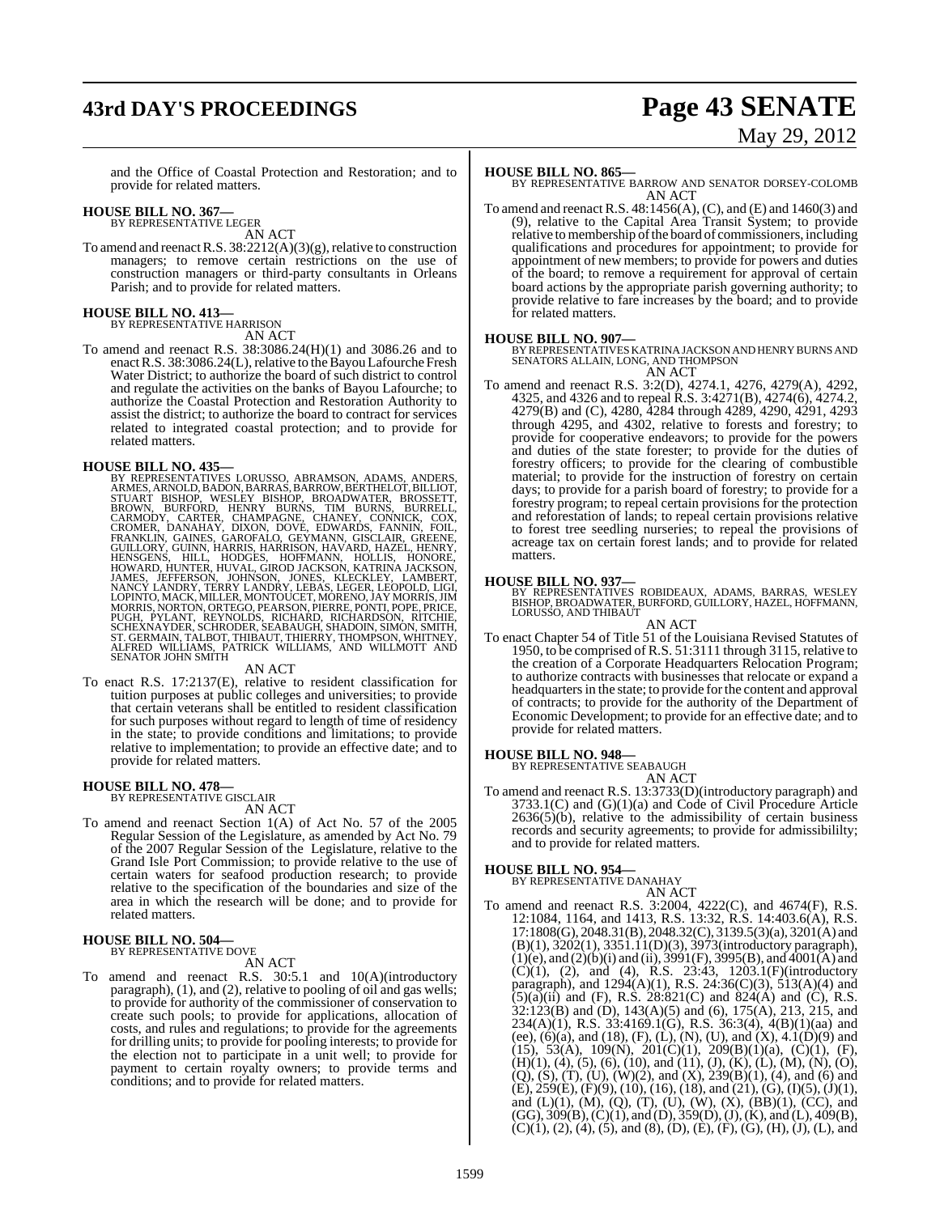and the Office of Coastal Protection and Restoration; and to provide for related matters.

**HOUSE BILL NO. 367—**
BY REPRESENTATIVE LEGER
AN ACT

To amend and reenact R.S. 38:2212(A)(3)(g), relative to construction managers; to remove certain restrictions on the use of construction managers or third-party consultants in Orleans Parish; and to provide for related matters.

**HOUSE BILL NO. 413—**
BY REPRESENTATIVE HARRISON
AN ACT

To amend and reenact R.S. 38:3086.24(H)(1) and 3086.26 and to enact R.S. 38:3086.24(L), relative to the Bayou Lafourche Fresh Water District; to authorize the board of such district to control and regulate the activities on the banks of Bayou Lafourche; to authorize the Coastal Protection and Restoration Authority to assist the district; to authorize the board to contract for services related to integrated coastal protection; and to provide for related matters.

**HOUSE BILL NO. 435—**
BY REPRESENTATIVES LORUSSO, ABRAMSON, ADAMS, ANDERS, ARMES, ARNOLD, BADON, BARRAS, BARROW, BERTHELOT, BILLIOT, STUART BISHOP, WESLEY BISHOP, BROADWATER, BROSSETT, BROWN, BURFORD, HENRY BURNS, TIM BURNS, BURRELL, CARMODY, CARTER, CHAMPAGNE, CHANEY, CONNICK, COX, CROMER, DANAHAY, DIXON, DOVE, EDWARDS, FANNIN, FOIL, FRANKLIN, GAINES, GAROFALO, GEYMANN, GISCLAIR, GREENE, GUILLORY, GUINN, HARRIS, HARRISON, HAVARD, HAZEL, HENRY, HENSGENS, HILL, HODGES, HOFFMANN, HOLLIS, HONORE, HOWARD, HUNTER, HUVAL, GIROD JACKSON, KATRINA JACKSON, JAMES, JEFFERSON, JOHNSON, JONES, KLECKLEY, LAMBERT, NANCY LANDRY, TERRY LANDRY, LEBAS, LEGER, LEOPOLD, LIGI, LOPINTO, MACK, MILLER, MONTOUCET, MORENO, JAY MORRIS, JIM MORRIS, NORTON, ORTEGO, PEARSON, PIERRE, PONTI, POPE, PRICE, PUGH, PYLANT, REYNOLDS, RICHARD, RICHARDSON, RITCHIE, SCHEXNAYDER, SCHRODER, SEABAUGH, SHADOIN, SIMON, SMITH, ST. GERMAIN, TALBOT, THIBAUT, THIERRY, THOMPSON, WHITNEY, ALFRED WILLIAMS, PATRICK WILLIAMS, AND WILLMOTT AND SENATOR JOHN SMITH
AN ACT

To enact R.S. 17:2137(E), relative to resident classification for tuition purposes at public colleges and universities; to provide that certain veterans shall be entitled to resident classification for such purposes without regard to length of time of residency in the state; to provide conditions and limitations; to provide relative to implementation; to provide an effective date; and to provide for related matters.

**HOUSE BILL NO. 478—**
BY REPRESENTATIVE GISCLAIR
AN ACT

To amend and reenact Section 1(A) of Act No. 57 of the 2005 Regular Session of the Legislature, as amended by Act No. 79 of the 2007 Regular Session of the Legislature, relative to the Grand Isle Port Commission; to provide relative to the use of certain waters for seafood production research; to provide relative to the specification of the boundaries and size of the area in which the research will be done; and to provide for related matters.

**HOUSE BILL NO. 504—**
BY REPRESENTATIVE DOVE
AN ACT

To amend and reenact R.S. 30:5.1 and 10(A)(introductory paragraph), (1), and (2), relative to pooling of oil and gas wells; to provide for authority of the commissioner of conservation to create such pools; to provide for applications, allocation of costs, and rules and regulations; to provide for the agreements for drilling units; to provide for pooling interests; to provide for the election not to participate in a unit well; to provide for payment to certain royalty owners; to provide terms and conditions; and to provide for related matters.

**HOUSE BILL NO. 865—**
BY REPRESENTATIVE BARROW AND SENATOR DORSEY-COLOMB
AN ACT

To amend and reenact R.S. 48:1456(A), (C), and (E) and 1460(3) and (9), relative to the Capital Area Transit System; to provide relative to membership of the board of commissioners, including qualifications and procedures for appointment; to provide for appointment of new members; to provide for powers and duties of the board; to remove a requirement for approval of certain board actions by the appropriate parish governing authority; to provide relative to fare increases by the board; and to provide for related matters.

**HOUSE BILL NO. 907—**
BY REPRESENTATIVES KATRINA JACKSON AND HENRY BURNS AND SENATORS ALLAIN, LONG, AND THOMPSON
AN ACT

To amend and reenact R.S. 3:2(D), 4274.1, 4276, 4279(A), 4292, 4325, and 4326 and to repeal R.S. 3:4271(B), 4274(6), 4274.2, 4279(B) and (C), 4280, 4284 through 4289, 4290, 4291, 4293 through 4295, and 4302, relative to forests and forestry; to provide for cooperative endeavors; to provide for the powers and duties of the state forester; to provide for the duties of forestry officers; to provide for the clearing of combustible material; to provide for the instruction of forestry on certain days; to provide for a parish board of forestry; to provide for a forestry program; to repeal certain provisions for the protection and reforestation of lands; to repeal certain provisions relative to forest tree seedling nurseries; to repeal the provisions of acreage tax on certain forest lands; and to provide for related matters.

**HOUSE BILL NO. 937—**
BY REPRESENTATIVES ROBIDEAUX, ADAMS, BARRAS, WESLEY BISHOP, BROADWATER, BURFORD, GUILLORY, HAZEL, HOFFMANN, LORUSSO, AND THIBAUT
AN ACT

To enact Chapter 54 of Title 51 of the Louisiana Revised Statutes of 1950, to be comprised of R.S. 51:3111 through 3115, relative to the creation of a Corporate Headquarters Relocation Program; to authorize contracts with businesses that relocate or expand a headquarters in the state; to provide for the content and approval of contracts; to provide for the authority of the Department of Economic Development; to provide for an effective date; and to provide for related matters.

**HOUSE BILL NO. 948—**
BY REPRESENTATIVE SEABAUGH
AN ACT

To amend and reenact R.S. 13:3733(D)(introductory paragraph) and 3733.1(C) and (G)(1)(a) and Code of Civil Procedure Article 2636(5)(b), relative to the admissibility of certain business records and security agreements; to provide for admissibililty; and to provide for related matters.

**HOUSE BILL NO. 954—**
BY REPRESENTATIVE DANAHAY
AN ACT

To amend and reenact R.S. 3:2004, 4222(C), and 4674(F), R.S. 12:1084, 1164, and 1413, R.S. 13:32, R.S. 14:403.6(A), R.S. 17:1808(G), 2048.31(B), 2048.32(C), 3139.5(3)(a), 3201(A) and (B)(1), 3202(1), 3351.11(D)(3), 3973(introductory paragraph), (1)(e), and (2)(b)(i) and (ii), 3991(F), 3995(B), and 4001(A) and (C)(1), (2), and (4), R.S. 23:43, 1203.1(F)(introductory paragraph), and 1294(A)(1), R.S. 24:36(C)(3), 513(A)(4) and (5)(a)(ii) and (F), R.S. 28:821(C) and 824(A) and (C), R.S. 32:123(B) and (D), 143(A)(5) and (6), 175(A), 213, 215, and 234(A)(1), R.S. 33:4169.1(G), R.S. 36:3(4), 4(B)(1)(aa) and (ee), (6)(a), and (18), (F), (L), (N), (U), and (X), 4.1(D)(9) and (15), 53(A), 109(N), 201(C)(1), 209(B)(1)(a), (C)(1), (F), (H)(1), (4), (5), (6), (10), and (11), (J), (K), (L), (M), (N), (O), (Q), (S), (T), (U), (W)(2), and (X), 239(B)(1), (4), and (6) and (E), 259(E), (F)(9), (10), (16), (18), and (21), (G), (I)(5), (J)(1), and (L)(1), (M), (Q), (T), (U), (W), (X), (BB)(1), (CC), and (GG), 309(B), (C)(1), and (D), 359(D), (J), (K), and (L), 409(B), (C)(1), (2), (4), (5), and (8), (D), (E), (F), (G), (H), (J), (L), and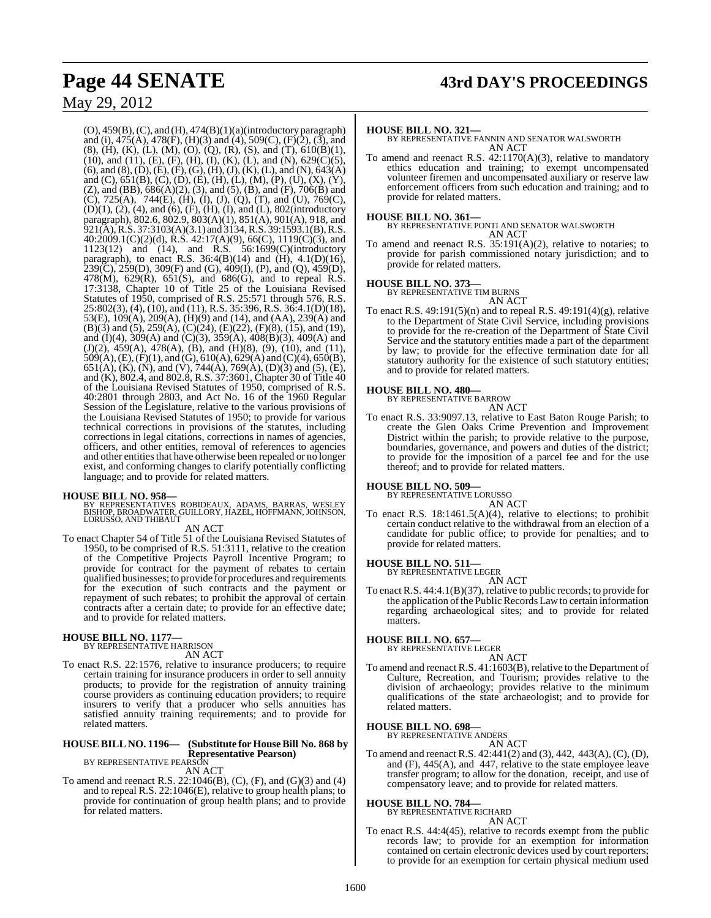(O), 459(B), (C), and (H), 474(B)(1)(a)(introductory paragraph) and (i), 475(A), 478(F), (H)(3) and (4), 509(C), (F)(2), (3), and (8), (H), (K), (L), (M), (O), (Q), (R), (S), and (T), 610(B)(1), (10), and (11), (E), (F), (H), (I), (K), (L), and (N), 629(C)(5), (6), and (8), (D), (E), (F), (G), (H), (J), (K), (L), and (N), 643(A) and (C), 651(B), (C), (D), (E), (H), (L), (M), (P), (U), (X), (Y), (Z), and (BB), 686(A)(2), (3), and (5), (B), and (F), 706(B) and (C), 725(A), 744(E), (H), (I), (J), (Q), (T), and (U), 769(C), (D)(1), (2), (4), and (6), (F), (H), (I), and (L), 802(introductory paragraph), 802.6, 802.9, 803(A)(1), 851(A), 901(A), 918, and 921(A), R.S. 37:3103(A)(3.1) and 3134, R.S. 39:1593.1(B), R.S. 40:2009.1(C)(2)(d), R.S. 42:17(A)(9), 66(C), 1119(C)(3), and 1123(12) and (14), and R.S. 56:1699(C)(introductory paragraph), to enact R.S. 36:4(B)(14) and (H), 4.1(D)(16), 239(C), 259(D), 309(F) and (G), 409(I), (P), and (Q), 459(D), 478(M), 629(R), 651(S), and 686(G), and to repeal R.S. 17:3138, Chapter 10 of Title 25 of the Louisiana Revised Statutes of 1950, comprised of R.S. 25:571 through 576, R.S. 25:802(3), (4), (10), and (11), R.S. 35:396, R.S. 36:4.1(D)(18), 53(E), 109(A), 209(A), (H)(9) and (14), and (AA), 239(A) and (B)(3) and (5), 259(A), (C)(24), (E)(22), (F)(8), (15), and (19), and (I)(4), 309(A) and (C)(3), 359(A), 408(B)(3), 409(A) and (J)(2), 459(A), 478(A), (B), and (H)(8), (9), (10), and (11), 509(A), (E), (F)(1), and (G), 610(A), 629(A) and (C)(4), 650(B), 651(A), (K), (N), and (V), 744(A), 769(A), (D)(3) and (5), (E), and (K), 802.4, and 802.8, R.S. 37:3601, Chapter 30 of Title 40 of the Louisiana Revised Statutes of 1950, comprised of R.S. 40:2801 through 2803, and Act No. 16 of the 1960 Regular Session of the Legislature, relative to the various provisions of the Louisiana Revised Statutes of 1950; to provide for various technical corrections in provisions of the statutes, including corrections in legal citations, corrections in names of agencies, officers, and other entities, removal of references to agencies and other entities that have otherwise been repealed or no longer exist, and conforming changes to clarify potentially conflicting language; and to provide for related matters.

**HOUSE BILL NO. 958—**
BY REPRESENTATIVES ROBIDEAUX, ADAMS, BARRAS, WESLEY BISHOP, BROADWATER, GUILLORY, HAZEL, HOFFMANN, JOHNSON, LORUSSO, AND THIBAUT

AN ACT

To enact Chapter 54 of Title 51 of the Louisiana Revised Statutes of 1950, to be comprised of R.S. 51:3111, relative to the creation of the Competitive Projects Payroll Incentive Program; to provide for contract for the payment of rebates to certain qualified businesses; to provide for procedures and requirements for the execution of such contracts and the payment or repayment of such rebates; to prohibit the approval of certain contracts after a certain date; to provide for an effective date; and to provide for related matters.

**HOUSE BILL NO. 1177—**
BY REPRESENTATIVE HARRISON

AN ACT

To enact R.S. 22:1576, relative to insurance producers; to require certain training for insurance producers in order to sell annuity products; to provide for the registration of annuity training course providers as continuing education providers; to require insurers to verify that a producer who sells annuities has satisfied annuity training requirements; and to provide for related matters.

**HOUSE BILL NO. 1196— (Substitute for House Bill No. 868 by Representative Pearson)**
BY REPRESENTATIVE PEARSON

AN ACT

To amend and reenact R.S. 22:1046(B), (C), (F), and (G)(3) and (4) and to repeal R.S. 22:1046(E), relative to group health plans; to provide for continuation of group health plans; and to provide for related matters.

**HOUSE BILL NO. 321—**
BY REPRESENTATIVE FANNIN AND SENATOR WALSWORTH

AN ACT

To amend and reenact R.S. 42:1170(A)(3), relative to mandatory ethics education and training; to exempt uncompensated volunteer firemen and uncompensated auxiliary or reserve law enforcement officers from such education and training; and to provide for related matters.

**HOUSE BILL NO. 361—**
BY REPRESENTATIVE PONTI AND SENATOR WALSWORTH

AN ACT

To amend and reenact R.S. 35:191(A)(2), relative to notaries; to provide for parish commissioned notary jurisdiction; and to provide for related matters.

**HOUSE BILL NO. 373—**
BY REPRESENTATIVE TIM BURNS

AN ACT

To enact R.S. 49:191(5)(n) and to repeal R.S. 49:191(4)(g), relative to the Department of State Civil Service, including provisions to provide for the re-creation of the Department of State Civil Service and the statutory entities made a part of the department by law; to provide for the effective termination date for all statutory authority for the existence of such statutory entities; and to provide for related matters.

**HOUSE BILL NO. 480—**
BY REPRESENTATIVE BARROW

AN ACT

To enact R.S. 33:9097.13, relative to East Baton Rouge Parish; to create the Glen Oaks Crime Prevention and Improvement District within the parish; to provide relative to the purpose, boundaries, governance, and powers and duties of the district; to provide for the imposition of a parcel fee and for the use thereof; and to provide for related matters.

**HOUSE BILL NO. 509—**
BY REPRESENTATIVE LORUSSO

AN ACT

To enact R.S. 18:1461.5(A)(4), relative to elections; to prohibit certain conduct relative to the withdrawal from an election of a candidate for public office; to provide for penalties; and to provide for related matters.

**HOUSE BILL NO. 511—**
BY REPRESENTATIVE LEGER

AN ACT

To enact R.S. 44:4.1(B)(37), relative to public records; to provide for the application of the Public Records Law to certain information regarding archaeological sites; and to provide for related matters.

**HOUSE BILL NO. 657—**
BY REPRESENTATIVE LEGER

AN ACT

To amend and reenact R.S. 41:1603(B), relative to the Department of Culture, Recreation, and Tourism; provides relative to the division of archaeology; provides relative to the minimum qualifications of the state archaeologist; and to provide for related matters.

**HOUSE BILL NO. 698—**
BY REPRESENTATIVE ANDERS

AN ACT

To amend and reenact R.S. 42:441(2) and (3), 442, 443(A), (C), (D), and (F), 445(A), and 447, relative to the state employee leave transfer program; to allow for the donation, receipt, and use of compensatory leave; and to provide for related matters.

**HOUSE BILL NO. 784—**
BY REPRESENTATIVE RICHARD

AN ACT

To enact R.S. 44:4(45), relative to records exempt from the public records law; to provide for an exemption for information contained on certain electronic devices used by court reporters; to provide for an exemption for certain physical medium used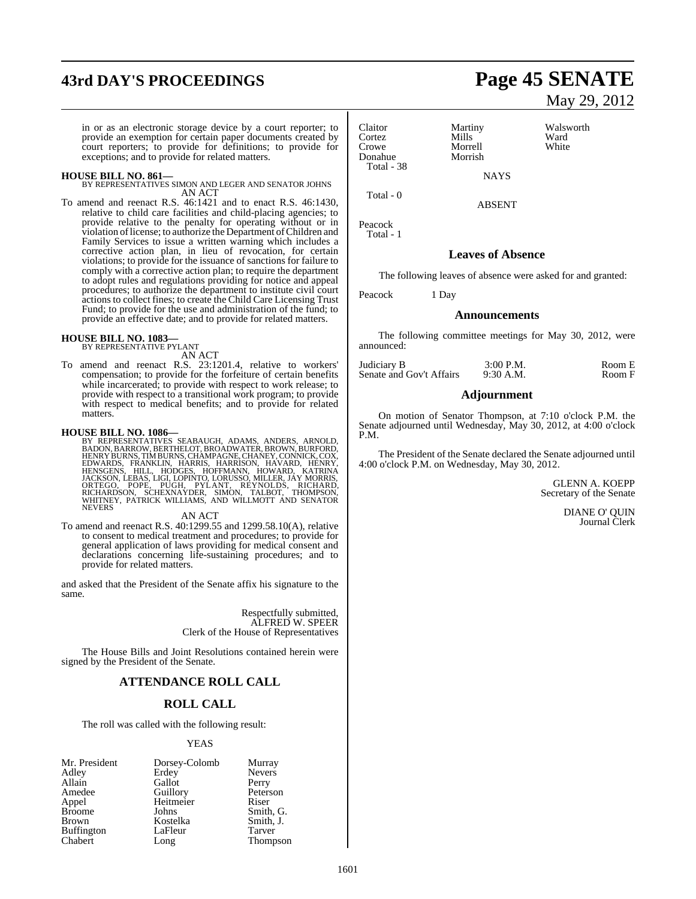in or as an electronic storage device by a court reporter; to provide an exemption for certain paper documents created by court reporters; to provide for definitions; to provide for exceptions; and to provide for related matters.

**HOUSE BILL NO. 861—**
BY REPRESENTATIVES SIMON AND LEGER AND SENATOR JOHNS
AN ACT

To amend and reenact R.S. 46:1421 and to enact R.S. 46:1430, relative to child care facilities and child-placing agencies; to provide relative to the penalty for operating without or in violation of license; to authorize the Department of Children and Family Services to issue a written warning which includes a corrective action plan, in lieu of revocation, for certain violations; to provide for the issuance of sanctions for failure to comply with a corrective action plan; to require the department to adopt rules and regulations providing for notice and appeal procedures; to authorize the department to institute civil court actions to collect fines; to create the Child Care Licensing Trust Fund; to provide for the use and administration of the fund; to provide an effective date; and to provide for related matters.

**HOUSE BILL NO. 1083—**
BY REPRESENTATIVE PYLANT
AN ACT

To amend and reenact R.S. 23:1201.4, relative to workers' compensation; to provide for the forfeiture of certain benefits while incarcerated; to provide with respect to work release; to provide with respect to a transitional work program; to provide with respect to medical benefits; and to provide for related matters.

**HOUSE BILL NO. 1086—**
BY REPRESENTATIVES SEABAUGH, ADAMS, ANDERS, ARNOLD, BADON, BARROW, BERTHELOT, BROADWATER, BROWN, BURFORD, HENRY BURNS, TIM BURNS, CHAMPAGNE, CHANEY, CONNICK, COX, EDWARDS, FRANKLIN, HARRIS, HARRISON, HAVARD, HENRY, HENSGENS, HILL, HODGES, HOFFMANN, HOWARD, KATRINA JACKSON, LEBAS, LIGI, LOPINTO, LORUSSO, MILLER, JAY MORRIS, ORTEGO, POPE, PUGH, PYLANT, REYNOLDS, RICHARD, RICHARDSON, SCHEXNAYDER, SIMON, TALBOT, THOMPSON, WHITNEY, PATRICK WILLIAMS, AND WILLMOTT AND SENATOR NEVERS
AN ACT

To amend and reenact R.S. 40:1299.55 and 1299.58.10(A), relative to consent to medical treatment and procedures; to provide for general application of laws providing for medical consent and declarations concerning life-sustaining procedures; and to provide for related matters.

and asked that the President of the Senate affix his signature to the same.

Respectfully submitted,
ALFRED W. SPEER
Clerk of the House of Representatives

The House Bills and Joint Resolutions contained herein were signed by the President of the Senate.

## ATTENDANCE ROLL CALL

## ROLL CALL

The roll was called with the following result:

YEAS

| | | |
|---|---|---|
| Mr. President | Dorsey-Colomb | Murray |
| Adley | Erdey | Nevers |
| Allain | Gallot | Perry |
| Amedee | Guillory | Peterson |
| Appel | Heitmeier | Riser |
| Broome | Johns | Smith, G. |
| Brown | Kostelka | Smith, J. |
| Buffington | LaFleur | Tarver |
| Chabert | Long | Thompson |
| Claitor | Martiny | Walsworth |
| Cortez | Mills | Ward |
| Crowe | Morrell | White |
| Donahue | Morrish | |

Total - 38

NAYS

Total - 0

ABSENT

Peacock

Total - 1

## Leaves of Absence

The following leaves of absence were asked for and granted:

Peacock 1 Day

## Announcements

The following committee meetings for May 30, 2012, were announced:

| | | |
|---|---|---|
| Judiciary B | 3:00 P.M. | Room E |
| Senate and Gov't Affairs | 9:30 A.M. | Room F |

## Adjournment

On motion of Senator Thompson, at 7:10 o'clock P.M. the Senate adjourned until Wednesday, May 30, 2012, at 4:00 o'clock P.M.

The President of the Senate declared the Senate adjourned until 4:00 o'clock P.M. on Wednesday, May 30, 2012.

GLENN A. KOEPP
Secretary of the Senate

DIANE O' QUIN
Journal Clerk